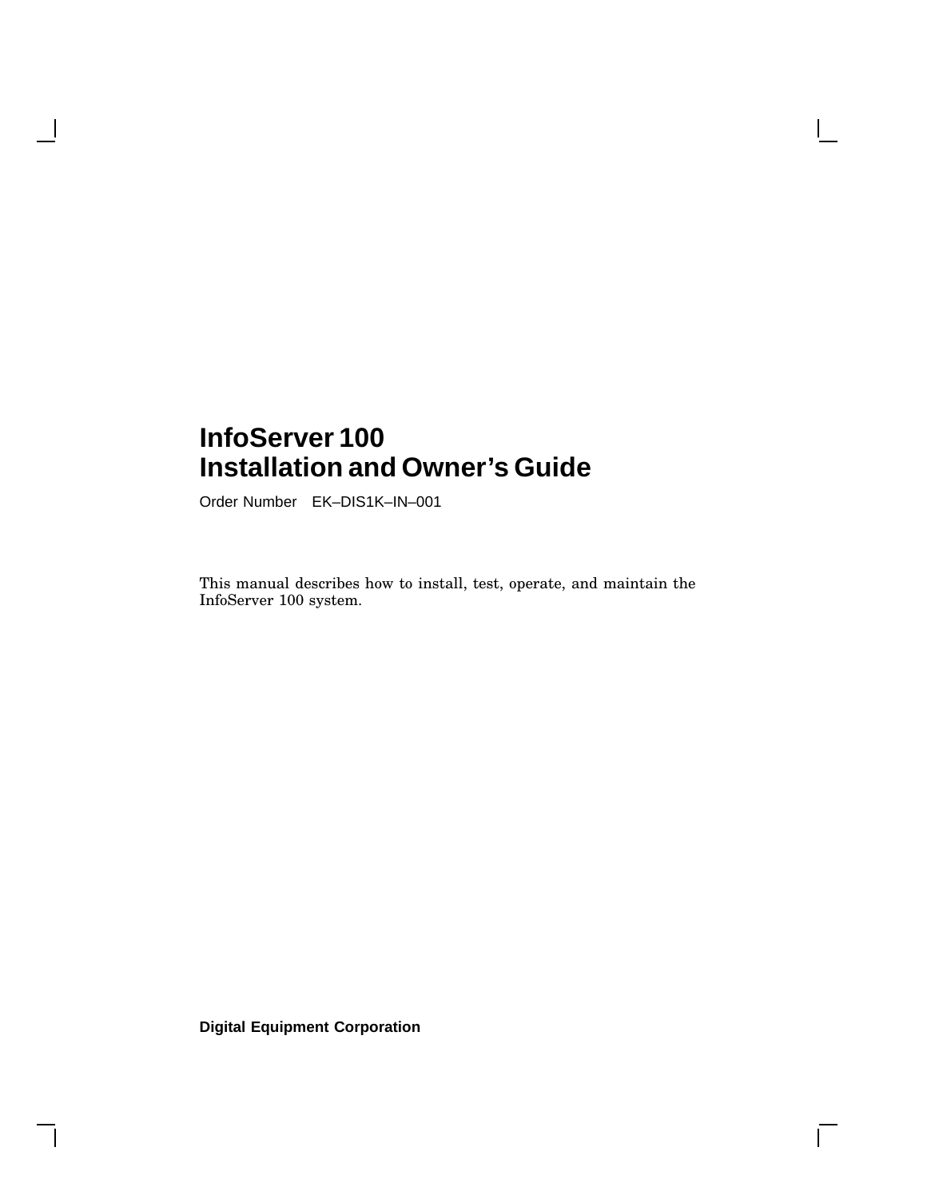# InfoServer 100
# Installation and Owner's Guide

Order Number EK–DIS1K–IN–001

This manual describes how to install, test, operate, and maintain the InfoServer 100 system.

**Digital Equipment Corporation**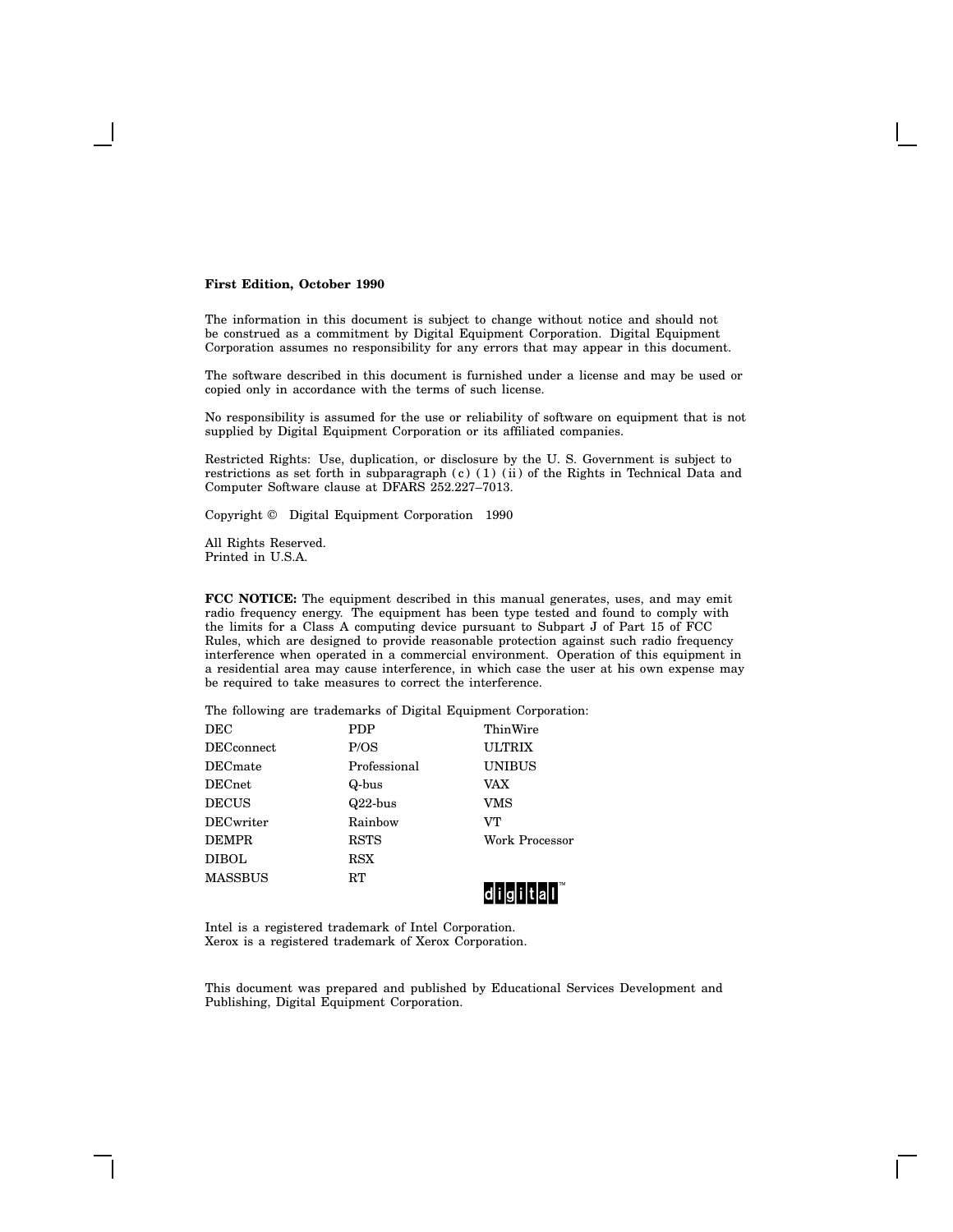**First Edition, October 1990**

The information in this document is subject to change without notice and should not be construed as a commitment by Digital Equipment Corporation. Digital Equipment Corporation assumes no responsibility for any errors that may appear in this document.

The software described in this document is furnished under a license and may be used or copied only in accordance with the terms of such license.

No responsibility is assumed for the use or reliability of software on equipment that is not supplied by Digital Equipment Corporation or its affiliated companies.

Restricted Rights: Use, duplication, or disclosure by the U. S. Government is subject to restrictions as set forth in subparagraph (c) (1) (ii) of the Rights in Technical Data and Computer Software clause at DFARS 252.227–7013.

Copyright © Digital Equipment Corporation 1990

All Rights Reserved.
Printed in U.S.A.

**FCC NOTICE:** The equipment described in this manual generates, uses, and may emit radio frequency energy. The equipment has been type tested and found to comply with the limits for a Class A computing device pursuant to Subpart J of Part 15 of FCC Rules, which are designed to provide reasonable protection against such radio frequency interference when operated in a commercial environment. Operation of this equipment in a residential area may cause interference, in which case the user at his own expense may be required to take measures to correct the interference.

The following are trademarks of Digital Equipment Corporation:

| | | |
|---|---|---|
| DEC | PDP | ThinWire |
| DECconnect | P/OS | ULTRIX |
| DECmate | Professional | UNIBUS |
| DECnet | Q-bus | VAX |
| DECUS | Q22-bus | VMS |
| DECwriter | Rainbow | VT |
| DEMPR | RSTS | Work Processor |
| DIBOL | RSX | |
| MASSBUS | RT | digital™ |

Intel is a registered trademark of Intel Corporation.
Xerox is a registered trademark of Xerox Corporation.

This document was prepared and published by Educational Services Development and Publishing, Digital Equipment Corporation.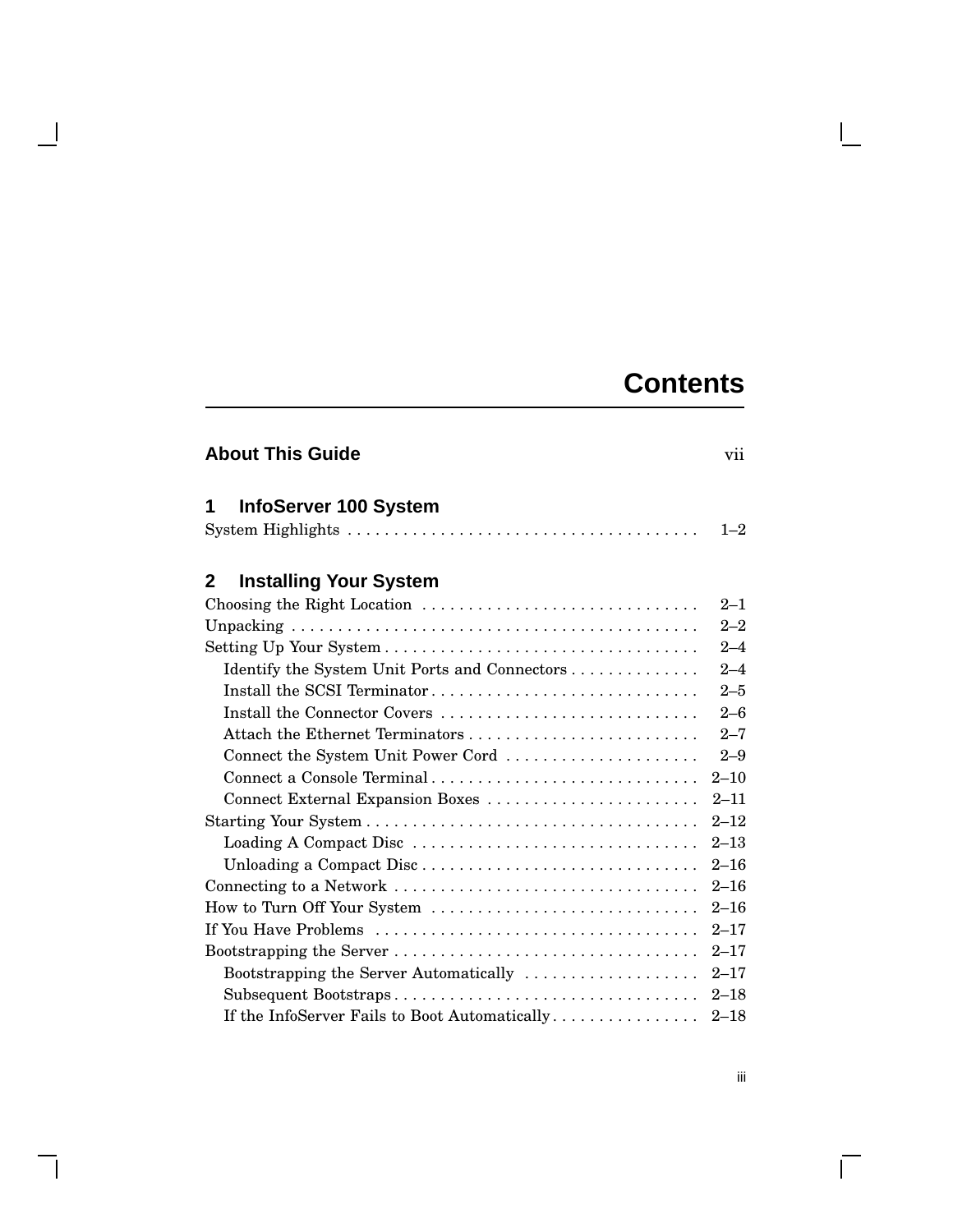# Contents

**About This Guide** vii

## 1 InfoServer 100 System

System Highlights . . . . . . . . . . 1–2

## 2 Installing Your System

Choosing the Right Location . . . . . . . . . . 2–1
Unpacking . . . . . . . . . . 2–2
Setting Up Your System . . . . . . . . . . 2–4
  Identify the System Unit Ports and Connectors . . . . . . . . . . 2–4
  Install the SCSI Terminator . . . . . . . . . . 2–5
  Install the Connector Covers . . . . . . . . . . 2–6
  Attach the Ethernet Terminators . . . . . . . . . . 2–7
  Connect the System Unit Power Cord . . . . . . . . . . 2–9
  Connect a Console Terminal . . . . . . . . . . 2–10
  Connect External Expansion Boxes . . . . . . . . . . 2–11
Starting Your System . . . . . . . . . . 2–12
  Loading A Compact Disc . . . . . . . . . . 2–13
  Unloading a Compact Disc . . . . . . . . . . 2–16
Connecting to a Network . . . . . . . . . . 2–16
How to Turn Off Your System . . . . . . . . . . 2–16
If You Have Problems . . . . . . . . . . 2–17
Bootstrapping the Server . . . . . . . . . . 2–17
  Bootstrapping the Server Automatically . . . . . . . . . . 2–17
  Subsequent Bootstraps . . . . . . . . . . 2–18
  If the InfoServer Fails to Boot Automatically . . . . . . . . . . 2–18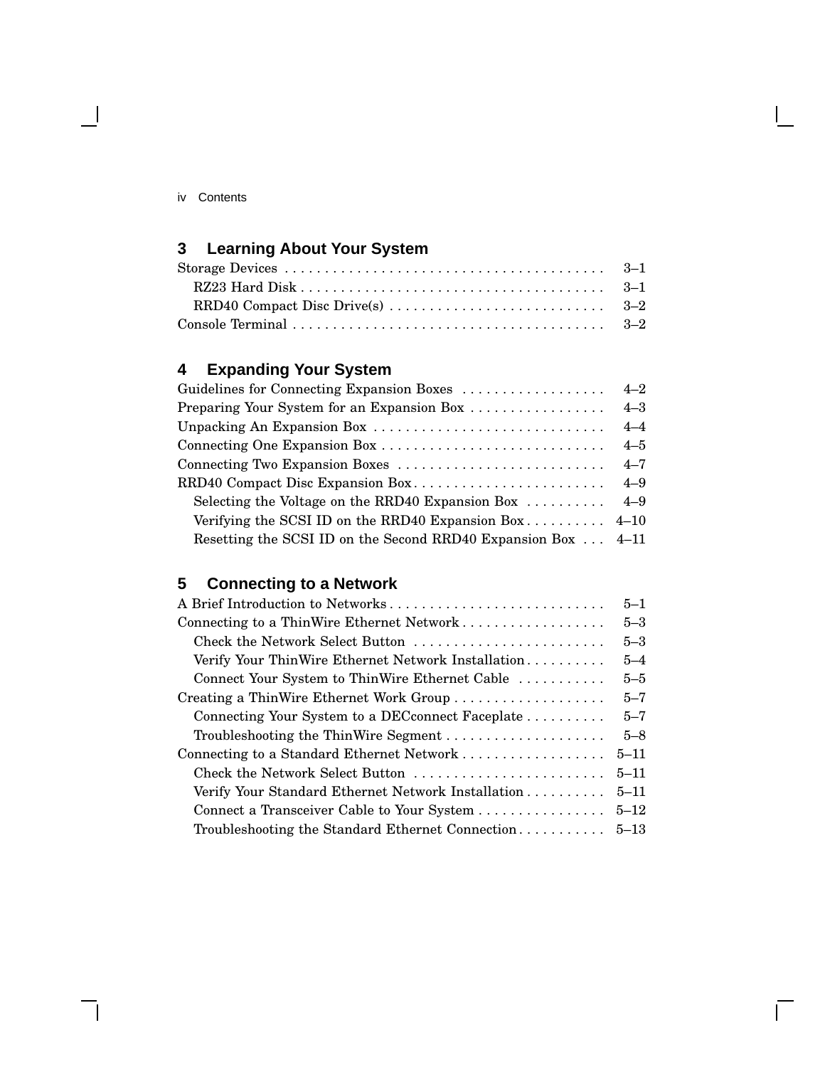## 3 Learning About Your System

Storage Devices . . . . . . . . . . . . . . . . . . . . . . . . . . . . . . . . . . . . . . . . 3–1
  RZ23 Hard Disk . . . . . . . . . . . . . . . . . . . . . . . . . . . . . . . . . . . . . . 3–1
  RRD40 Compact Disc Drive(s) . . . . . . . . . . . . . . . . . . . . . . . . . . . 3–2
Console Terminal . . . . . . . . . . . . . . . . . . . . . . . . . . . . . . . . . . . . . . . 3–2

## 4 Expanding Your System

Guidelines for Connecting Expansion Boxes . . . . . . . . . . . . . . . . . . 4–2
Preparing Your System for an Expansion Box . . . . . . . . . . . . . . . . . 4–3
Unpacking An Expansion Box . . . . . . . . . . . . . . . . . . . . . . . . . . . . . 4–4
Connecting One Expansion Box . . . . . . . . . . . . . . . . . . . . . . . . . . . . 4–5
Connecting Two Expansion Boxes . . . . . . . . . . . . . . . . . . . . . . . . . . 4–7
RRD40 Compact Disc Expansion Box . . . . . . . . . . . . . . . . . . . . . . . . 4–9
  Selecting the Voltage on the RRD40 Expansion Box . . . . . . . . . . 4–9
  Verifying the SCSI ID on the RRD40 Expansion Box . . . . . . . . . . 4–10
  Resetting the SCSI ID on the Second RRD40 Expansion Box . . . 4–11

## 5 Connecting to a Network

A Brief Introduction to Networks . . . . . . . . . . . . . . . . . . . . . . . . . . . 5–1
Connecting to a ThinWire Ethernet Network . . . . . . . . . . . . . . . . . . 5–3
  Check the Network Select Button . . . . . . . . . . . . . . . . . . . . . . . . 5–3
  Verify Your ThinWire Ethernet Network Installation . . . . . . . . . . 5–4
  Connect Your System to ThinWire Ethernet Cable . . . . . . . . . . . 5–5
Creating a ThinWire Ethernet Work Group . . . . . . . . . . . . . . . . . . . 5–7
  Connecting Your System to a DECconnect Faceplate . . . . . . . . . . 5–7
  Troubleshooting the ThinWire Segment . . . . . . . . . . . . . . . . . . . . 5–8
Connecting to a Standard Ethernet Network . . . . . . . . . . . . . . . . . . 5–11
  Check the Network Select Button . . . . . . . . . . . . . . . . . . . . . . . . 5–11
  Verify Your Standard Ethernet Network Installation . . . . . . . . . . 5–11
  Connect a Transceiver Cable to Your System . . . . . . . . . . . . . . . . 5–12
  Troubleshooting the Standard Ethernet Connection . . . . . . . . . . . 5–13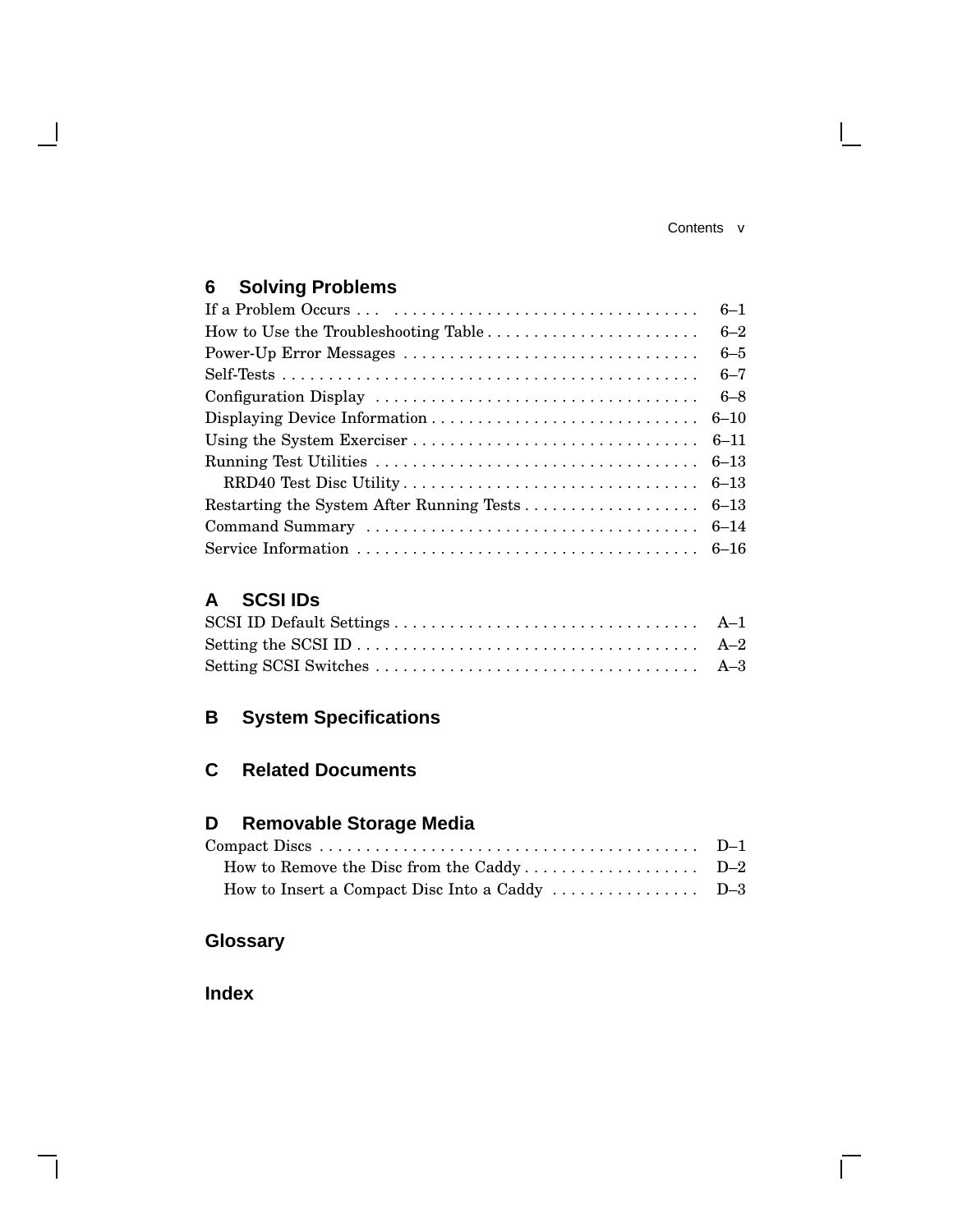## 6 Solving Problems

| | |
|---|---|
| If a Problem Occurs . . . | 6–1 |
| How to Use the Troubleshooting Table | 6–2 |
| Power-Up Error Messages | 6–5 |
| Self-Tests | 6–7 |
| Configuration Display | 6–8 |
| Displaying Device Information | 6–10 |
| Using the System Exerciser | 6–11 |
| Running Test Utilities | 6–13 |
|     RRD40 Test Disc Utility | 6–13 |
| Restarting the System After Running Tests | 6–13 |
| Command Summary | 6–14 |
| Service Information | 6–16 |

## A SCSI IDs

| | |
|---|---|
| SCSI ID Default Settings | A–1 |
| Setting the SCSI ID | A–2 |
| Setting SCSI Switches | A–3 |

## B System Specifications

## C Related Documents

## D Removable Storage Media

| | |
|---|---|
| Compact Discs | D–1 |
|     How to Remove the Disc from the Caddy | D–2 |
|     How to Insert a Compact Disc Into a Caddy | D–3 |

## Glossary

## Index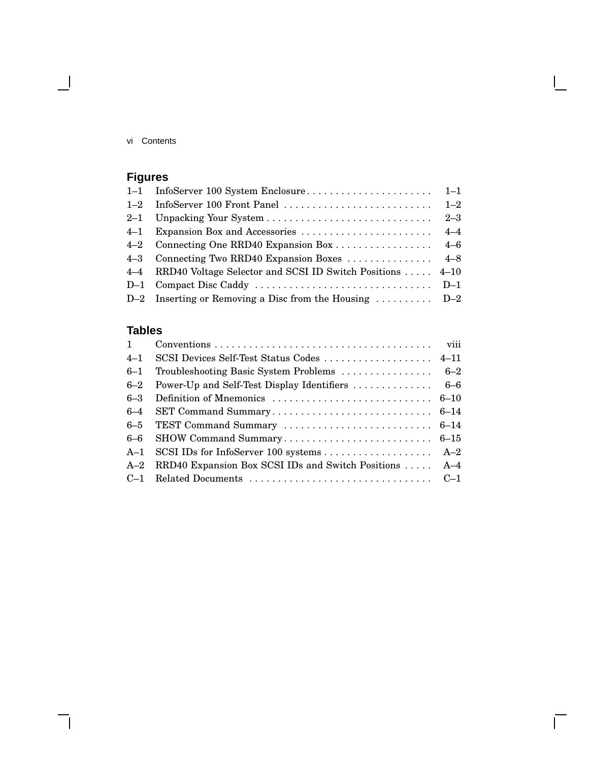## Figures

| | | |
|---|---|---|
| 1–1 | InfoServer 100 System Enclosure | 1–1 |
| 1–2 | InfoServer 100 Front Panel | 1–2 |
| 2–1 | Unpacking Your System | 2–3 |
| 4–1 | Expansion Box and Accessories | 4–4 |
| 4–2 | Connecting One RRD40 Expansion Box | 4–6 |
| 4–3 | Connecting Two RRD40 Expansion Boxes | 4–8 |
| 4–4 | RRD40 Voltage Selector and SCSI ID Switch Positions | 4–10 |
| D–1 | Compact Disc Caddy | D–1 |
| D–2 | Inserting or Removing a Disc from the Housing | D–2 |

## Tables

| | | |
|---|---|---|
| 1 | Conventions | viii |
| 4–1 | SCSI Devices Self-Test Status Codes | 4–11 |
| 6–1 | Troubleshooting Basic System Problems | 6–2 |
| 6–2 | Power-Up and Self-Test Display Identifiers | 6–6 |
| 6–3 | Definition of Mnemonics | 6–10 |
| 6–4 | SET Command Summary | 6–14 |
| 6–5 | TEST Command Summary | 6–14 |
| 6–6 | SHOW Command Summary | 6–15 |
| A–1 | SCSI IDs for InfoServer 100 systems | A–2 |
| A–2 | RRD40 Expansion Box SCSI IDs and Switch Positions | A–4 |
| C–1 | Related Documents | C–1 |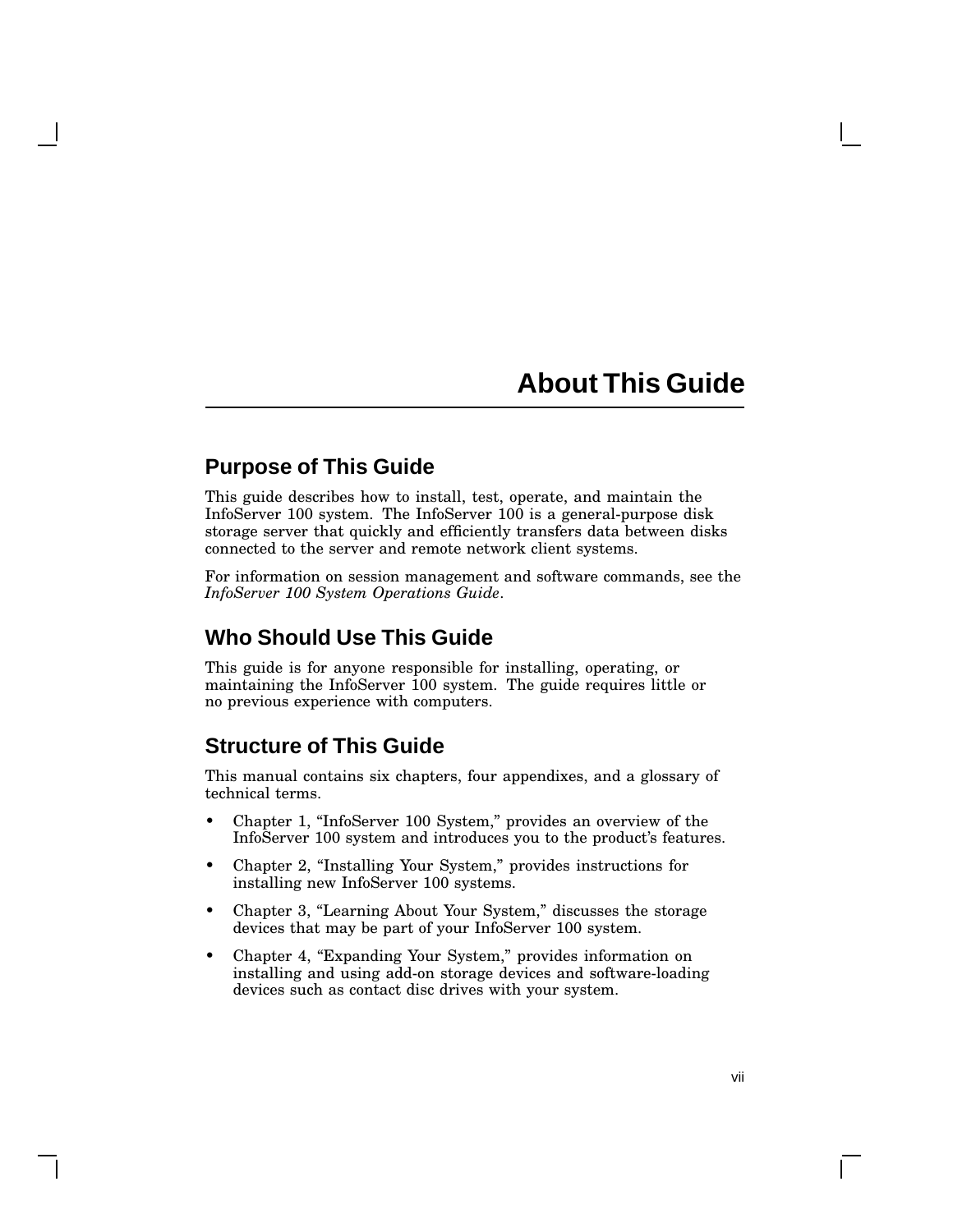# About This Guide

## Purpose of This Guide

This guide describes how to install, test, operate, and maintain the InfoServer 100 system. The InfoServer 100 is a general-purpose disk storage server that quickly and efficiently transfers data between disks connected to the server and remote network client systems.

For information on session management and software commands, see the *InfoServer 100 System Operations Guide*.

## Who Should Use This Guide

This guide is for anyone responsible for installing, operating, or maintaining the InfoServer 100 system. The guide requires little or no previous experience with computers.

## Structure of This Guide

This manual contains six chapters, four appendixes, and a glossary of technical terms.

- Chapter 1, “InfoServer 100 System,” provides an overview of the InfoServer 100 system and introduces you to the product’s features.
- Chapter 2, “Installing Your System,” provides instructions for installing new InfoServer 100 systems.
- Chapter 3, “Learning About Your System,” discusses the storage devices that may be part of your InfoServer 100 system.
- Chapter 4, “Expanding Your System,” provides information on installing and using add-on storage devices and software-loading devices such as contact disc drives with your system.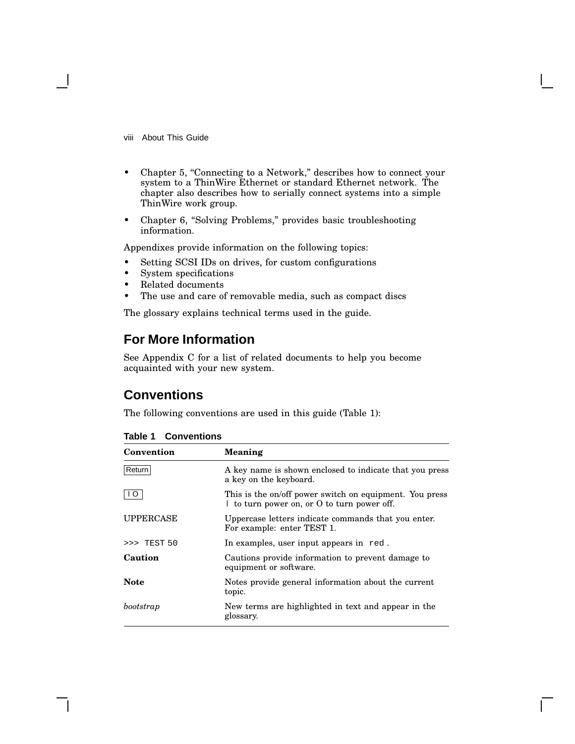- Chapter 5, “Connecting to a Network,” describes how to connect your system to a ThinWire Ethernet or standard Ethernet network. The chapter also describes how to serially connect systems into a simple ThinWire work group.
- Chapter 6, “Solving Problems,” provides basic troubleshooting information.

Appendixes provide information on the following topics:

- Setting SCSI IDs on drives, for custom configurations
- System specifications
- Related documents
- The use and care of removable media, such as compact discs

The glossary explains technical terms used in the guide.

## For More Information

See Appendix C for a list of related documents to help you become acquainted with your new system.

## Conventions

The following conventions are used in this guide (Table 1):

**Table 1 Conventions**

| Convention | Meaning |
|---|---|
| Return | A key name is shown enclosed to indicate that you press a key on the keyboard. |
| I O | This is the on/off power switch on equipment. You press \| to turn power on, or O to turn power off. |
| UPPERCASE | Uppercase letters indicate commands that you enter. For example: enter TEST 1. |
| `>>> TEST 50` | In examples, user input appears in `red`. |
| **Caution** | Cautions provide information to prevent damage to equipment or software. |
| **Note** | Notes provide general information about the current topic. |
| *bootstrap* | New terms are highlighted in text and appear in the glossary. |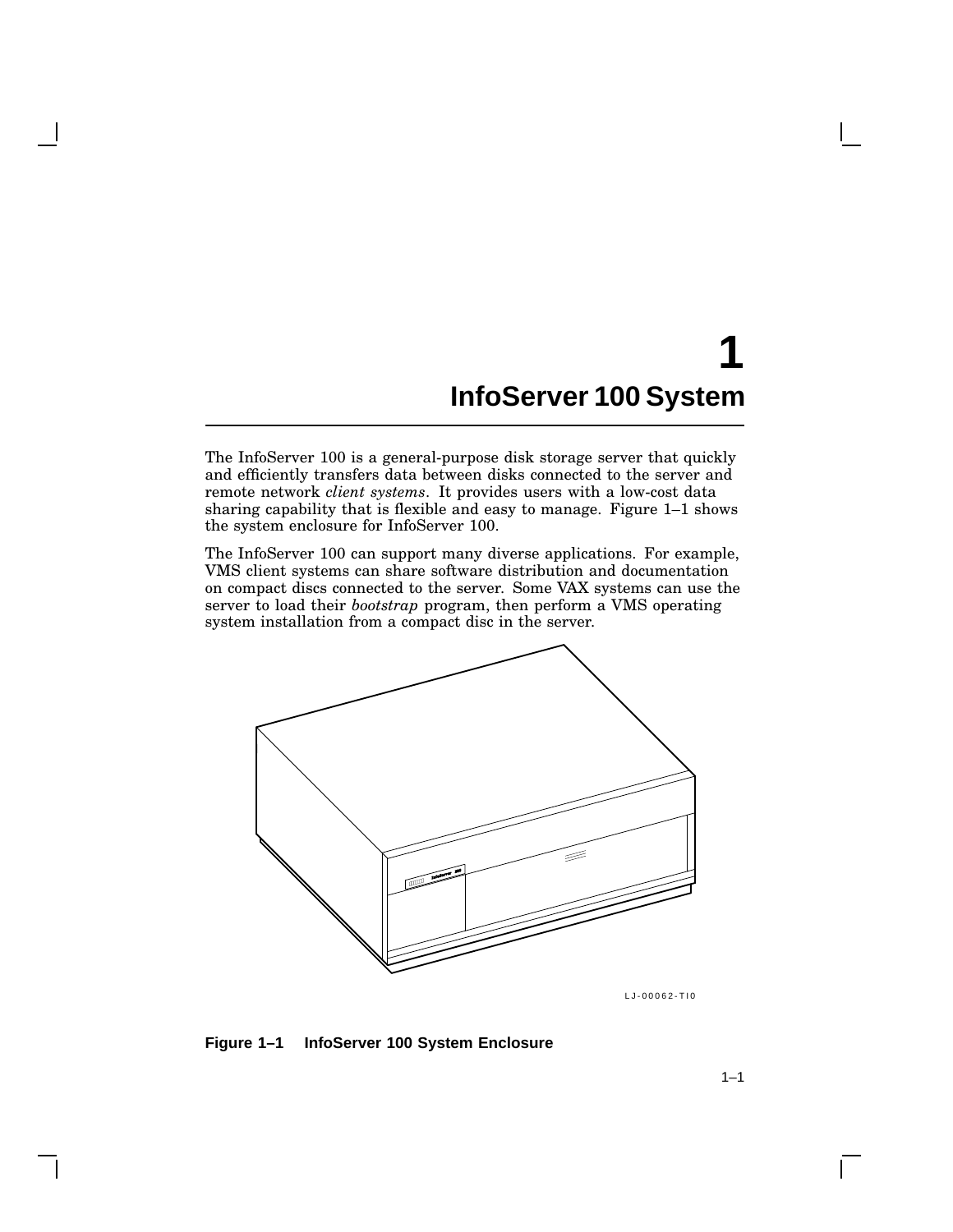# 1 InfoServer 100 System

The InfoServer 100 is a general-purpose disk storage server that quickly and efficiently transfers data between disks connected to the server and remote network *client systems*. It provides users with a low-cost data sharing capability that is flexible and easy to manage. Figure 1–1 shows the system enclosure for InfoServer 100.

The InfoServer 100 can support many diverse applications. For example, VMS client systems can share software distribution and documentation on compact discs connected to the server. Some VAX systems can use the server to load their *bootstrap* program, then perform a VMS operating system installation from a compact disc in the server.

LJ-00062-TI0

**Figure 1–1 InfoServer 100 System Enclosure**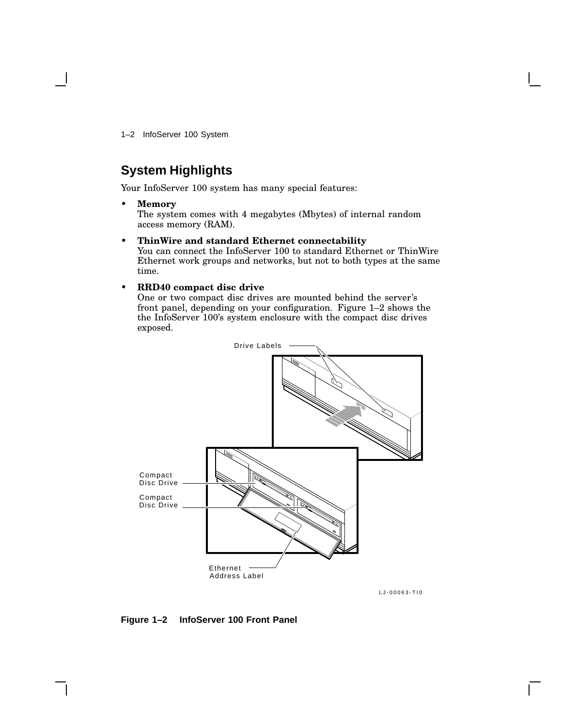## System Highlights

Your InfoServer 100 system has many special features:

- **Memory**
  The system comes with 4 megabytes (Mbytes) of internal random access memory (RAM).
- **ThinWire and standard Ethernet connectability**
  You can connect the InfoServer 100 to standard Ethernet or ThinWire Ethernet work groups and networks, but not to both types at the same time.
- **RRD40 compact disc drive**
  One or two compact disc drives are mounted behind the server's front panel, depending on your configuration. Figure 1–2 shows the the InfoServer 100's system enclosure with the compact disc drives exposed.

**Figure 1–2 InfoServer 100 Front Panel**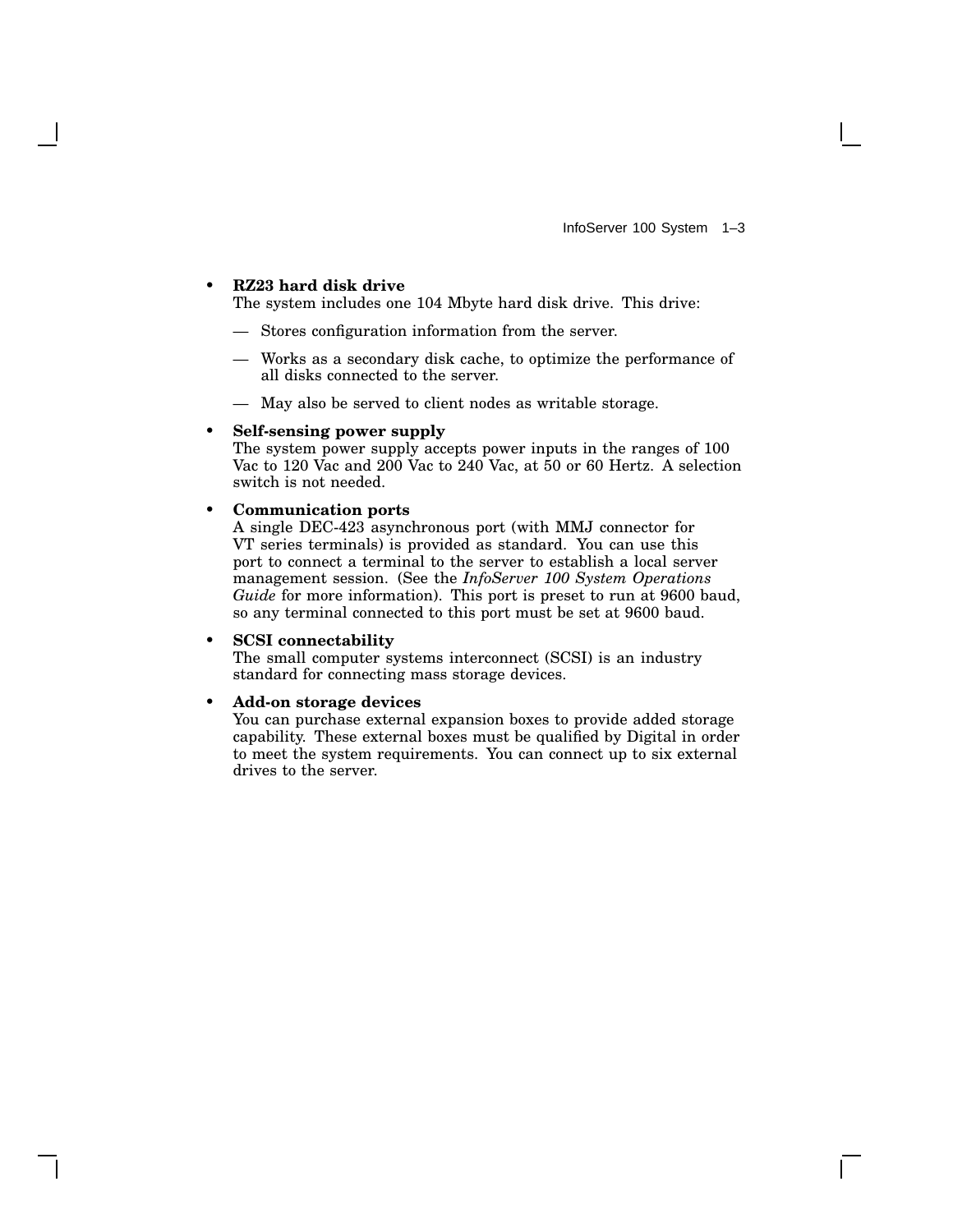- **RZ23 hard disk drive**
  The system includes one 104 Mbyte hard disk drive. This drive:
  - Stores configuration information from the server.
  - Works as a secondary disk cache, to optimize the performance of all disks connected to the server.
  - May also be served to client nodes as writable storage.

- **Self-sensing power supply**
  The system power supply accepts power inputs in the ranges of 100 Vac to 120 Vac and 200 Vac to 240 Vac, at 50 or 60 Hertz. A selection switch is not needed.

- **Communication ports**
  A single DEC-423 asynchronous port (with MMJ connector for VT series terminals) is provided as standard. You can use this port to connect a terminal to the server to establish a local server management session. (See the *InfoServer 100 System Operations Guide* for more information). This port is preset to run at 9600 baud, so any terminal connected to this port must be set at 9600 baud.

- **SCSI connectability**
  The small computer systems interconnect (SCSI) is an industry standard for connecting mass storage devices.

- **Add-on storage devices**
  You can purchase external expansion boxes to provide added storage capability. These external boxes must be qualified by Digital in order to meet the system requirements. You can connect up to six external drives to the server.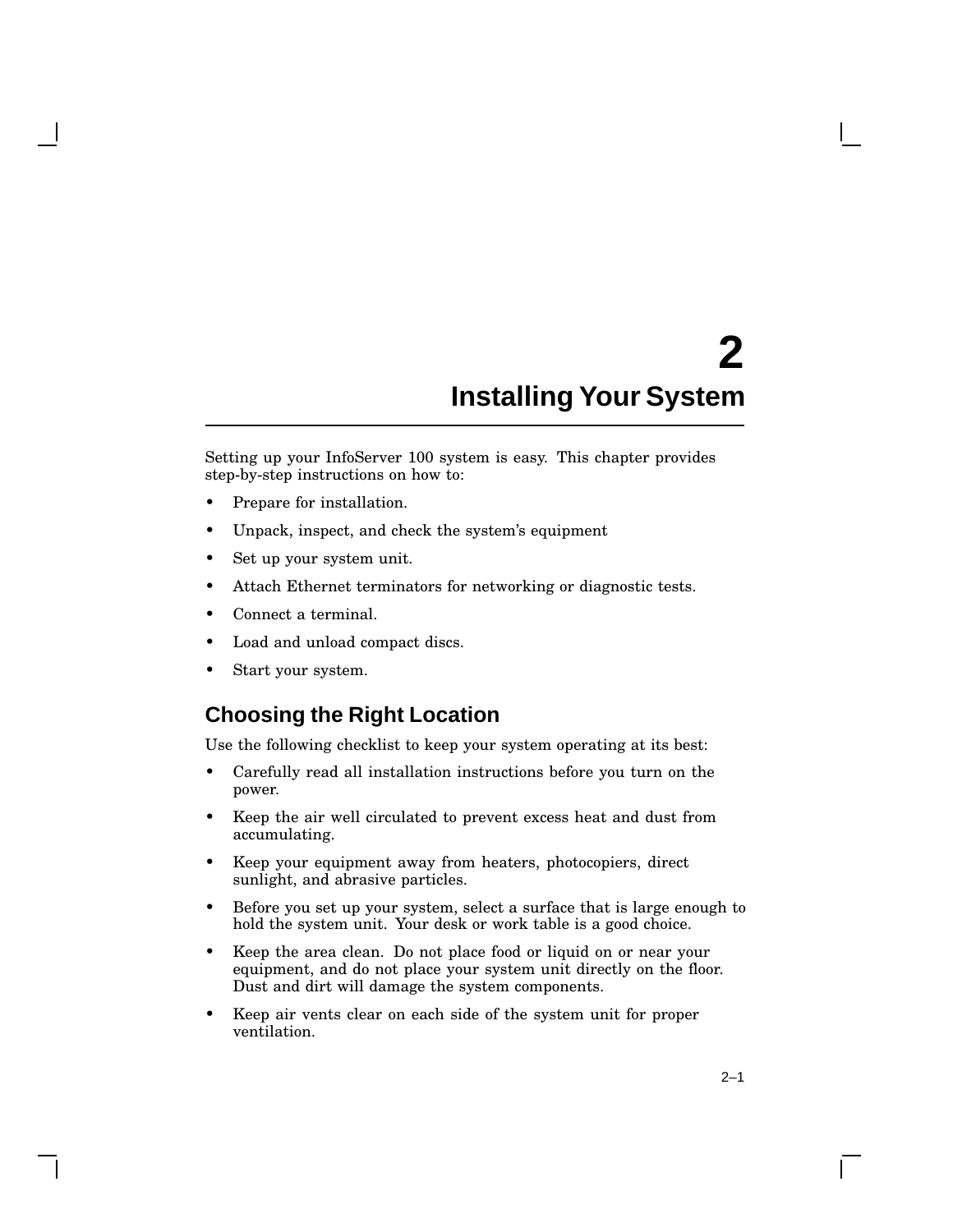# 2 Installing Your System

Setting up your InfoServer 100 system is easy. This chapter provides step-by-step instructions on how to:

- Prepare for installation.
- Unpack, inspect, and check the system's equipment
- Set up your system unit.
- Attach Ethernet terminators for networking or diagnostic tests.
- Connect a terminal.
- Load and unload compact discs.
- Start your system.

## Choosing the Right Location

Use the following checklist to keep your system operating at its best:

- Carefully read all installation instructions before you turn on the power.
- Keep the air well circulated to prevent excess heat and dust from accumulating.
- Keep your equipment away from heaters, photocopiers, direct sunlight, and abrasive particles.
- Before you set up your system, select a surface that is large enough to hold the system unit. Your desk or work table is a good choice.
- Keep the area clean. Do not place food or liquid on or near your equipment, and do not place your system unit directly on the floor. Dust and dirt will damage the system components.
- Keep air vents clear on each side of the system unit for proper ventilation.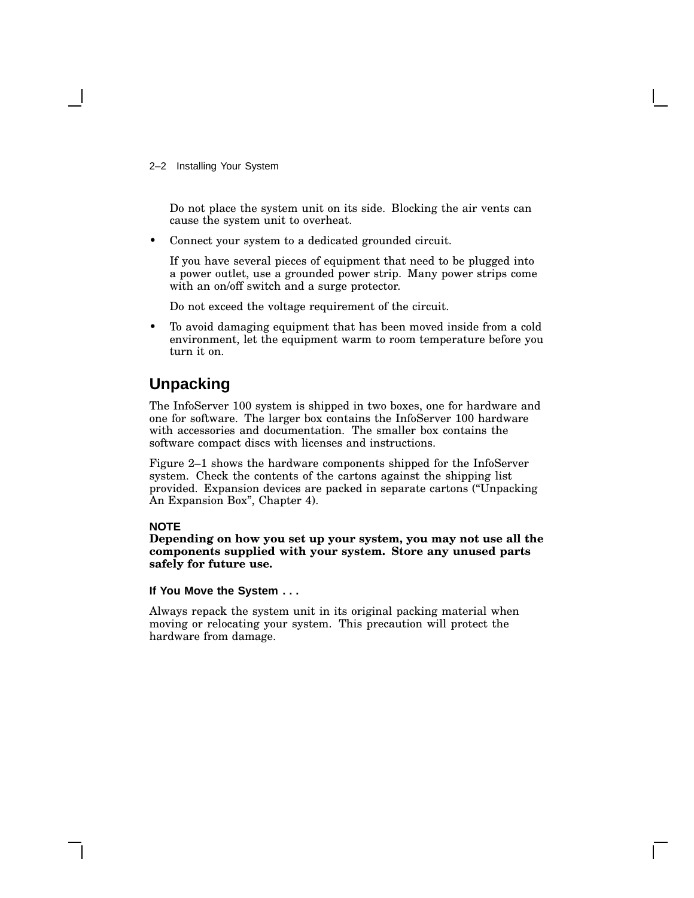Do not place the system unit on its side. Blocking the air vents can cause the system unit to overheat.

- Connect your system to a dedicated grounded circuit.

  If you have several pieces of equipment that need to be plugged into a power outlet, use a grounded power strip. Many power strips come with an on/off switch and a surge protector.

  Do not exceed the voltage requirement of the circuit.

- To avoid damaging equipment that has been moved inside from a cold environment, let the equipment warm to room temperature before you turn it on.

## Unpacking

The InfoServer 100 system is shipped in two boxes, one for hardware and one for software. The larger box contains the InfoServer 100 hardware with accessories and documentation. The smaller box contains the software compact discs with licenses and instructions.

Figure 2–1 shows the hardware components shipped for the InfoServer system. Check the contents of the cartons against the shipping list provided. Expansion devices are packed in separate cartons (“Unpacking An Expansion Box”, Chapter 4).

**NOTE**
**Depending on how you set up your system, you may not use all the components supplied with your system. Store any unused parts safely for future use.**

#### If You Move the System . . .

Always repack the system unit in its original packing material when moving or relocating your system. This precaution will protect the hardware from damage.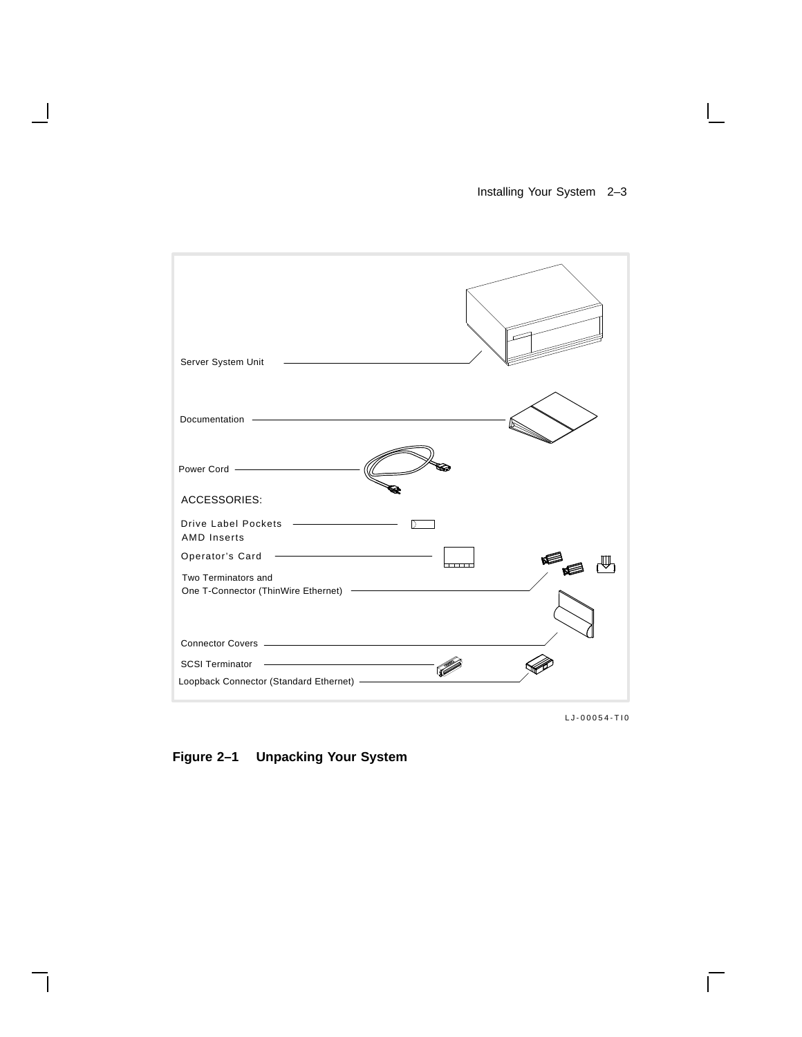Server System Unit

Documentation

Power Cord

ACCESSORIES:

Drive Label Pockets
AMD Inserts

Operator's Card

Two Terminators and
One T-Connector (ThinWire Ethernet)

Connector Covers

SCSI Terminator

Loopback Connector (Standard Ethernet)

LJ-00054-TI0

**Figure 2–1 Unpacking Your System**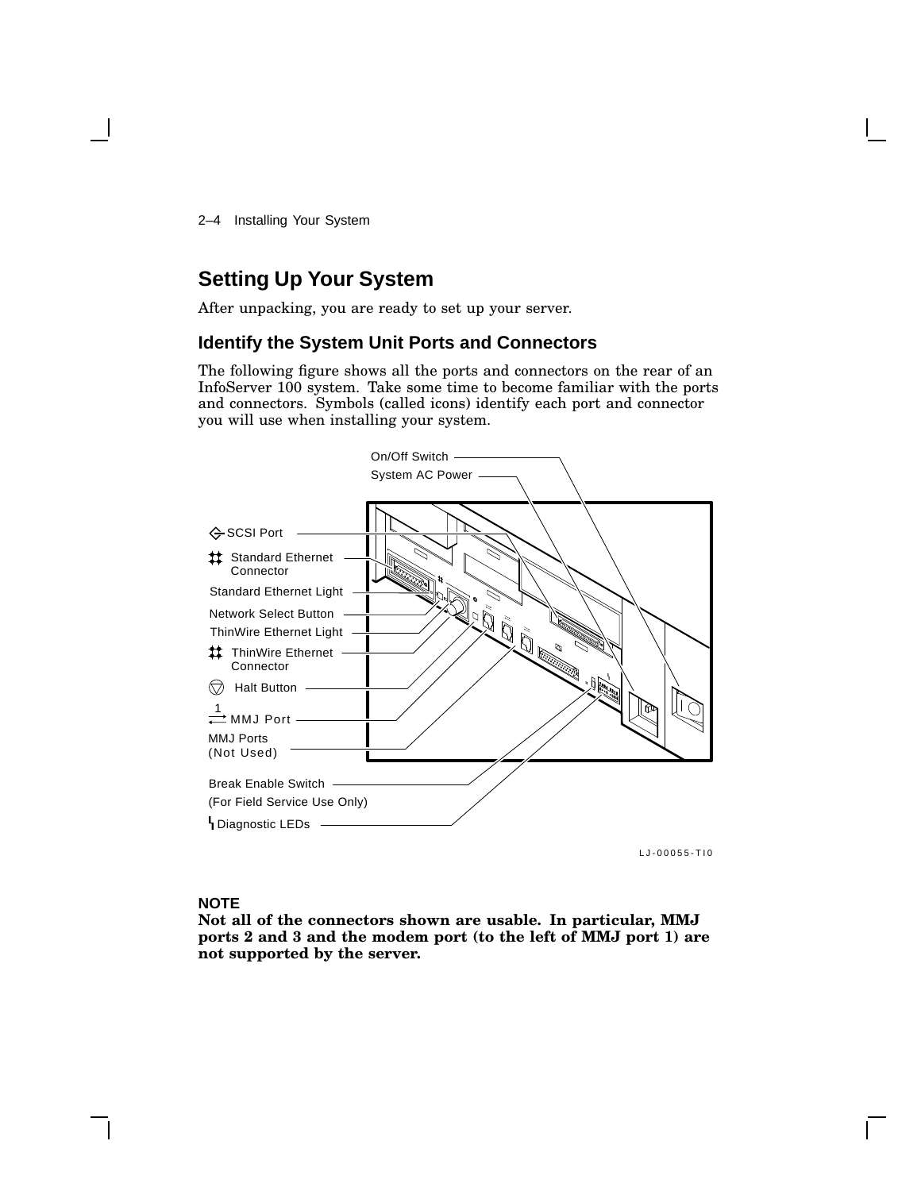## Setting Up Your System

After unpacking, you are ready to set up your server.

### Identify the System Unit Ports and Connectors

The following figure shows all the ports and connectors on the rear of an InfoServer 100 system. Take some time to become familiar with the ports and connectors. Symbols (called icons) identify each port and connector you will use when installing your system.

On/Off Switch
System AC Power
SCSI Port
Standard Ethernet Connector
Standard Ethernet Light
Network Select Button
ThinWire Ethernet Light
ThinWire Ethernet Connector
Halt Button
MMJ Port
MMJ Ports (Not Used)
Break Enable Switch (For Field Service Use Only)
Diagnostic LEDs

LJ-00055-TI0

**NOTE**
**Not all of the connectors shown are usable. In particular, MMJ ports 2 and 3 and the modem port (to the left of MMJ port 1) are not supported by the server.**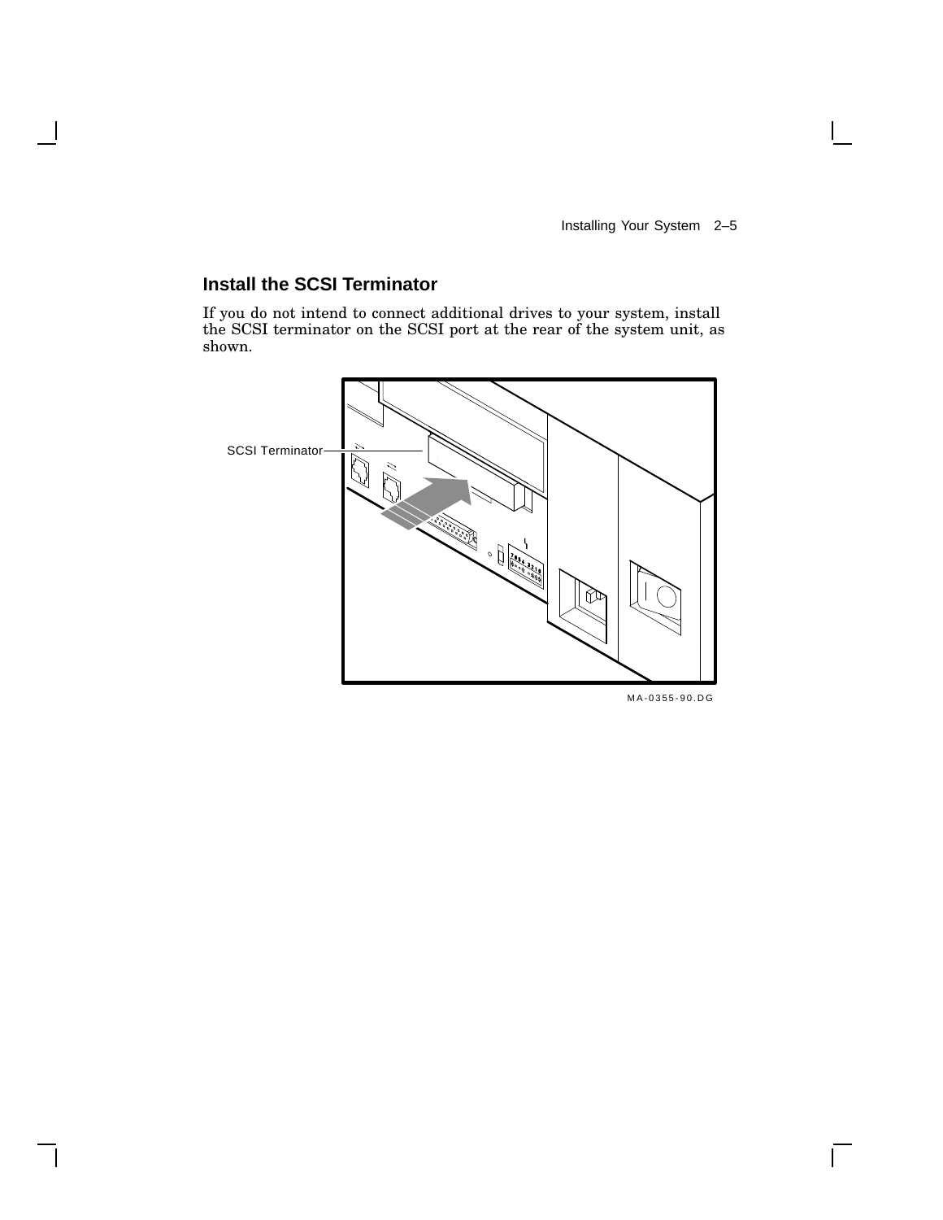## Install the SCSI Terminator

If you do not intend to connect additional drives to your system, install the SCSI terminator on the SCSI port at the rear of the system unit, as shown.

SCSI Terminator

MA-0355-90.DG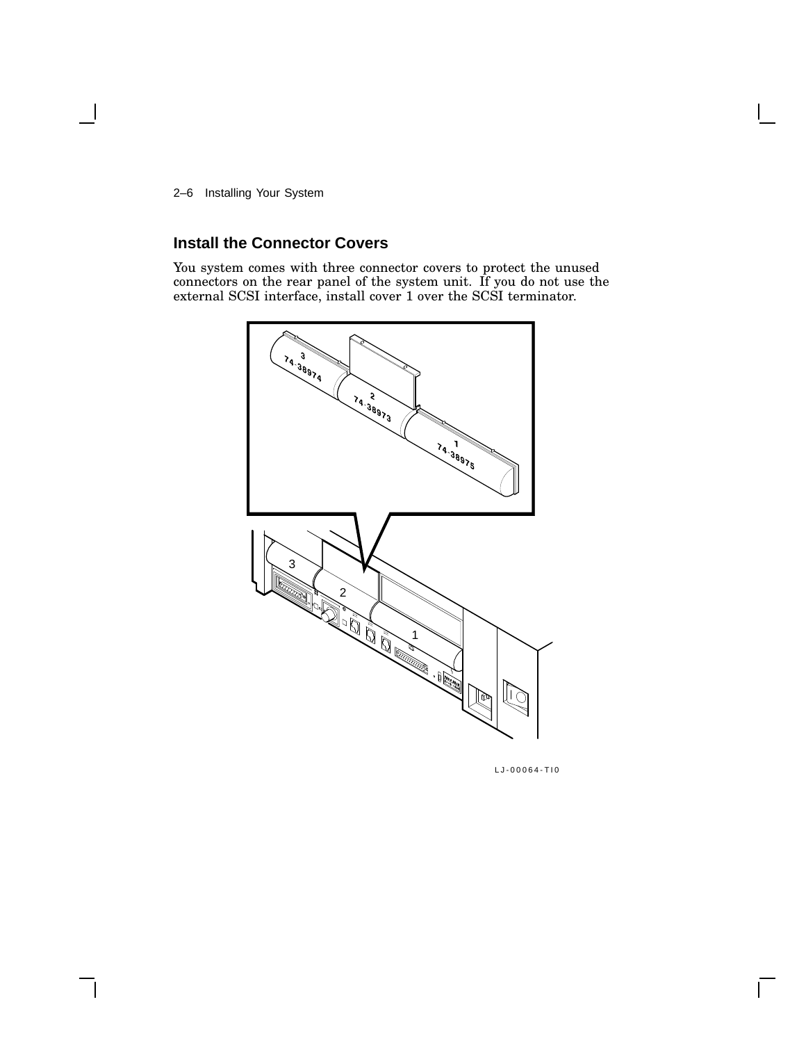## Install the Connector Covers

You system comes with three connector covers to protect the unused connectors on the rear panel of the system unit. If you do not use the external SCSI interface, install cover 1 over the SCSI terminator.

LJ-00064-TI0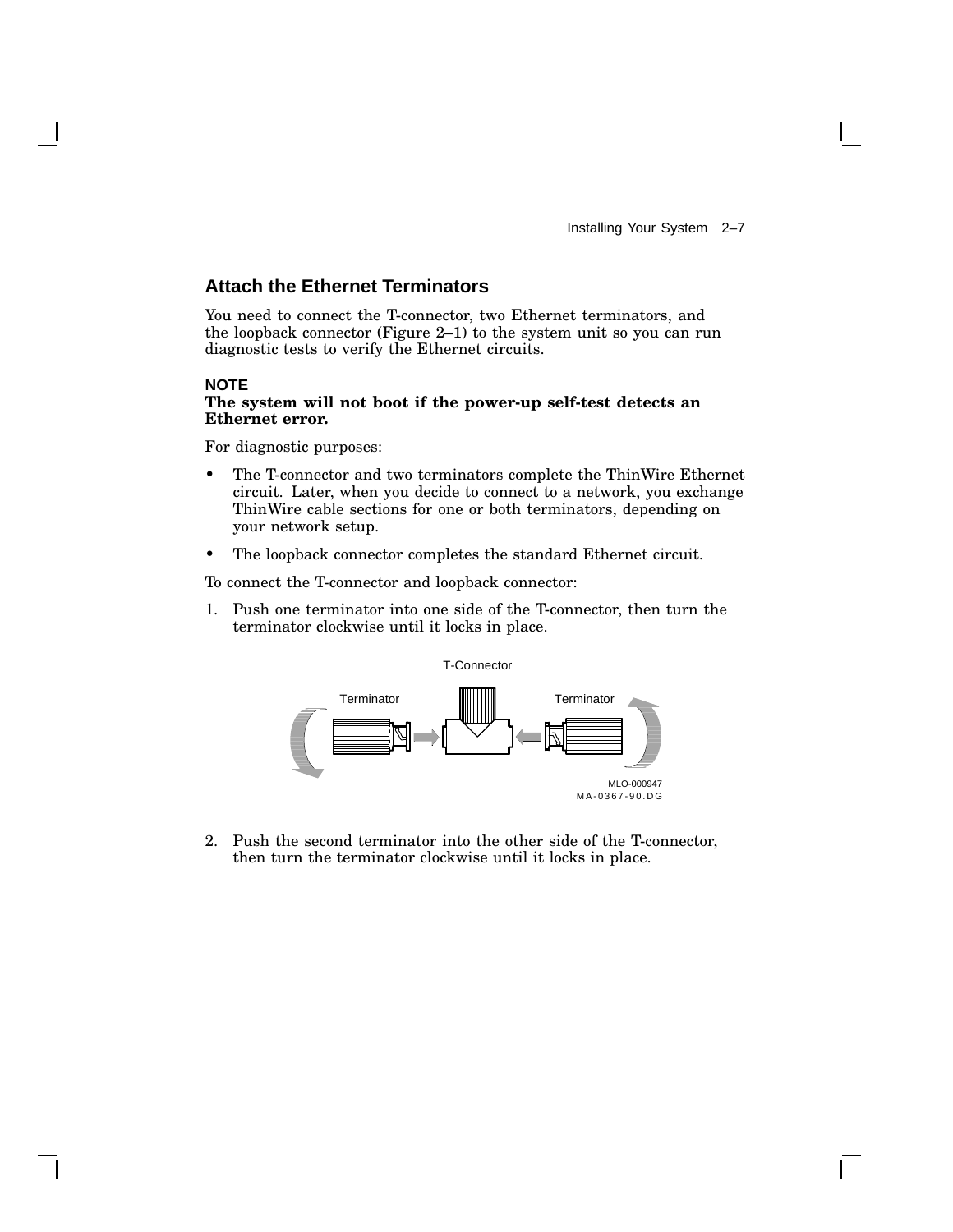## Attach the Ethernet Terminators

You need to connect the T-connector, two Ethernet terminators, and the loopback connector (Figure 2–1) to the system unit so you can run diagnostic tests to verify the Ethernet circuits.

**NOTE**
**The system will not boot if the power-up self-test detects an Ethernet error.**

For diagnostic purposes:

- The T-connector and two terminators complete the ThinWire Ethernet circuit. Later, when you decide to connect to a network, you exchange ThinWire cable sections for one or both terminators, depending on your network setup.
- The loopback connector completes the standard Ethernet circuit.

To connect the T-connector and loopback connector:

1. Push one terminator into one side of the T-connector, then turn the terminator clockwise until it locks in place.

T-Connector

Terminator Terminator

MLO-000947
MA-0367-90.DG

2. Push the second terminator into the other side of the T-connector, then turn the terminator clockwise until it locks in place.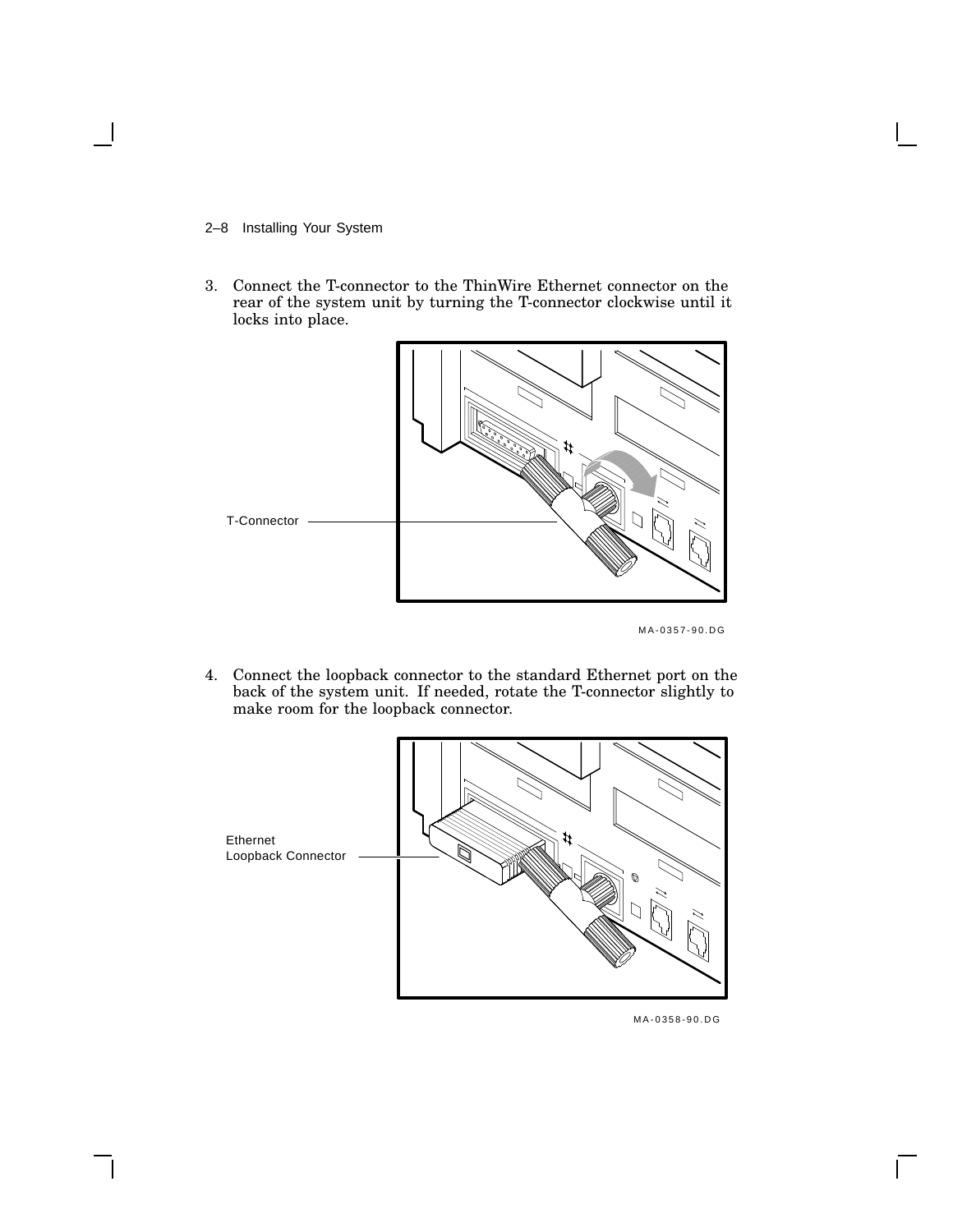3. Connect the T-connector to the ThinWire Ethernet connector on the rear of the system unit by turning the T-connector clockwise until it locks into place.

T-Connector

MA-0357-90.DG

4. Connect the loopback connector to the standard Ethernet port on the back of the system unit. If needed, rotate the T-connector slightly to make room for the loopback connector.

Ethernet Loopback Connector

MA-0358-90.DG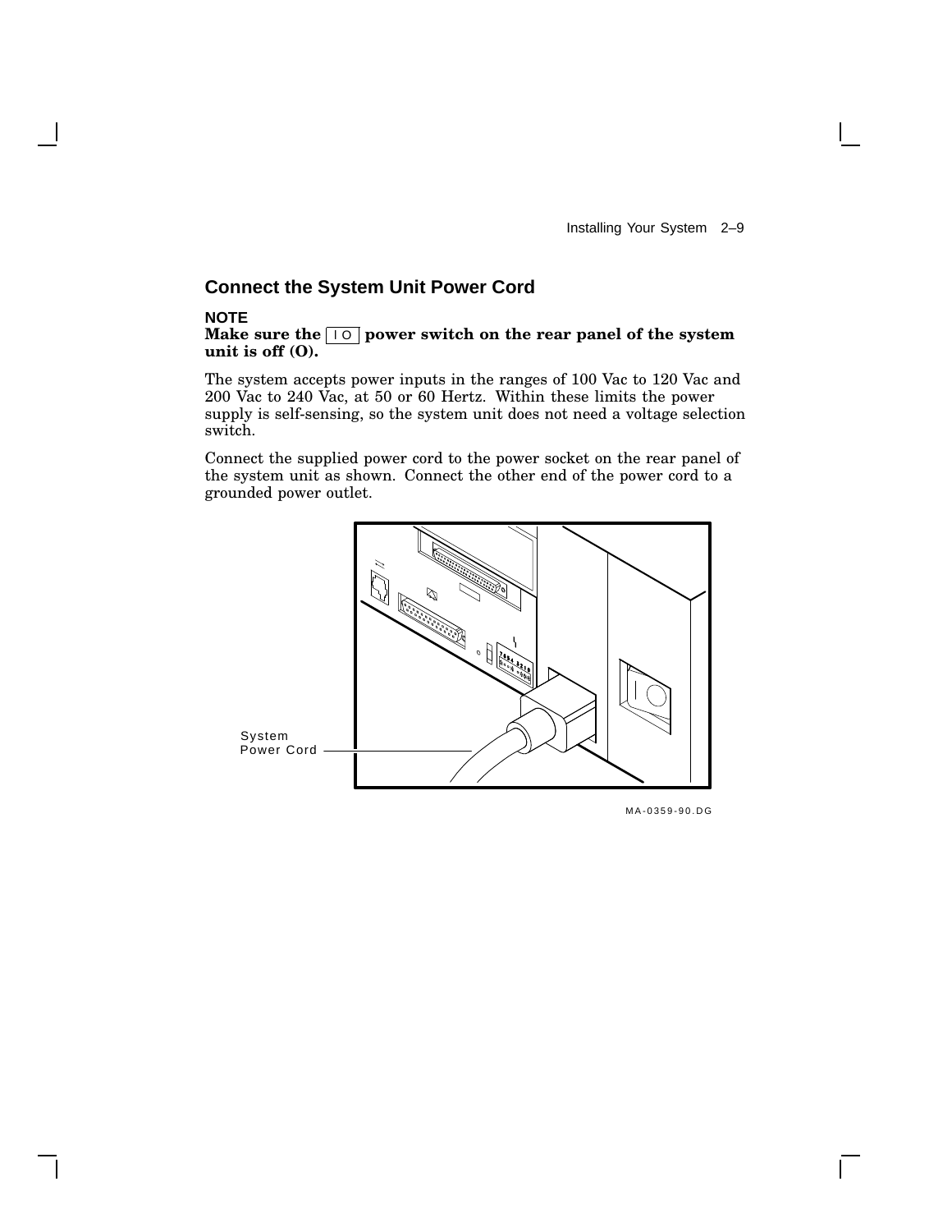## Connect the System Unit Power Cord

**NOTE**
**Make sure the | O power switch on the rear panel of the system unit is off (O).**

The system accepts power inputs in the ranges of 100 Vac to 120 Vac and 200 Vac to 240 Vac, at 50 or 60 Hertz. Within these limits the power supply is self-sensing, so the system unit does not need a voltage selection switch.

Connect the supplied power cord to the power socket on the rear panel of the system unit as shown. Connect the other end of the power cord to a grounded power outlet.

System Power Cord

MA-0359-90.DG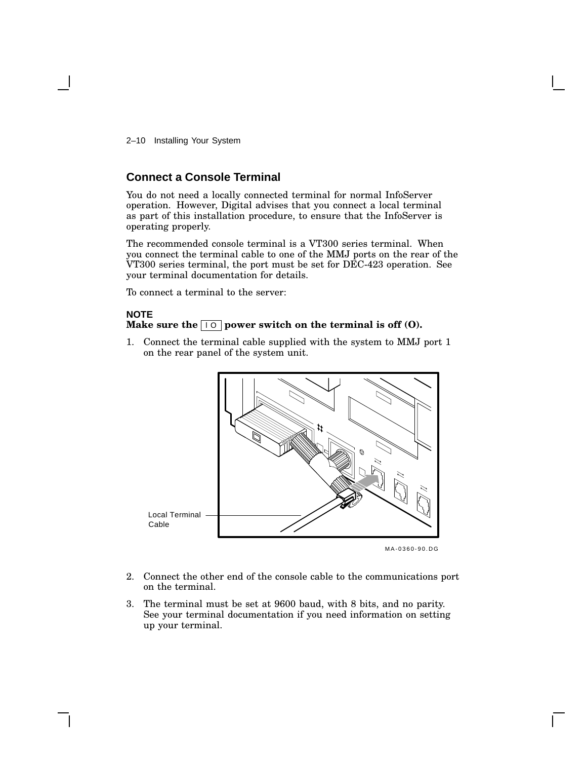## Connect a Console Terminal

You do not need a locally connected terminal for normal InfoServer operation. However, Digital advises that you connect a local terminal as part of this installation procedure, to ensure that the InfoServer is operating properly.

The recommended console terminal is a VT300 series terminal. When you connect the terminal cable to one of the MMJ ports on the rear of the VT300 series terminal, the port must be set for DEC-423 operation. See your terminal documentation for details.

To connect a terminal to the server:

**NOTE**
**Make sure the | O power switch on the terminal is off (O).**

1. Connect the terminal cable supplied with the system to MMJ port 1 on the rear panel of the system unit.

Local Terminal Cable

MA-0360-90.DG

2. Connect the other end of the console cable to the communications port on the terminal.
3. The terminal must be set at 9600 baud, with 8 bits, and no parity. See your terminal documentation if you need information on setting up your terminal.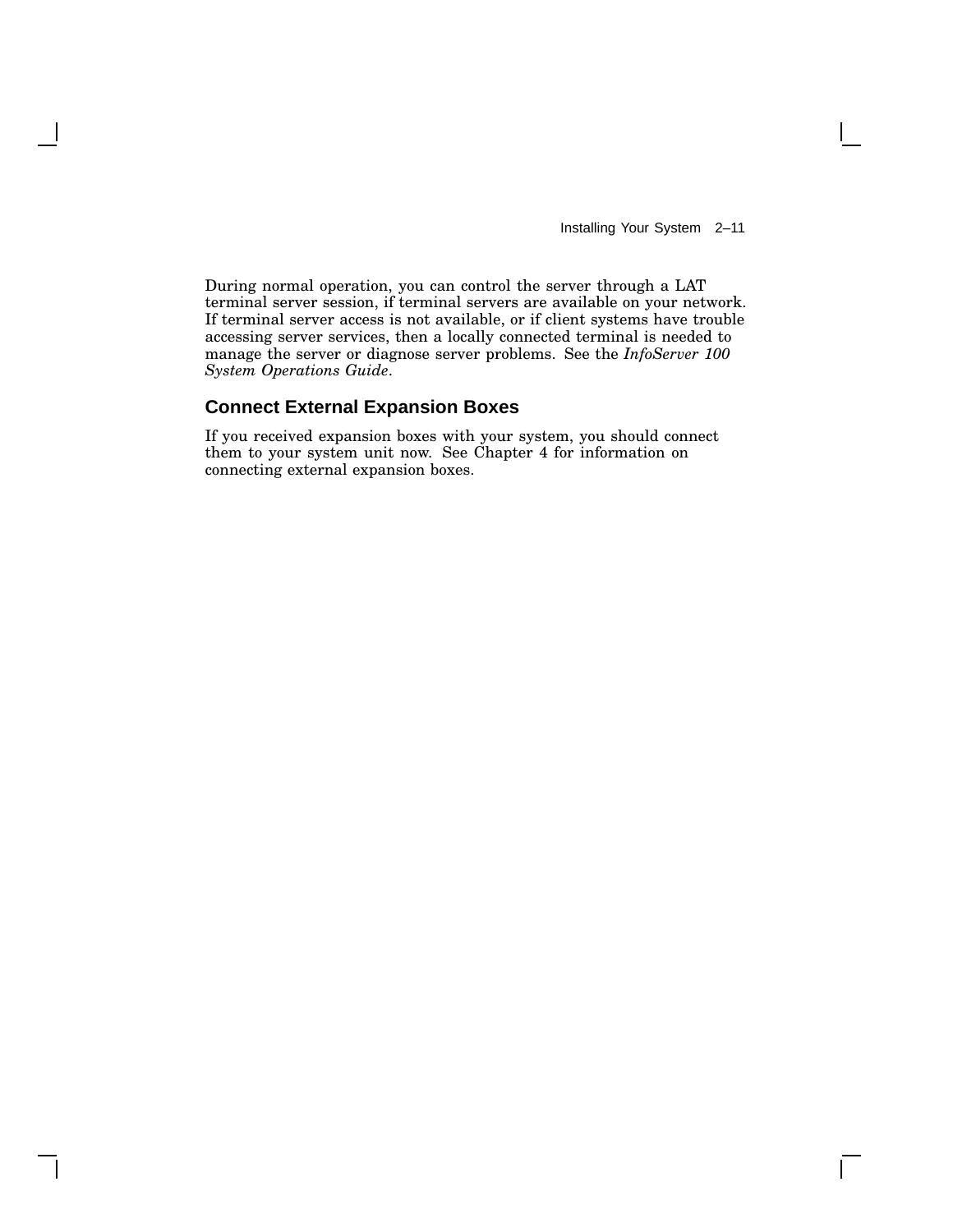During normal operation, you can control the server through a LAT terminal server session, if terminal servers are available on your network. If terminal server access is not available, or if client systems have trouble accessing server services, then a locally connected terminal is needed to manage the server or diagnose server problems. See the *InfoServer 100 System Operations Guide*.

## Connect External Expansion Boxes

If you received expansion boxes with your system, you should connect them to your system unit now. See Chapter 4 for information on connecting external expansion boxes.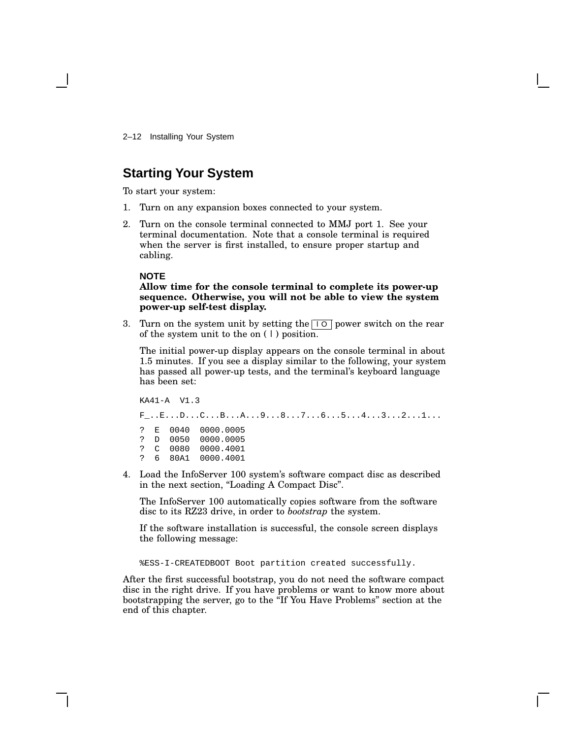## Starting Your System

To start your system:

1. Turn on any expansion boxes connected to your system.
2. Turn on the console terminal connected to MMJ port 1. See your terminal documentation. Note that a console terminal is required when the server is first installed, to ensure proper startup and cabling.

   **NOTE**

   **Allow time for the console terminal to complete its power-up sequence. Otherwise, you will not be able to view the system power-up self-test display.**

3. Turn on the system unit by setting the | O power switch on the rear of the system unit to the on ( | ) position.

   The initial power-up display appears on the console terminal in about 1.5 minutes. If you see a display similar to the following, your system has passed all power-up tests, and the terminal's keyboard language has been set:

   ```
   KA41-A  V1.3

   F_..E...D...C...B...A...9...8...7...6...5...4...3...2...1...

   ?  E  0040  0000.0005
   ?  D  0050  0000.0005
   ?  C  0080  0000.4001
   ?  6  80A1  0000.4001
   ```

4. Load the InfoServer 100 system's software compact disc as described in the next section, "Loading A Compact Disc".

   The InfoServer 100 automatically copies software from the software disc to its RZ23 drive, in order to *bootstrap* the system.

   If the software installation is successful, the console screen displays the following message:

   ```
   %ESS-I-CREATEDBOOT Boot partition created successfully.
   ```

After the first successful bootstrap, you do not need the software compact disc in the right drive. If you have problems or want to know more about bootstrapping the server, go to the "If You Have Problems" section at the end of this chapter.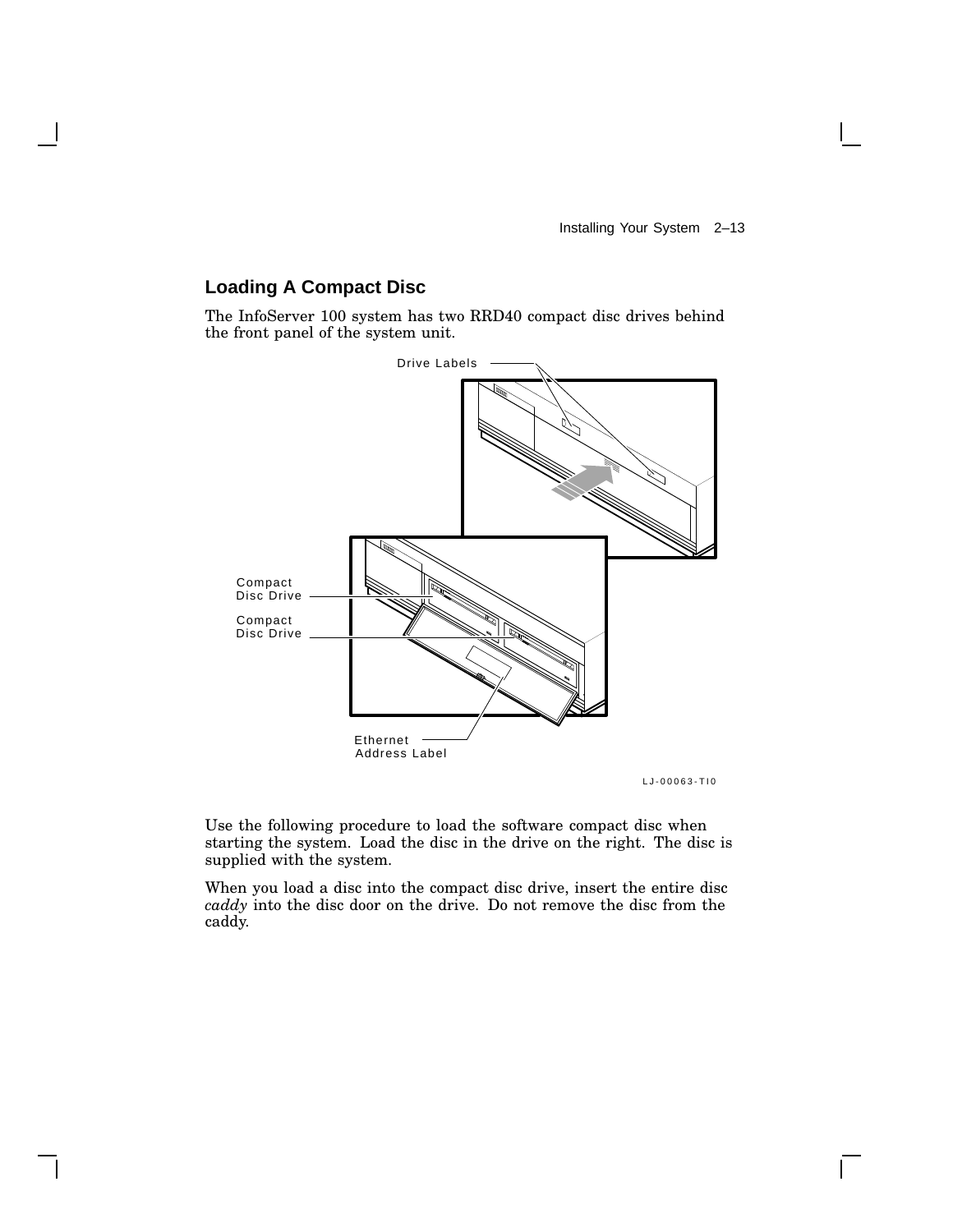## Loading A Compact Disc

The InfoServer 100 system has two RRD40 compact disc drives behind the front panel of the system unit.

Drive Labels

Compact Disc Drive

Compact Disc Drive

Ethernet Address Label

LJ-00063-TI0

Use the following procedure to load the software compact disc when starting the system. Load the disc in the drive on the right. The disc is supplied with the system.

When you load a disc into the compact disc drive, insert the entire disc *caddy* into the disc door on the drive. Do not remove the disc from the caddy.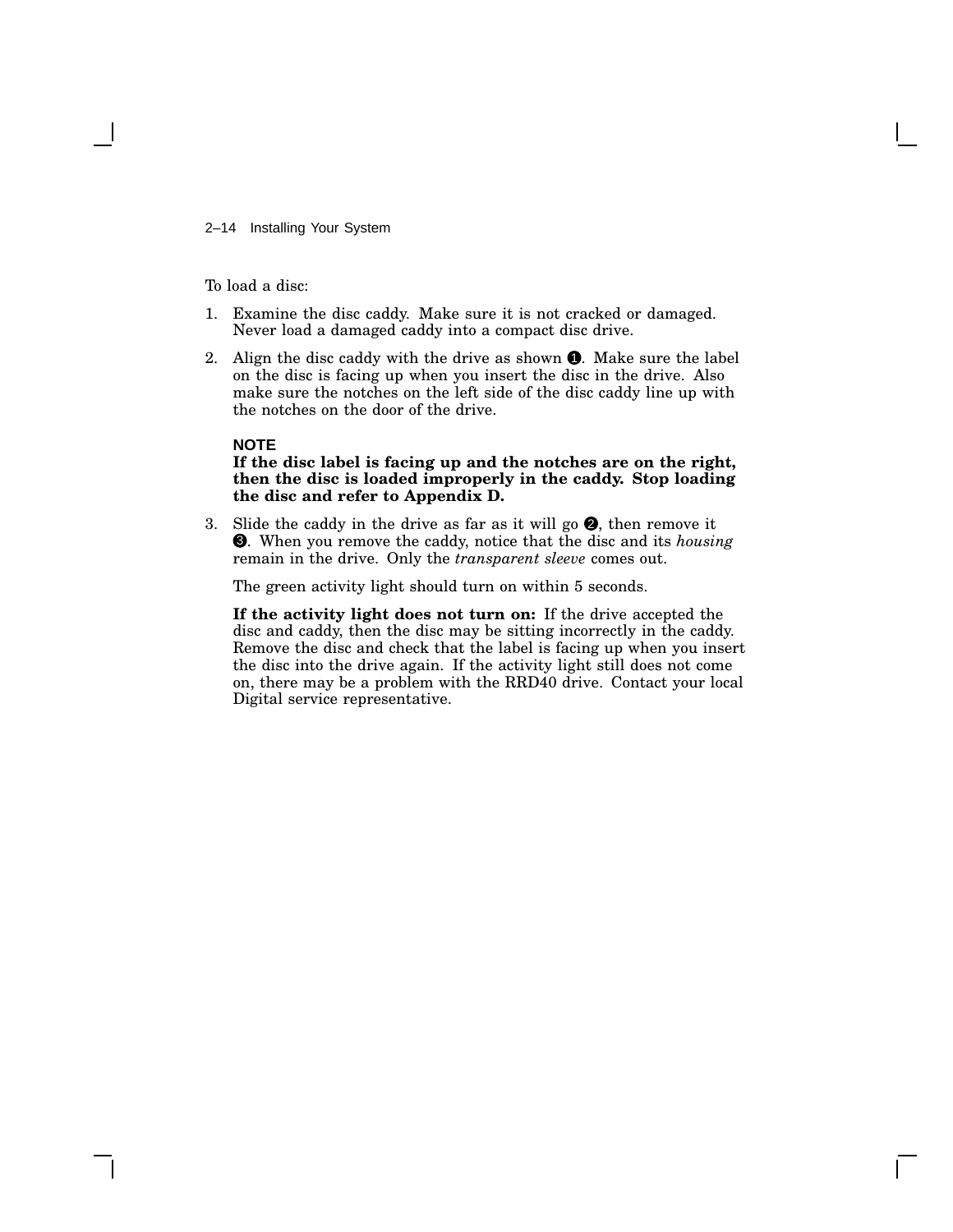To load a disc:

1. Examine the disc caddy. Make sure it is not cracked or damaged. Never load a damaged caddy into a compact disc drive.
2. Align the disc caddy with the drive as shown ❶. Make sure the label on the disc is facing up when you insert the disc in the drive. Also make sure the notches on the left side of the disc caddy line up with the notches on the door of the drive.

   **NOTE**

   **If the disc label is facing up and the notches are on the right, then the disc is loaded improperly in the caddy. Stop loading the disc and refer to Appendix D.**

3. Slide the caddy in the drive as far as it will go ❷, then remove it ❸. When you remove the caddy, notice that the disc and its *housing* remain in the drive. Only the *transparent sleeve* comes out.

   The green activity light should turn on within 5 seconds.

   **If the activity light does not turn on:** If the drive accepted the disc and caddy, then the disc may be sitting incorrectly in the caddy. Remove the disc and check that the label is facing up when you insert the disc into the drive again. If the activity light still does not come on, there may be a problem with the RRD40 drive. Contact your local Digital service representative.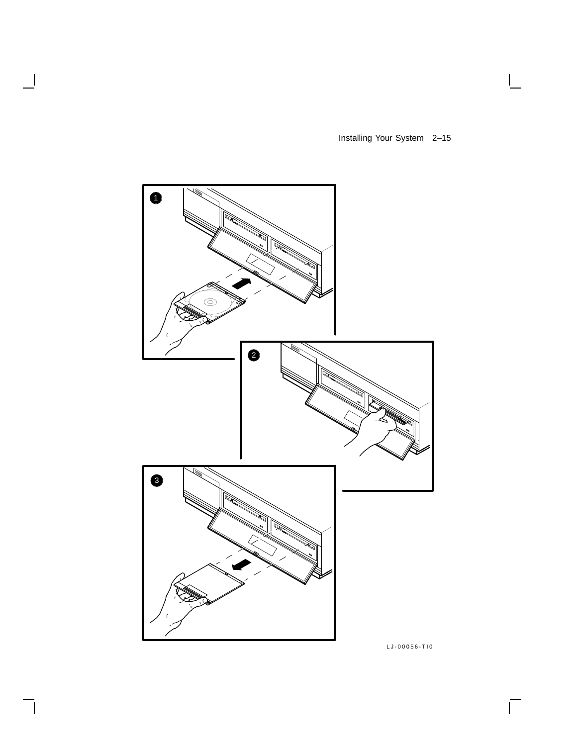LJ-00056-TI0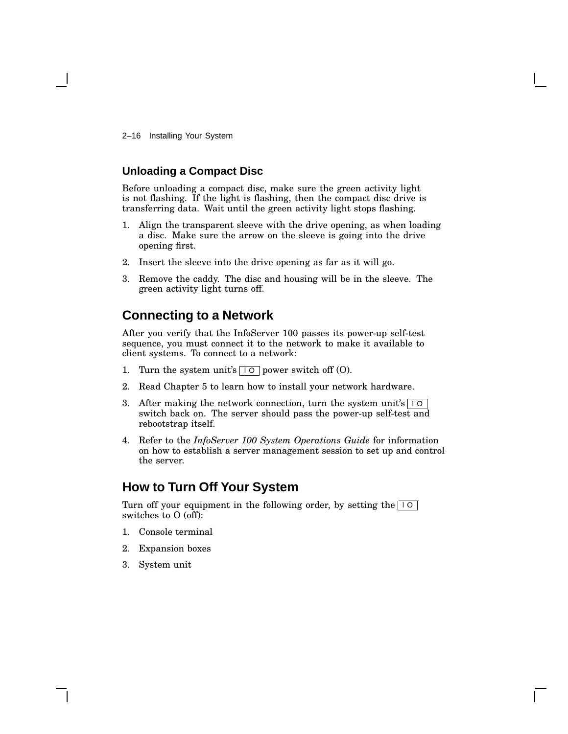### Unloading a Compact Disc

Before unloading a compact disc, make sure the green activity light is not flashing. If the light is flashing, then the compact disc drive is transferring data. Wait until the green activity light stops flashing.

1. Align the transparent sleeve with the drive opening, as when loading a disc. Make sure the arrow on the sleeve is going into the drive opening first.
2. Insert the sleeve into the drive opening as far as it will go.
3. Remove the caddy. The disc and housing will be in the sleeve. The green activity light turns off.

## Connecting to a Network

After you verify that the InfoServer 100 passes its power-up self-test sequence, you must connect it to the network to make it available to client systems. To connect to a network:

1. Turn the system unit's | O power switch off (O).
2. Read Chapter 5 to learn how to install your network hardware.
3. After making the network connection, turn the system unit's | O switch back on. The server should pass the power-up self-test and rebootstrap itself.
4. Refer to the *InfoServer 100 System Operations Guide* for information on how to establish a server management session to set up and control the server.

## How to Turn Off Your System

Turn off your equipment in the following order, by setting the | O switches to O (off):

1. Console terminal
2. Expansion boxes
3. System unit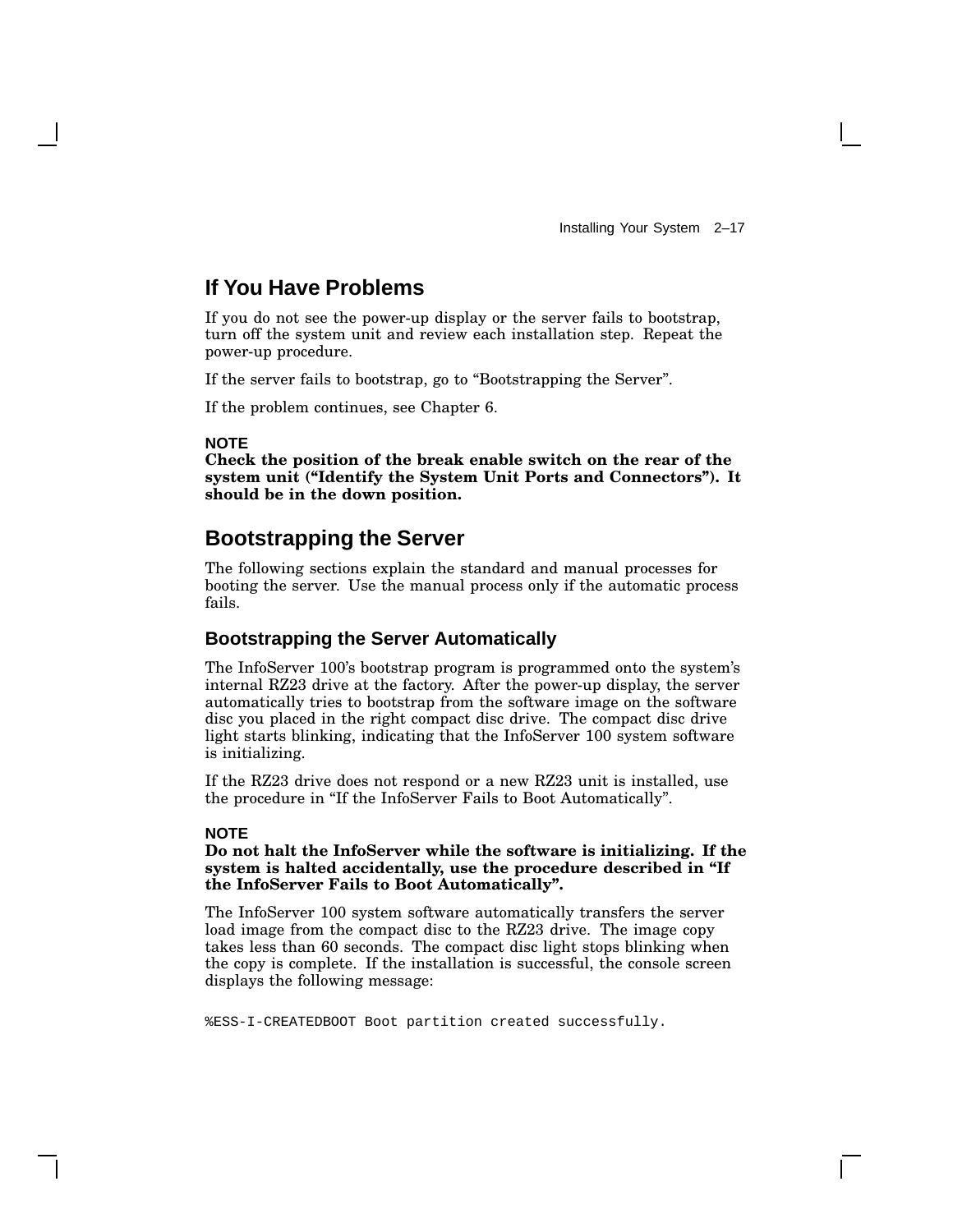## If You Have Problems

If you do not see the power-up display or the server fails to bootstrap, turn off the system unit and review each installation step. Repeat the power-up procedure.

If the server fails to bootstrap, go to “Bootstrapping the Server”.

If the problem continues, see Chapter 6.

**NOTE**
**Check the position of the break enable switch on the rear of the system unit (“Identify the System Unit Ports and Connectors”). It should be in the down position.**

## Bootstrapping the Server

The following sections explain the standard and manual processes for booting the server. Use the manual process only if the automatic process fails.

### Bootstrapping the Server Automatically

The InfoServer 100’s bootstrap program is programmed onto the system’s internal RZ23 drive at the factory. After the power-up display, the server automatically tries to bootstrap from the software image on the software disc you placed in the right compact disc drive. The compact disc drive light starts blinking, indicating that the InfoServer 100 system software is initializing.

If the RZ23 drive does not respond or a new RZ23 unit is installed, use the procedure in “If the InfoServer Fails to Boot Automatically”.

**NOTE**
**Do not halt the InfoServer while the software is initializing. If the system is halted accidentally, use the procedure described in “If the InfoServer Fails to Boot Automatically”.**

The InfoServer 100 system software automatically transfers the server load image from the compact disc to the RZ23 drive. The image copy takes less than 60 seconds. The compact disc light stops blinking when the copy is complete. If the installation is successful, the console screen displays the following message:

```
%ESS-I-CREATEDBOOT Boot partition created successfully.
```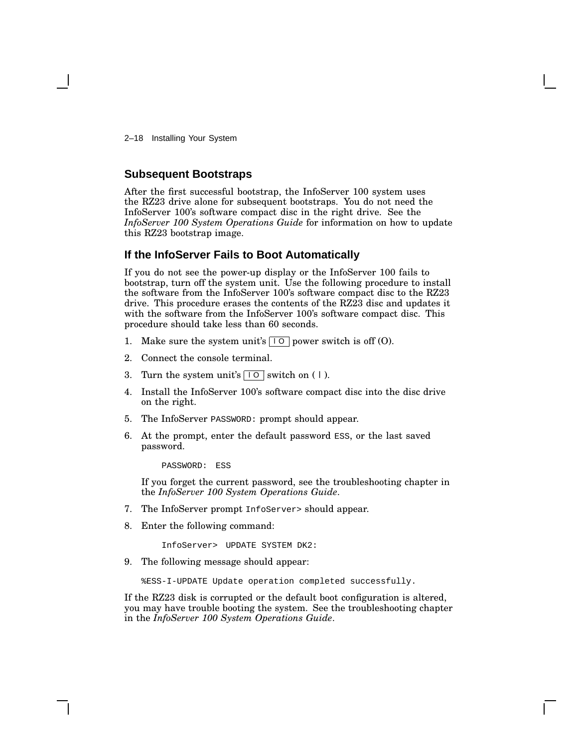## Subsequent Bootstraps

After the first successful bootstrap, the InfoServer 100 system uses the RZ23 drive alone for subsequent bootstraps. You do not need the InfoServer 100's software compact disc in the right drive. See the *InfoServer 100 System Operations Guide* for information on how to update this RZ23 bootstrap image.

## If the InfoServer Fails to Boot Automatically

If you do not see the power-up display or the InfoServer 100 fails to bootstrap, turn off the system unit. Use the following procedure to install the software from the InfoServer 100's software compact disc to the RZ23 drive. This procedure erases the contents of the RZ23 disc and updates it with the software from the InfoServer 100's software compact disc. This procedure should take less than 60 seconds.

1. Make sure the system unit's | O power switch is off (O).
2. Connect the console terminal.
3. Turn the system unit's | O switch on ( | ).
4. Install the InfoServer 100's software compact disc into the disc drive on the right.
5. The InfoServer `PASSWORD:` prompt should appear.
6. At the prompt, enter the default password `ESS`, or the last saved password.

   ```
   PASSWORD:  ESS
   ```

   If you forget the current password, see the troubleshooting chapter in the *InfoServer 100 System Operations Guide*.
7. The InfoServer prompt `InfoServer>` should appear.
8. Enter the following command:

   ```
   InfoServer>  UPDATE SYSTEM DK2:
   ```

9. The following message should appear:

   ```
   %ESS-I-UPDATE Update operation completed successfully.
   ```

If the RZ23 disk is corrupted or the default boot configuration is altered, you may have trouble booting the system. See the troubleshooting chapter in the *InfoServer 100 System Operations Guide*.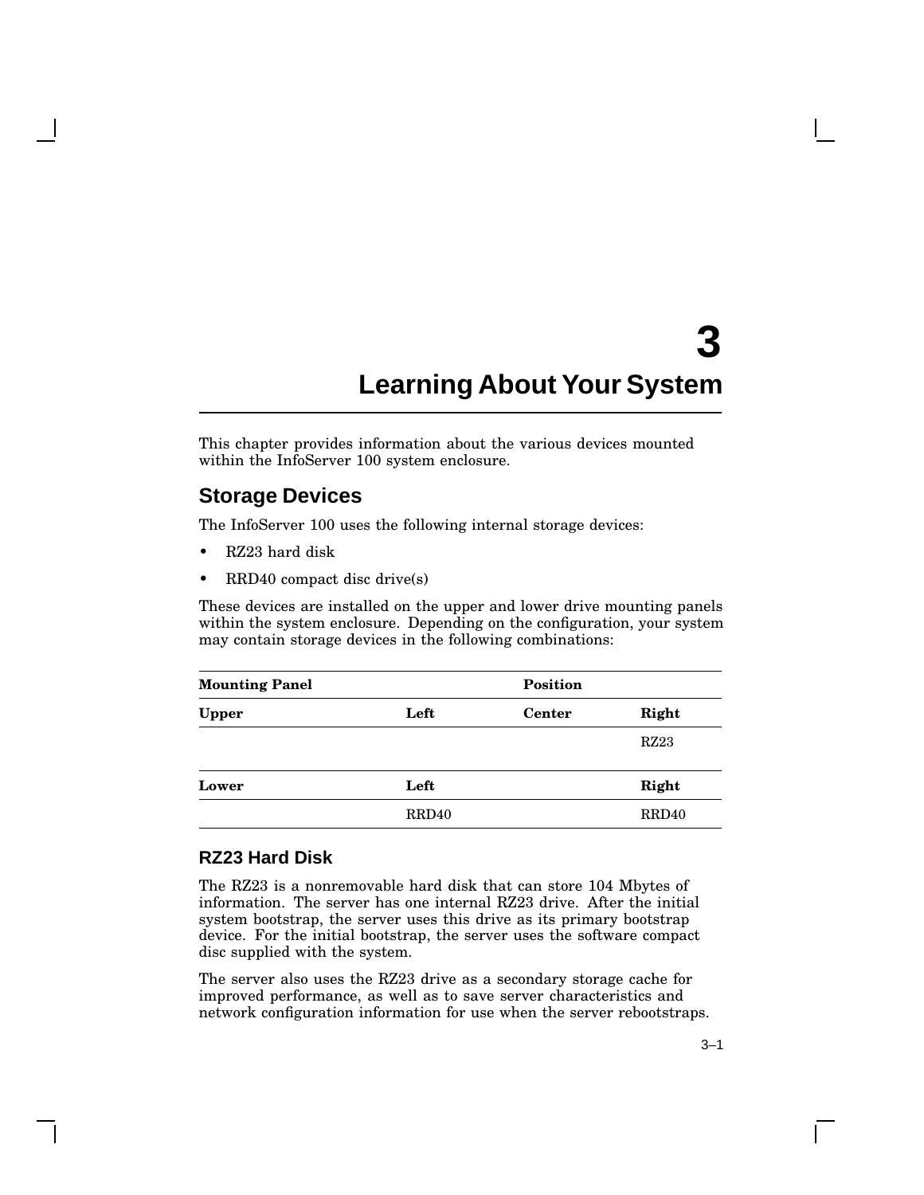# 3 Learning About Your System

This chapter provides information about the various devices mounted within the InfoServer 100 system enclosure.

## Storage Devices

The InfoServer 100 uses the following internal storage devices:

- RZ23 hard disk
- RRD40 compact disc drive(s)

These devices are installed on the upper and lower drive mounting panels within the system enclosure. Depending on the configuration, your system may contain storage devices in the following combinations:

| Mounting Panel | | Position | |
|---|---|---|---|
| **Upper** | **Left** | **Center** | **Right** |
| | | | RZ23 |
| **Lower** | **Left** | | **Right** |
| | RRD40 | | RRD40 |

### RZ23 Hard Disk

The RZ23 is a nonremovable hard disk that can store 104 Mbytes of information. The server has one internal RZ23 drive. After the initial system bootstrap, the server uses this drive as its primary bootstrap device. For the initial bootstrap, the server uses the software compact disc supplied with the system.

The server also uses the RZ23 drive as a secondary storage cache for improved performance, as well as to save server characteristics and network configuration information for use when the server rebootstraps.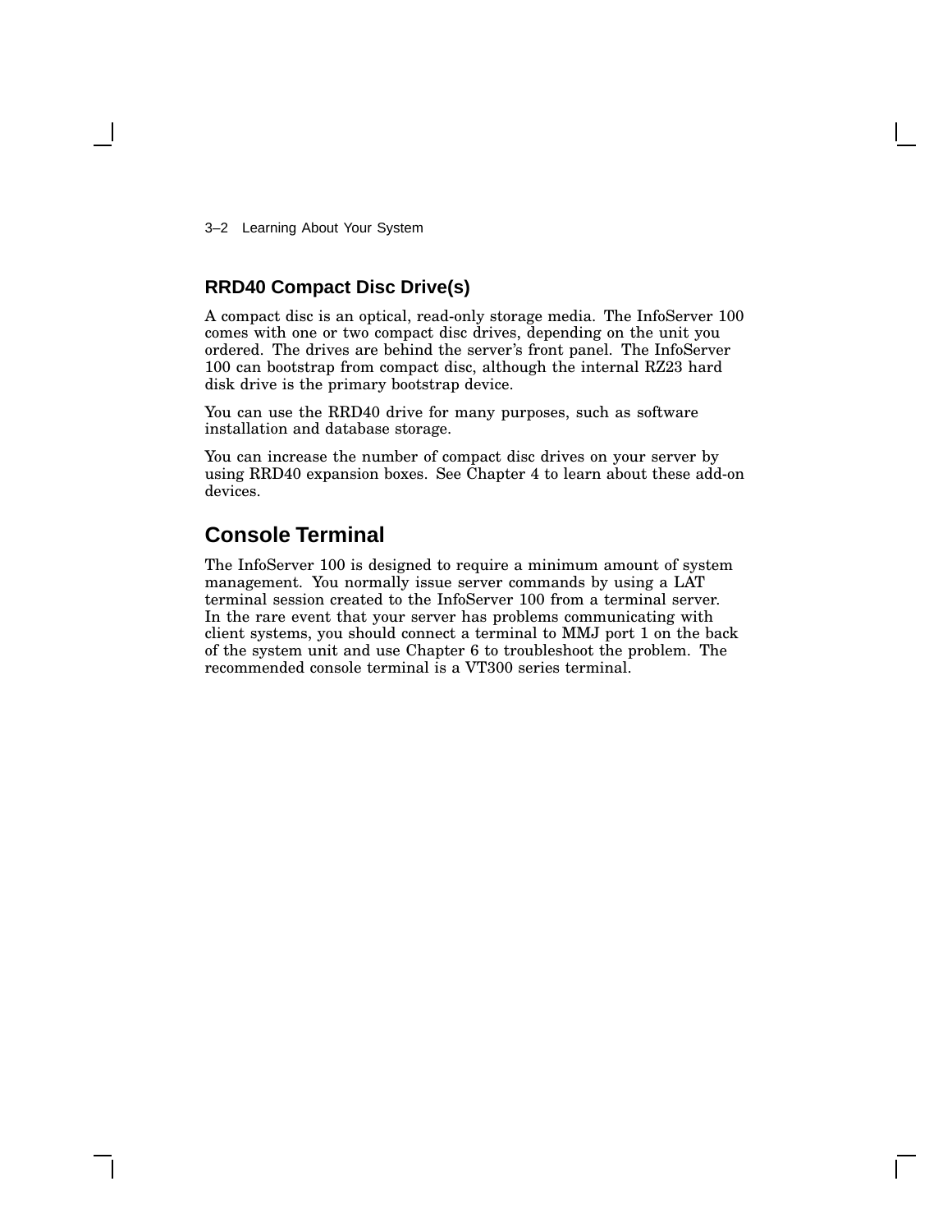### RRD40 Compact Disc Drive(s)

A compact disc is an optical, read-only storage media. The InfoServer 100 comes with one or two compact disc drives, depending on the unit you ordered. The drives are behind the server's front panel. The InfoServer 100 can bootstrap from compact disc, although the internal RZ23 hard disk drive is the primary bootstrap device.

You can use the RRD40 drive for many purposes, such as software installation and database storage.

You can increase the number of compact disc drives on your server by using RRD40 expansion boxes. See Chapter 4 to learn about these add-on devices.

## Console Terminal

The InfoServer 100 is designed to require a minimum amount of system management. You normally issue server commands by using a LAT terminal session created to the InfoServer 100 from a terminal server. In the rare event that your server has problems communicating with client systems, you should connect a terminal to MMJ port 1 on the back of the system unit and use Chapter 6 to troubleshoot the problem. The recommended console terminal is a VT300 series terminal.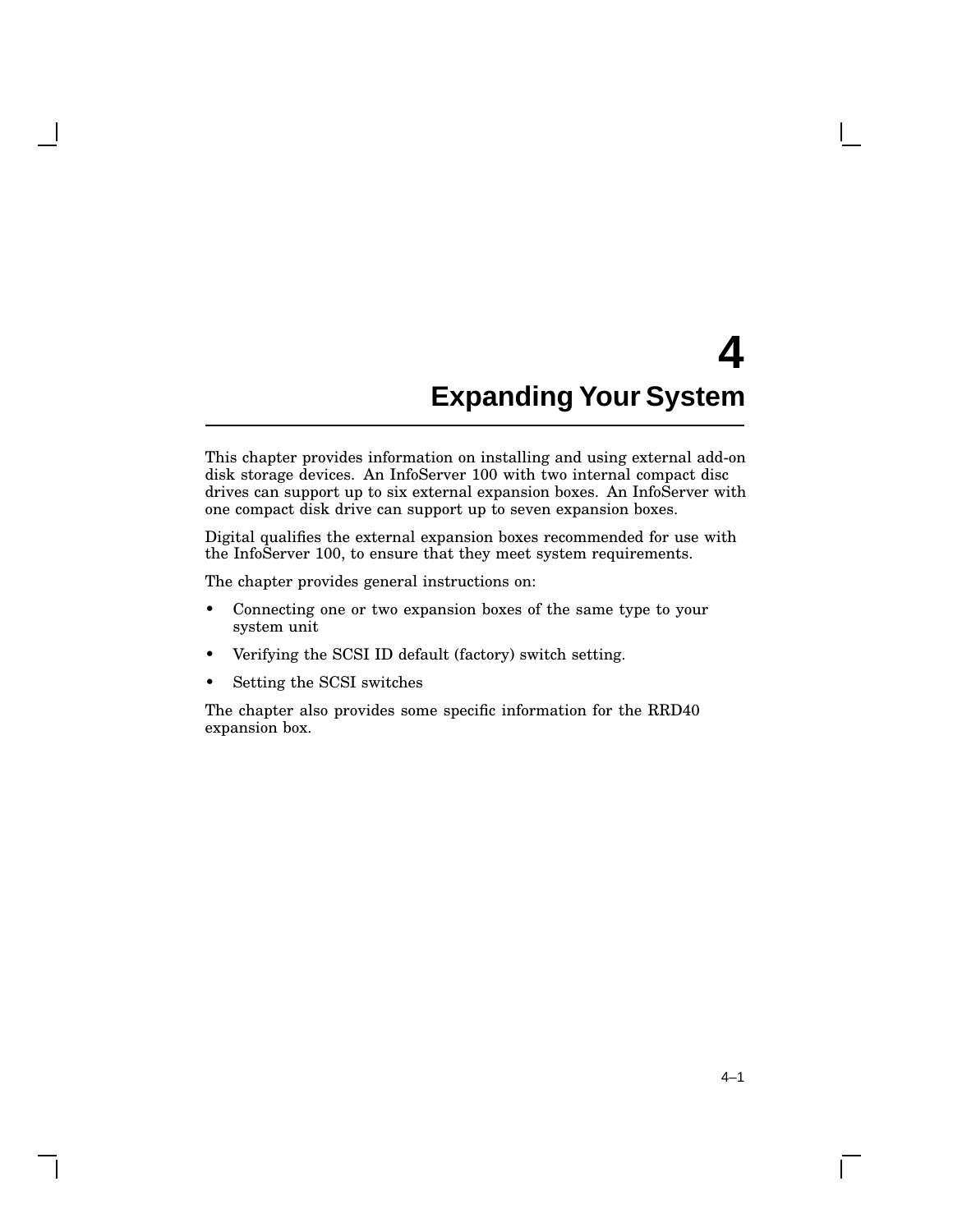# 4 Expanding Your System

This chapter provides information on installing and using external add-on disk storage devices. An InfoServer 100 with two internal compact disc drives can support up to six external expansion boxes. An InfoServer with one compact disk drive can support up to seven expansion boxes.

Digital qualifies the external expansion boxes recommended for use with the InfoServer 100, to ensure that they meet system requirements.

The chapter provides general instructions on:

- Connecting one or two expansion boxes of the same type to your system unit
- Verifying the SCSI ID default (factory) switch setting.
- Setting the SCSI switches

The chapter also provides some specific information for the RRD40 expansion box.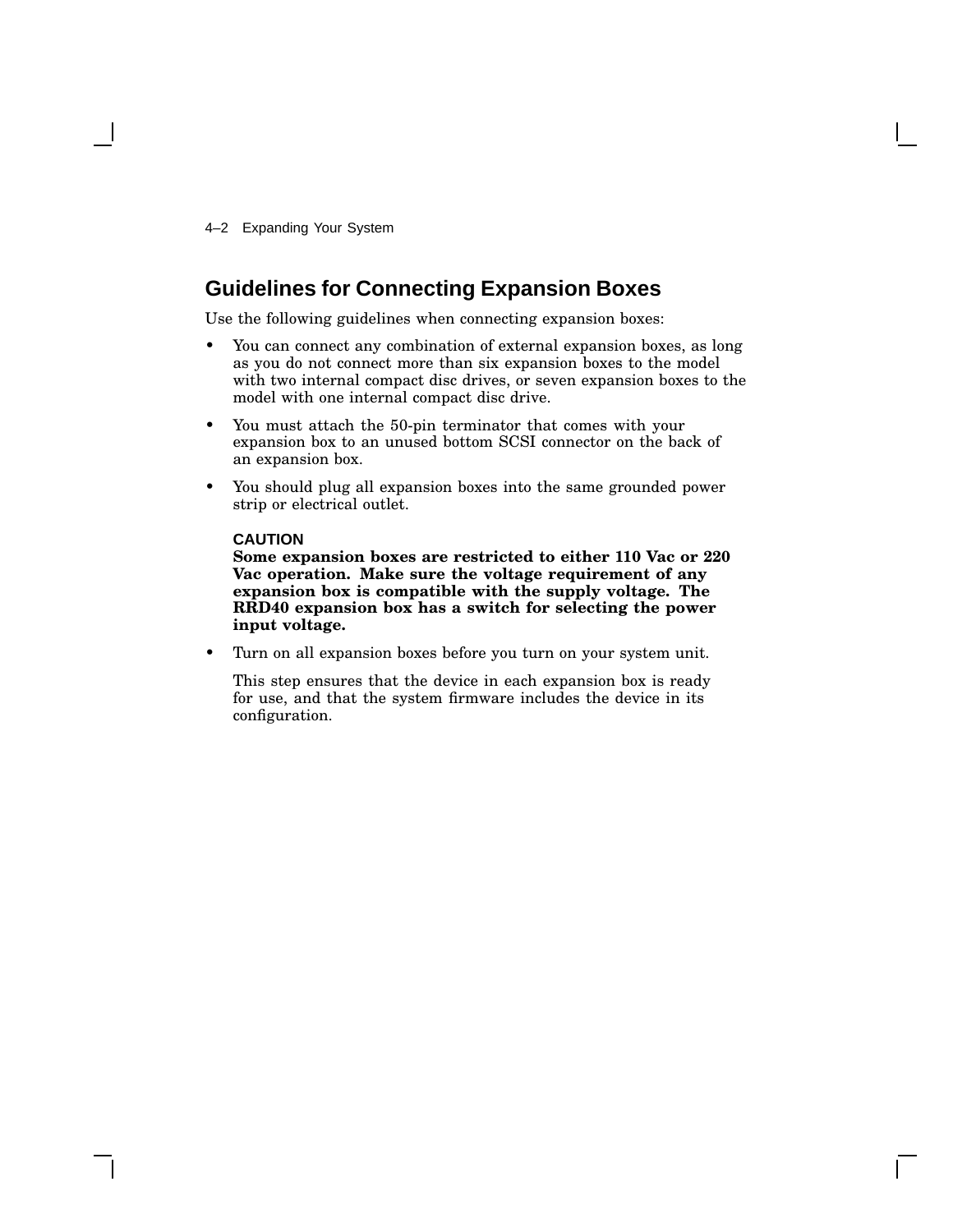## Guidelines for Connecting Expansion Boxes

Use the following guidelines when connecting expansion boxes:

- You can connect any combination of external expansion boxes, as long as you do not connect more than six expansion boxes to the model with two internal compact disc drives, or seven expansion boxes to the model with one internal compact disc drive.
- You must attach the 50-pin terminator that comes with your expansion box to an unused bottom SCSI connector on the back of an expansion box.
- You should plug all expansion boxes into the same grounded power strip or electrical outlet.

  **CAUTION**
  **Some expansion boxes are restricted to either 110 Vac or 220 Vac operation. Make sure the voltage requirement of any expansion box is compatible with the supply voltage. The RRD40 expansion box has a switch for selecting the power input voltage.**

- Turn on all expansion boxes before you turn on your system unit.

  This step ensures that the device in each expansion box is ready for use, and that the system firmware includes the device in its configuration.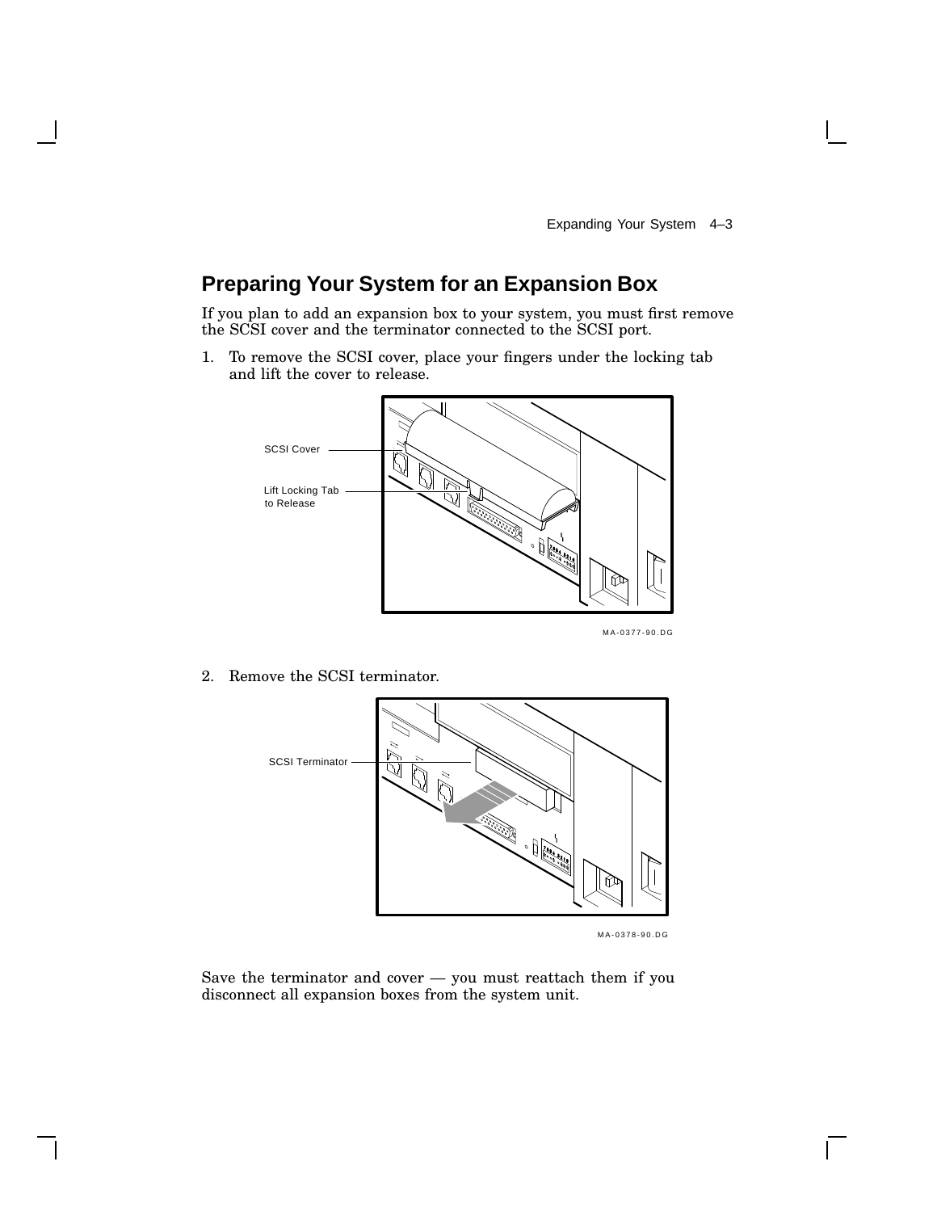## Preparing Your System for an Expansion Box

If you plan to add an expansion box to your system, you must first remove the SCSI cover and the terminator connected to the SCSI port.

1. To remove the SCSI cover, place your fingers under the locking tab and lift the cover to release.

SCSI Cover

Lift Locking Tab to Release

MA-0377-90.DG

2. Remove the SCSI terminator.

SCSI Terminator

MA-0378-90.DG

Save the terminator and cover — you must reattach them if you disconnect all expansion boxes from the system unit.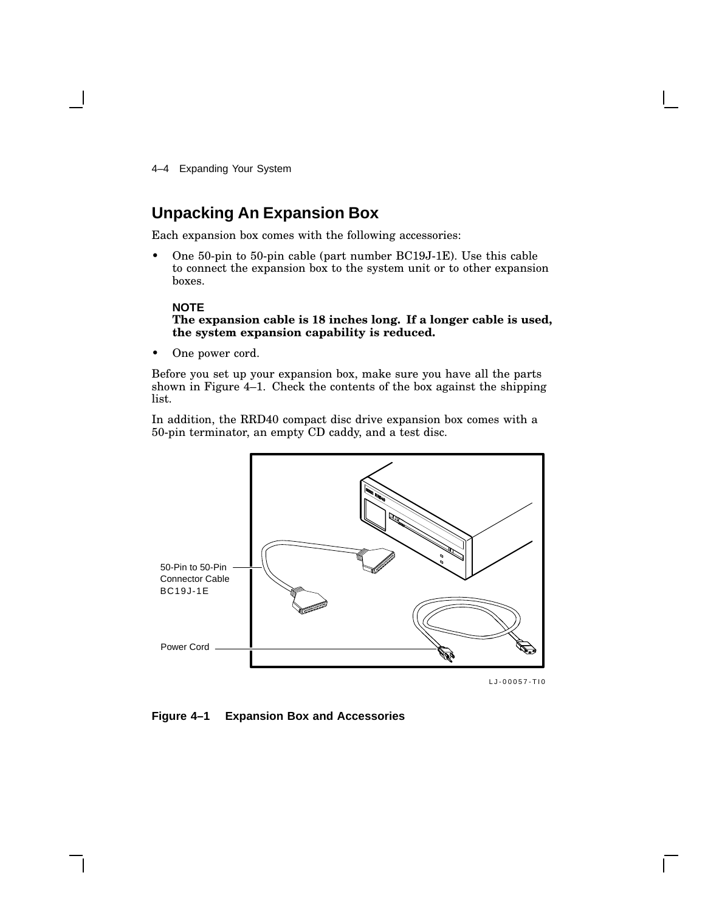## Unpacking An Expansion Box

Each expansion box comes with the following accessories:

- One 50-pin to 50-pin cable (part number BC19J-1E). Use this cable to connect the expansion box to the system unit or to other expansion boxes.

  **NOTE**
  **The expansion cable is 18 inches long. If a longer cable is used, the system expansion capability is reduced.**

- One power cord.

Before you set up your expansion box, make sure you have all the parts shown in Figure 4–1. Check the contents of the box against the shipping list.

In addition, the RRD40 compact disc drive expansion box comes with a 50-pin terminator, an empty CD caddy, and a test disc.

50-Pin to 50-Pin Connector Cable BC19J-1E

Power Cord

LJ-00057-TI0

**Figure 4–1 Expansion Box and Accessories**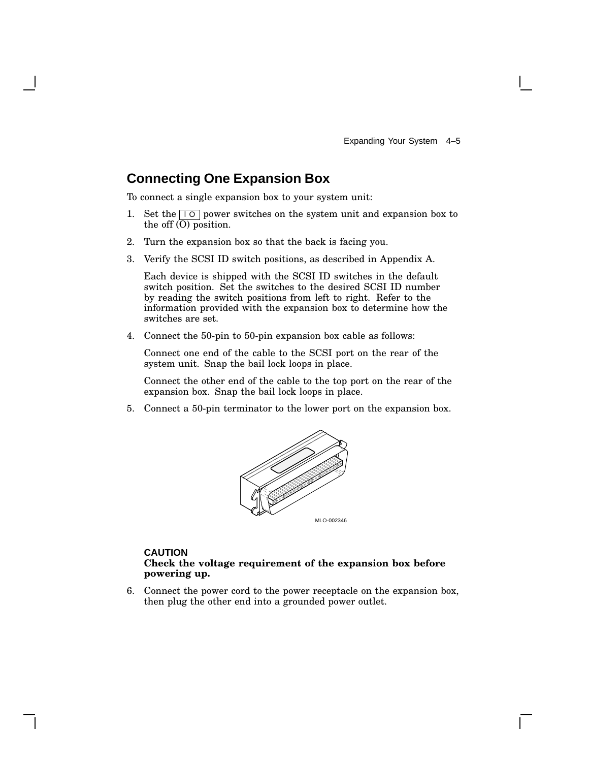## Connecting One Expansion Box

To connect a single expansion box to your system unit:

1. Set the | O power switches on the system unit and expansion box to the off (O) position.

2. Turn the expansion box so that the back is facing you.

3. Verify the SCSI ID switch positions, as described in Appendix A.

   Each device is shipped with the SCSI ID switches in the default switch position. Set the switches to the desired SCSI ID number by reading the switch positions from left to right. Refer to the information provided with the expansion box to determine how the switches are set.

4. Connect the 50-pin to 50-pin expansion box cable as follows:

   Connect one end of the cable to the SCSI port on the rear of the system unit. Snap the bail lock loops in place.

   Connect the other end of the cable to the top port on the rear of the expansion box. Snap the bail lock loops in place.

5. Connect a 50-pin terminator to the lower port on the expansion box.

MLO-002346

**CAUTION**
**Check the voltage requirement of the expansion box before powering up.**

6. Connect the power cord to the power receptacle on the expansion box, then plug the other end into a grounded power outlet.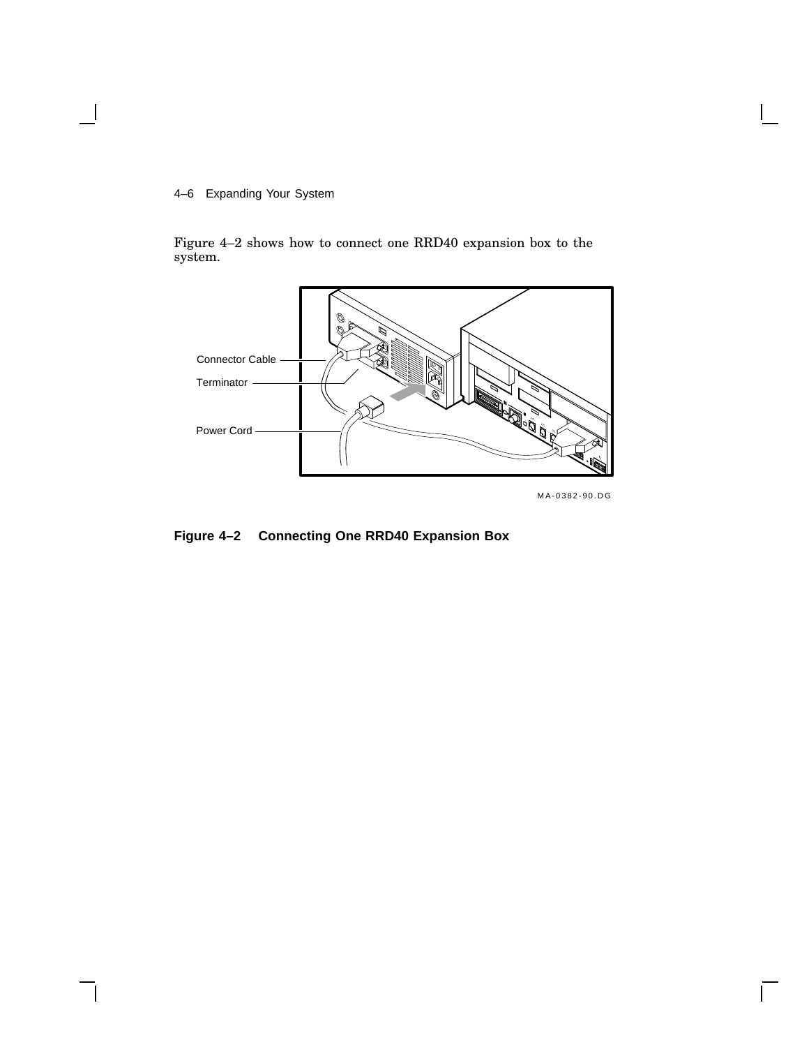Figure 4–2 shows how to connect one RRD40 expansion box to the system.

Connector Cable

Terminator

Power Cord

MA-0382-90.DG

**Figure 4–2 Connecting One RRD40 Expansion Box**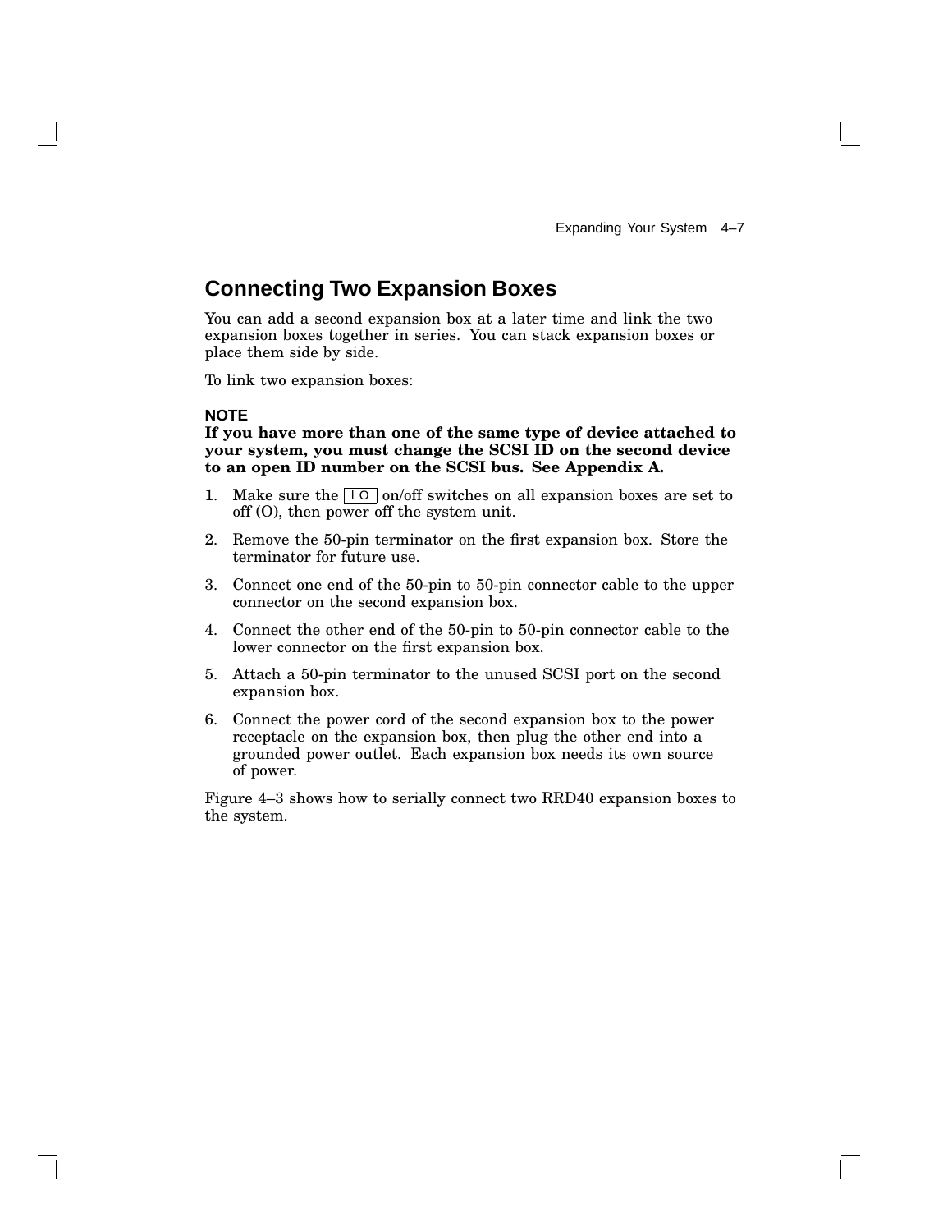## Connecting Two Expansion Boxes

You can add a second expansion box at a later time and link the two expansion boxes together in series. You can stack expansion boxes or place them side by side.

To link two expansion boxes:

**NOTE**

**If you have more than one of the same type of device attached to your system, you must change the SCSI ID on the second device to an open ID number on the SCSI bus. See Appendix A.**

1. Make sure the | O on/off switches on all expansion boxes are set to off (O), then power off the system unit.
2. Remove the 50-pin terminator on the first expansion box. Store the terminator for future use.
3. Connect one end of the 50-pin to 50-pin connector cable to the upper connector on the second expansion box.
4. Connect the other end of the 50-pin to 50-pin connector cable to the lower connector on the first expansion box.
5. Attach a 50-pin terminator to the unused SCSI port on the second expansion box.
6. Connect the power cord of the second expansion box to the power receptacle on the expansion box, then plug the other end into a grounded power outlet. Each expansion box needs its own source of power.

Figure 4–3 shows how to serially connect two RRD40 expansion boxes to the system.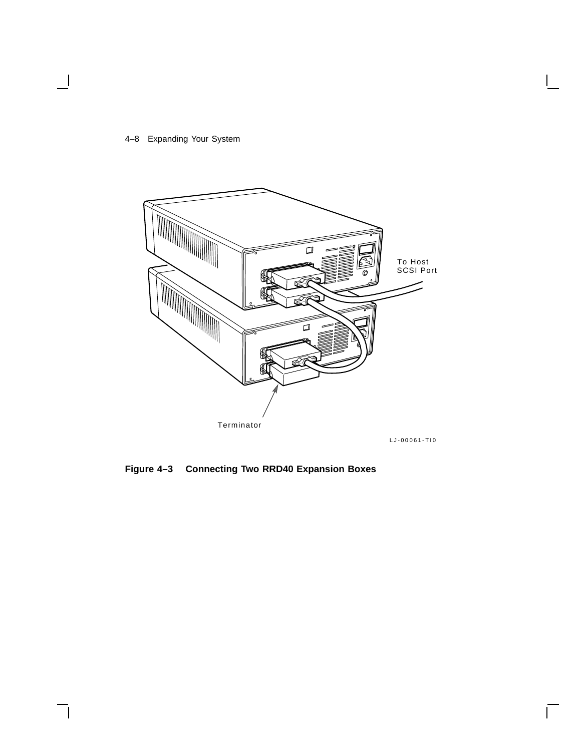To Host SCSI Port

Terminator

LJ-00061-TI0

**Figure 4–3 Connecting Two RRD40 Expansion Boxes**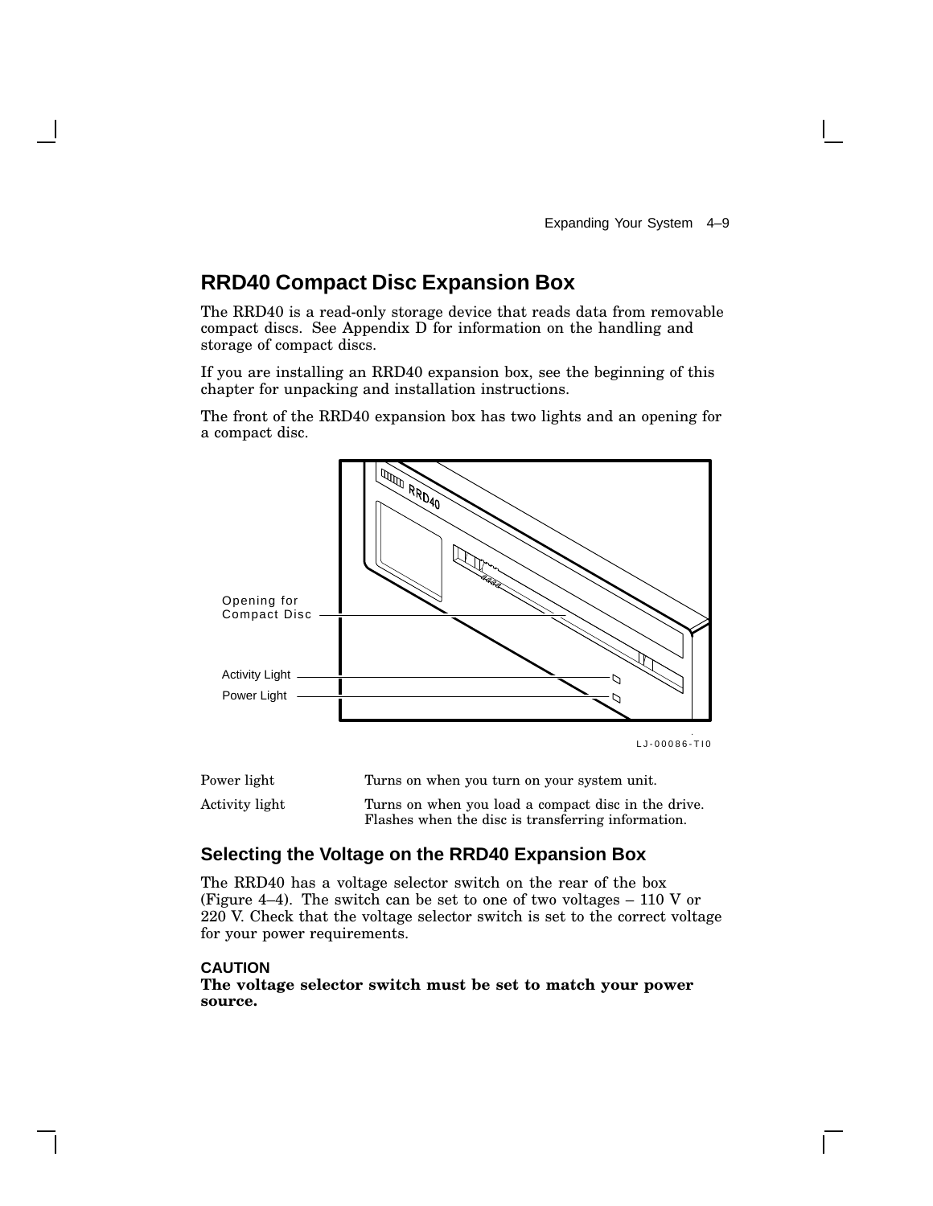## RRD40 Compact Disc Expansion Box

The RRD40 is a read-only storage device that reads data from removable compact discs. See Appendix D for information on the handling and storage of compact discs.

If you are installing an RRD40 expansion box, see the beginning of this chapter for unpacking and installation instructions.

The front of the RRD40 expansion box has two lights and an opening for a compact disc.

Opening for Compact Disc

Activity Light

Power Light

LJ-00086-TI0

| | |
|---|---|
| Power light | Turns on when you turn on your system unit. |
| Activity light | Turns on when you load a compact disc in the drive. Flashes when the disc is transferring information. |

### Selecting the Voltage on the RRD40 Expansion Box

The RRD40 has a voltage selector switch on the rear of the box (Figure 4–4). The switch can be set to one of two voltages – 110 V or 220 V. Check that the voltage selector switch is set to the correct voltage for your power requirements.

**CAUTION**
**The voltage selector switch must be set to match your power source.**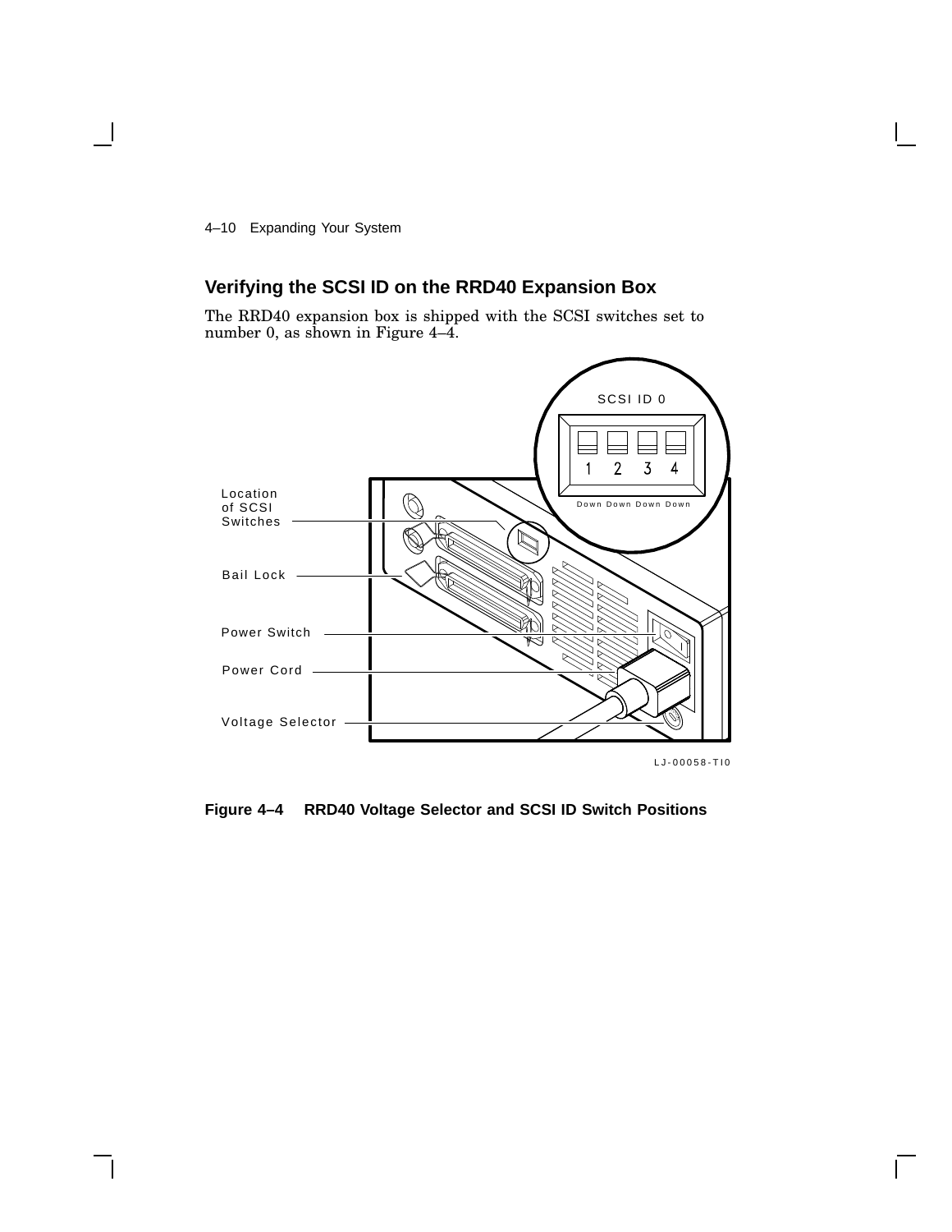## Verifying the SCSI ID on the RRD40 Expansion Box

The RRD40 expansion box is shipped with the SCSI switches set to number 0, as shown in Figure 4–4.

**Figure 4–4 RRD40 Voltage Selector and SCSI ID Switch Positions**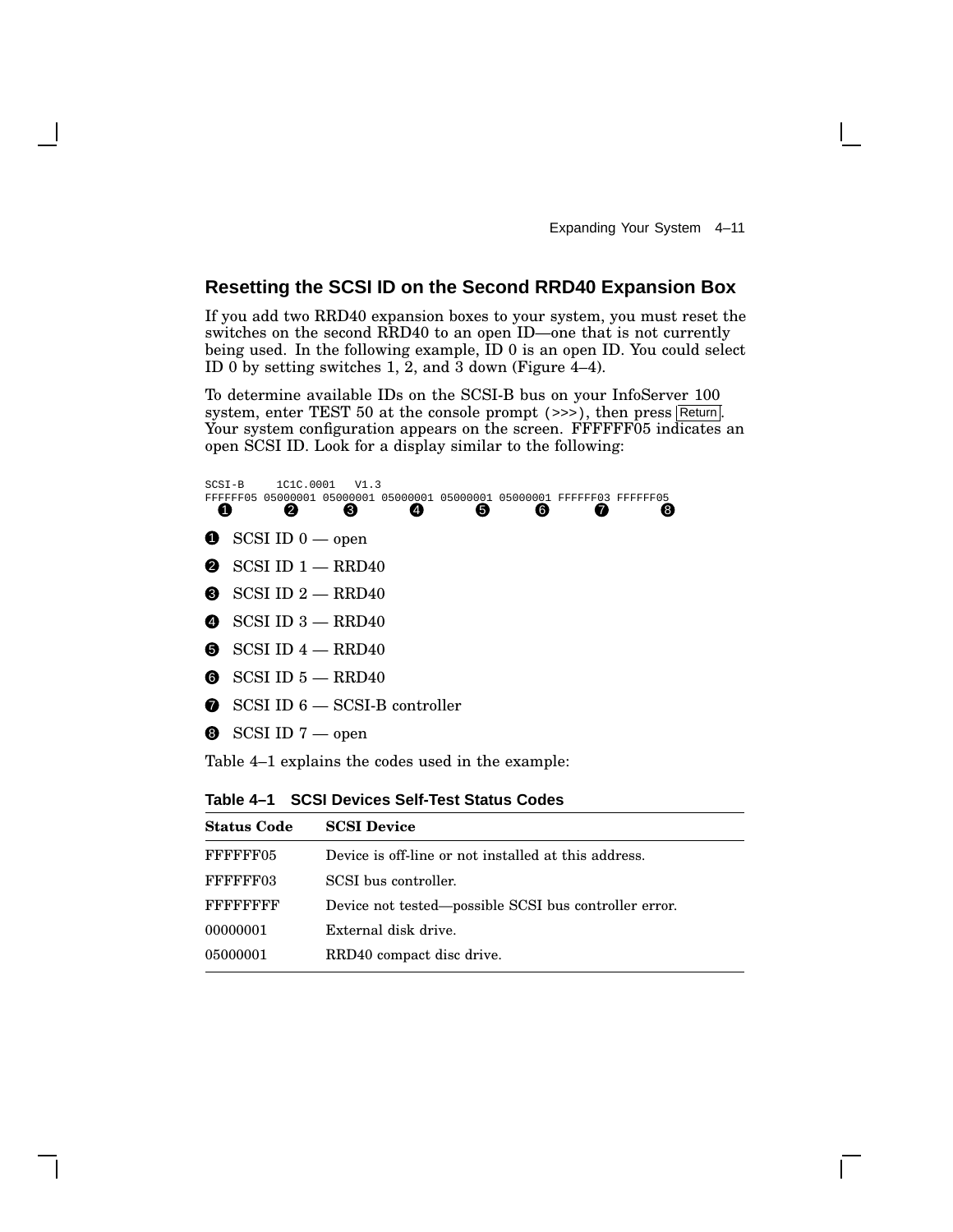## Resetting the SCSI ID on the Second RRD40 Expansion Box

If you add two RRD40 expansion boxes to your system, you must reset the switches on the second RRD40 to an open ID—one that is not currently being used. In the following example, ID 0 is an open ID. You could select ID 0 by setting switches 1, 2, and 3 down (Figure 4–4).

To determine available IDs on the SCSI-B bus on your InfoServer 100 system, enter TEST 50 at the console prompt (>>>), then press Return. Your system configuration appears on the screen. FFFFFF05 indicates an open SCSI ID. Look for a display similar to the following:

```
SCSI-B     1C1C.0001   V1.3
FFFFFF05 05000001 05000001 05000001 05000001 05000001 FFFFFF03 FFFFFF05
   ❶        ❷        ❸        ❹        ❺        ❻        ❼        ❽
```

❶ SCSI ID 0 — open

❷ SCSI ID 1 — RRD40

❸ SCSI ID 2 — RRD40

❹ SCSI ID 3 — RRD40

❺ SCSI ID 4 — RRD40

❻ SCSI ID 5 — RRD40

❼ SCSI ID 6 — SCSI-B controller

❽ SCSI ID 7 — open

Table 4–1 explains the codes used in the example:

**Table 4–1 SCSI Devices Self-Test Status Codes**

| Status Code | SCSI Device |
|---|---|
| FFFFFF05 | Device is off-line or not installed at this address. |
| FFFFFF03 | SCSI bus controller. |
| FFFFFFFF | Device not tested—possible SCSI bus controller error. |
| 00000001 | External disk drive. |
| 05000001 | RRD40 compact disc drive. |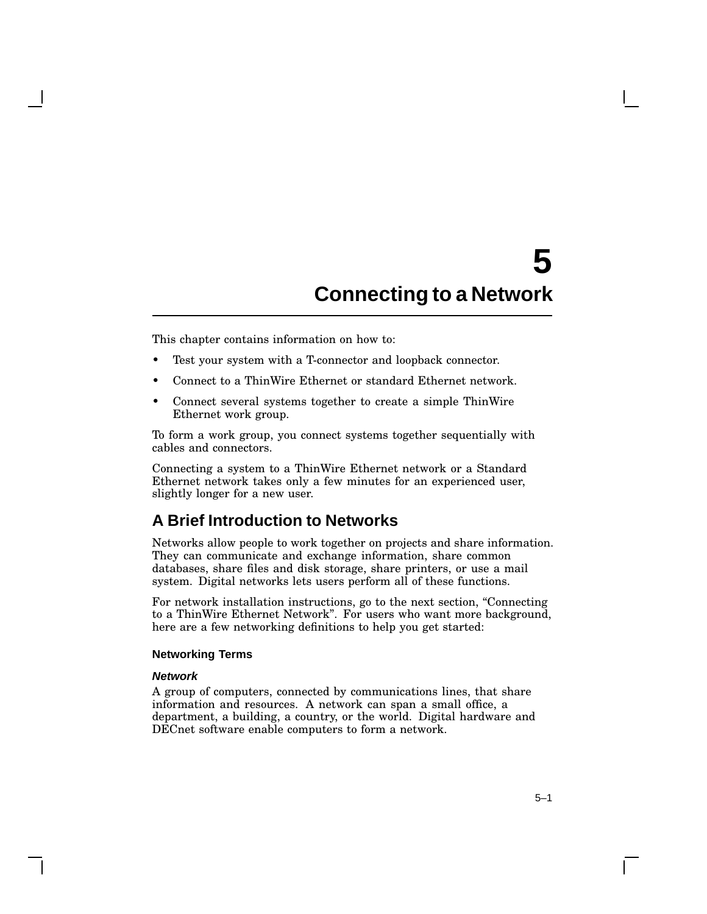# 5 Connecting to a Network

This chapter contains information on how to:

- Test your system with a T-connector and loopback connector.
- Connect to a ThinWire Ethernet or standard Ethernet network.
- Connect several systems together to create a simple ThinWire Ethernet work group.

To form a work group, you connect systems together sequentially with cables and connectors.

Connecting a system to a ThinWire Ethernet network or a Standard Ethernet network takes only a few minutes for an experienced user, slightly longer for a new user.

## A Brief Introduction to Networks

Networks allow people to work together on projects and share information. They can communicate and exchange information, share common databases, share files and disk storage, share printers, or use a mail system. Digital networks lets users perform all of these functions.

For network installation instructions, go to the next section, "Connecting to a ThinWire Ethernet Network". For users who want more background, here are a few networking definitions to help you get started:

### Networking Terms

#### *Network*

A group of computers, connected by communications lines, that share information and resources. A network can span a small office, a department, a building, a country, or the world. Digital hardware and DECnet software enable computers to form a network.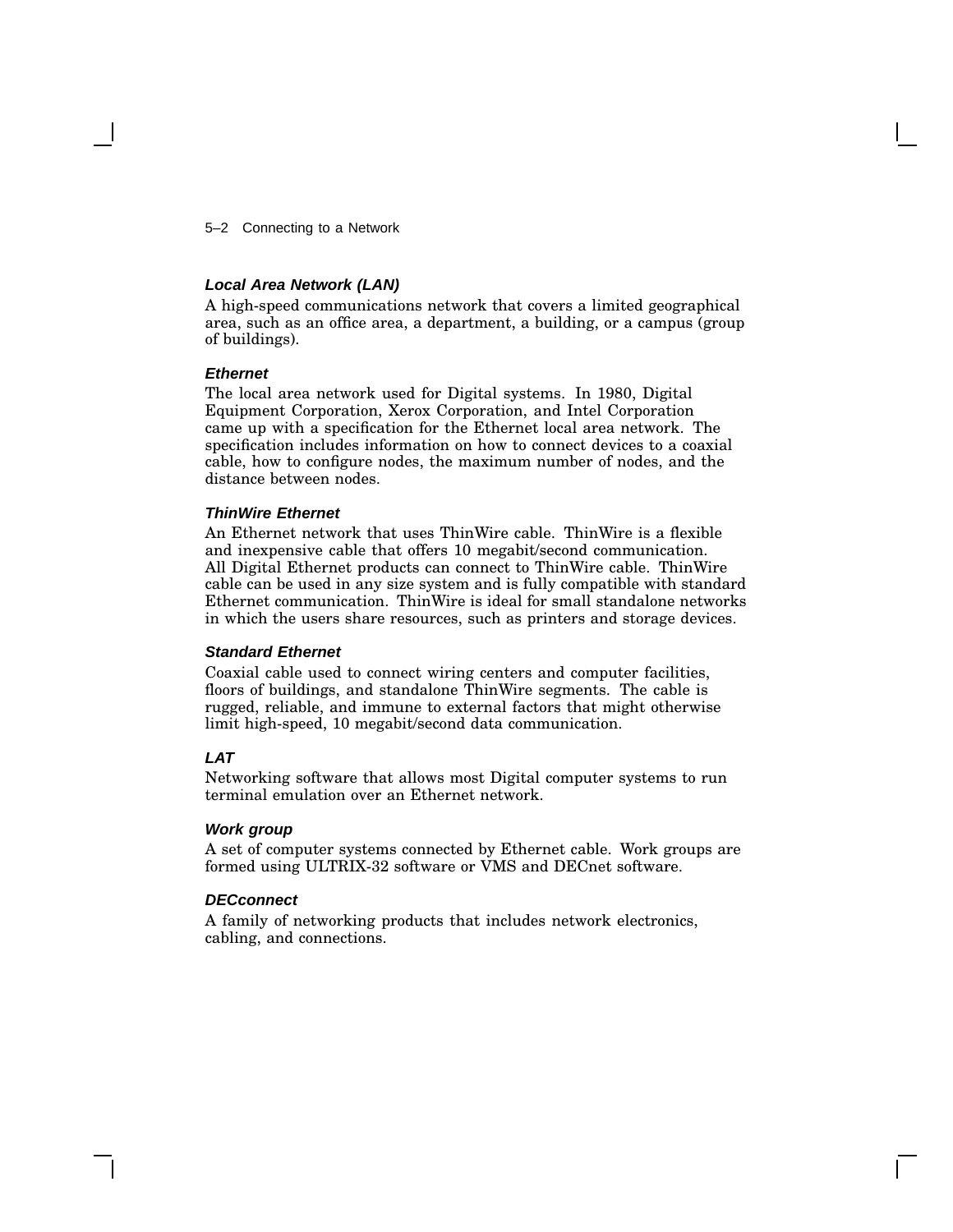### *Local Area Network (LAN)*

A high-speed communications network that covers a limited geographical area, such as an office area, a department, a building, or a campus (group of buildings).

### *Ethernet*

The local area network used for Digital systems. In 1980, Digital Equipment Corporation, Xerox Corporation, and Intel Corporation came up with a specification for the Ethernet local area network. The specification includes information on how to connect devices to a coaxial cable, how to configure nodes, the maximum number of nodes, and the distance between nodes.

### *ThinWire Ethernet*

An Ethernet network that uses ThinWire cable. ThinWire is a flexible and inexpensive cable that offers 10 megabit/second communication. All Digital Ethernet products can connect to ThinWire cable. ThinWire cable can be used in any size system and is fully compatible with standard Ethernet communication. ThinWire is ideal for small standalone networks in which the users share resources, such as printers and storage devices.

### *Standard Ethernet*

Coaxial cable used to connect wiring centers and computer facilities, floors of buildings, and standalone ThinWire segments. The cable is rugged, reliable, and immune to external factors that might otherwise limit high-speed, 10 megabit/second data communication.

### *LAT*

Networking software that allows most Digital computer systems to run terminal emulation over an Ethernet network.

### *Work group*

A set of computer systems connected by Ethernet cable. Work groups are formed using ULTRIX-32 software or VMS and DECnet software.

### *DECconnect*

A family of networking products that includes network electronics, cabling, and connections.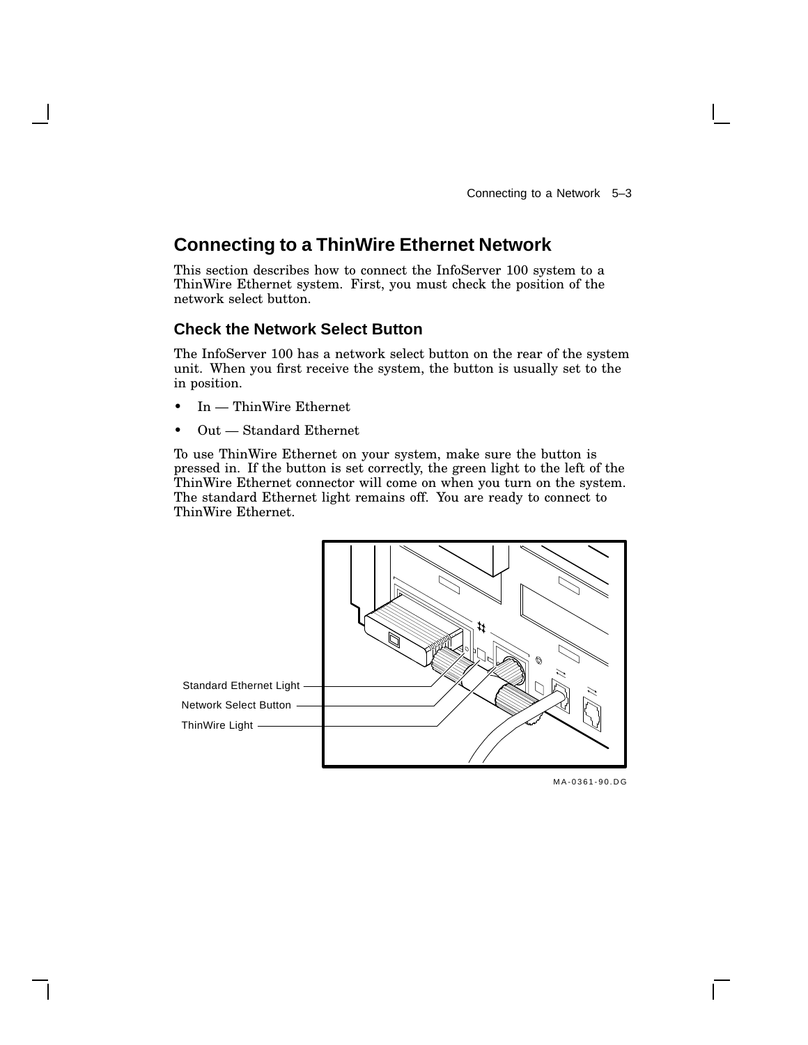## Connecting to a ThinWire Ethernet Network

This section describes how to connect the InfoServer 100 system to a ThinWire Ethernet system. First, you must check the position of the network select button.

### Check the Network Select Button

The InfoServer 100 has a network select button on the rear of the system unit. When you first receive the system, the button is usually set to the in position.

- In — ThinWire Ethernet
- Out — Standard Ethernet

To use ThinWire Ethernet on your system, make sure the button is pressed in. If the button is set correctly, the green light to the left of the ThinWire Ethernet connector will come on when you turn on the system. The standard Ethernet light remains off. You are ready to connect to ThinWire Ethernet.

Standard Ethernet Light

Network Select Button

ThinWire Light

MA-0361-90.DG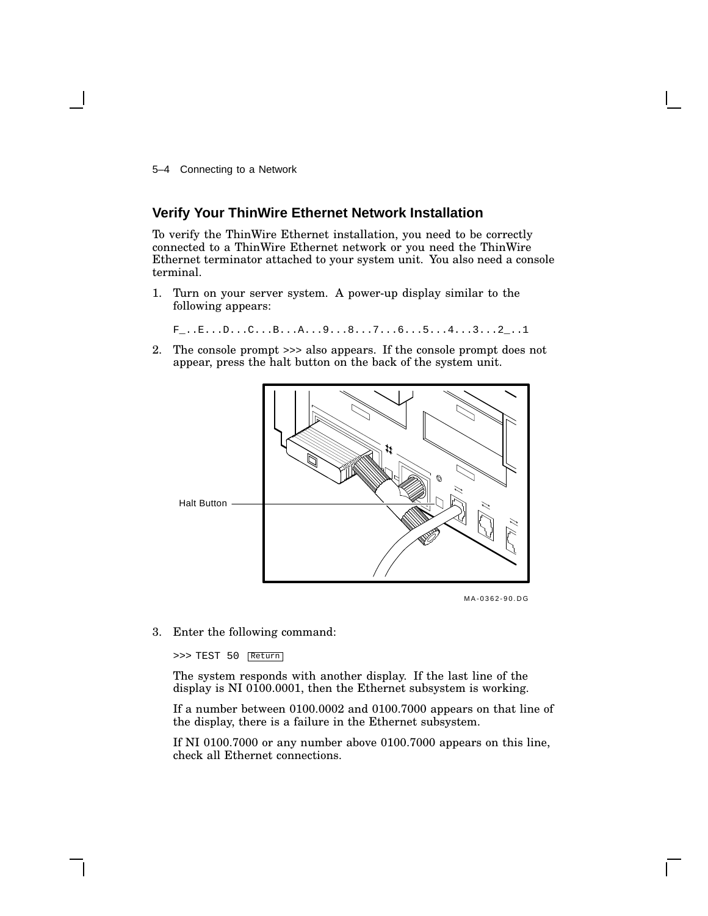## Verify Your ThinWire Ethernet Network Installation

To verify the ThinWire Ethernet installation, you need to be correctly connected to a ThinWire Ethernet network or you need the ThinWire Ethernet terminator attached to your system unit. You also need a console terminal.

1. Turn on your server system. A power-up display similar to the following appears:

   ```
   F_..E...D...C...B...A...9...8...7...6...5...4...3...2_..1
   ```

2. The console prompt >>> also appears. If the console prompt does not appear, press the halt button on the back of the system unit.

   Halt Button

   MA-0362-90.DG

3. Enter the following command:

   ```
   >>> TEST 50 Return
   ```

   The system responds with another display. If the last line of the display is NI 0100.0001, then the Ethernet subsystem is working.

   If a number between 0100.0002 and 0100.7000 appears on that line of the display, there is a failure in the Ethernet subsystem.

   If NI 0100.7000 or any number above 0100.7000 appears on this line, check all Ethernet connections.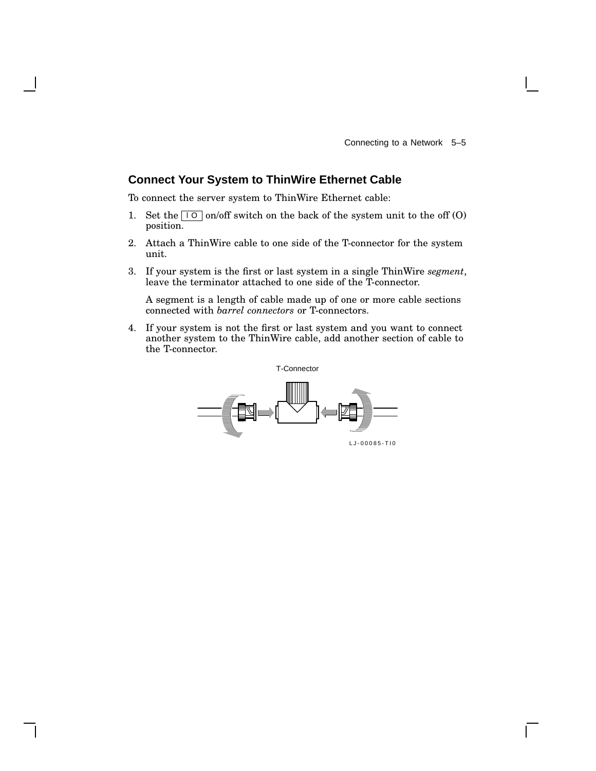## Connect Your System to ThinWire Ethernet Cable

To connect the server system to ThinWire Ethernet cable:

1. Set the | O on/off switch on the back of the system unit to the off (O) position.
2. Attach a ThinWire cable to one side of the T-connector for the system unit.
3. If your system is the first or last system in a single ThinWire *segment*, leave the terminator attached to one side of the T-connector.

   A segment is a length of cable made up of one or more cable sections connected with *barrel connectors* or T-connectors.

4. If your system is not the first or last system and you want to connect another system to the ThinWire cable, add another section of cable to the T-connector.

T-Connector

LJ-00085-TI0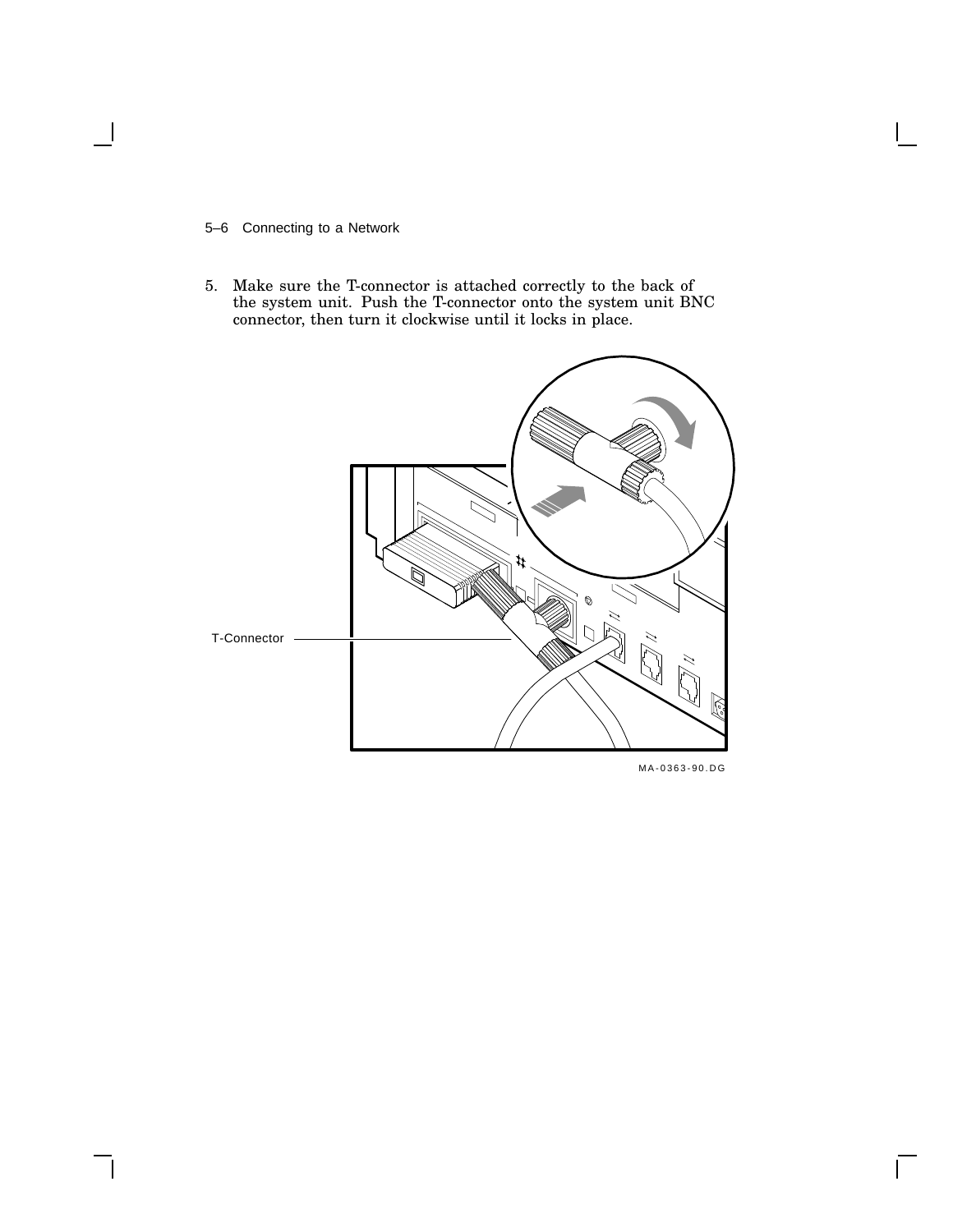5. Make sure the T-connector is attached correctly to the back of the system unit. Push the T-connector onto the system unit BNC connector, then turn it clockwise until it locks in place.

T-Connector

MA-0363-90.DG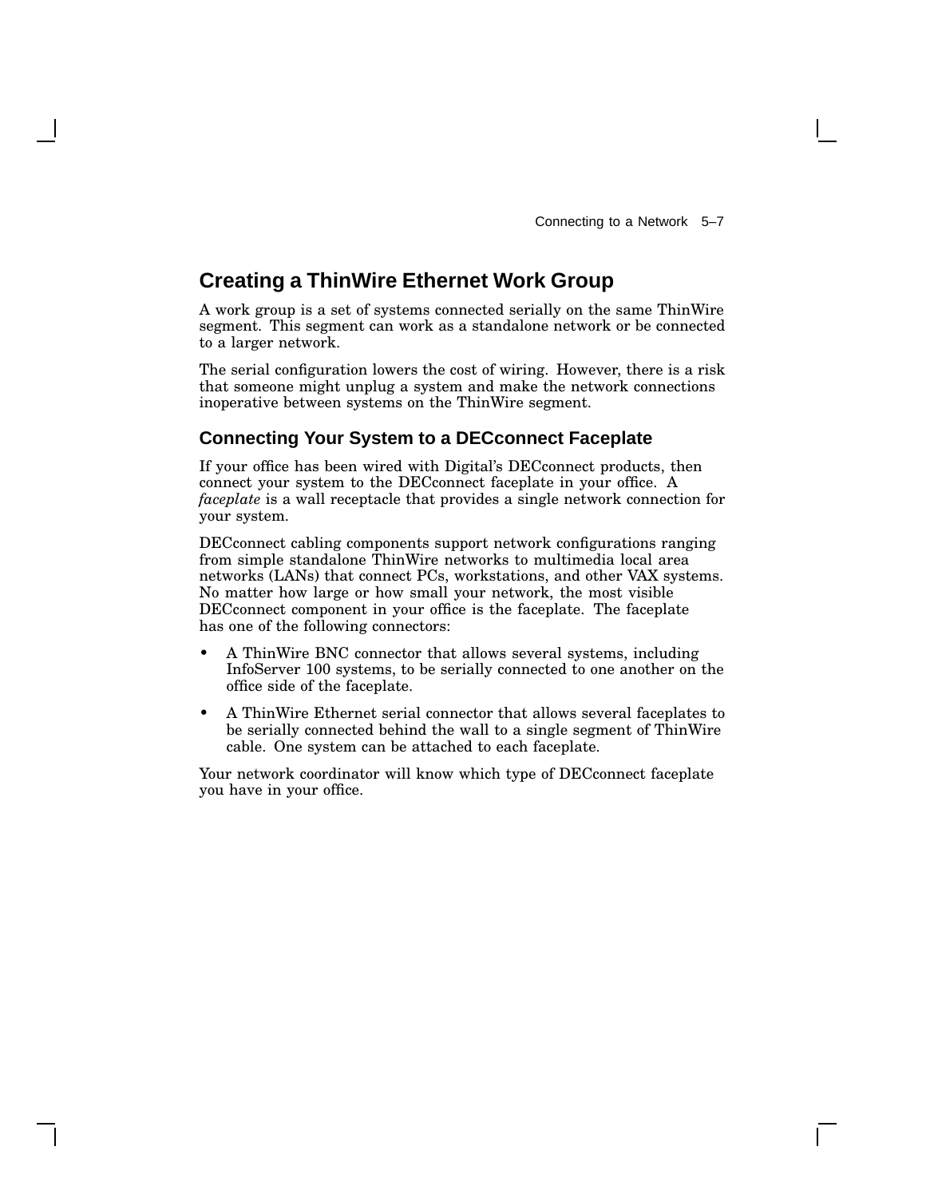## Creating a ThinWire Ethernet Work Group

A work group is a set of systems connected serially on the same ThinWire segment. This segment can work as a standalone network or be connected to a larger network.

The serial configuration lowers the cost of wiring. However, there is a risk that someone might unplug a system and make the network connections inoperative between systems on the ThinWire segment.

### Connecting Your System to a DECconnect Faceplate

If your office has been wired with Digital's DECconnect products, then connect your system to the DECconnect faceplate in your office. A *faceplate* is a wall receptacle that provides a single network connection for your system.

DECconnect cabling components support network configurations ranging from simple standalone ThinWire networks to multimedia local area networks (LANs) that connect PCs, workstations, and other VAX systems. No matter how large or how small your network, the most visible DECconnect component in your office is the faceplate. The faceplate has one of the following connectors:

- A ThinWire BNC connector that allows several systems, including InfoServer 100 systems, to be serially connected to one another on the office side of the faceplate.
- A ThinWire Ethernet serial connector that allows several faceplates to be serially connected behind the wall to a single segment of ThinWire cable. One system can be attached to each faceplate.

Your network coordinator will know which type of DECconnect faceplate you have in your office.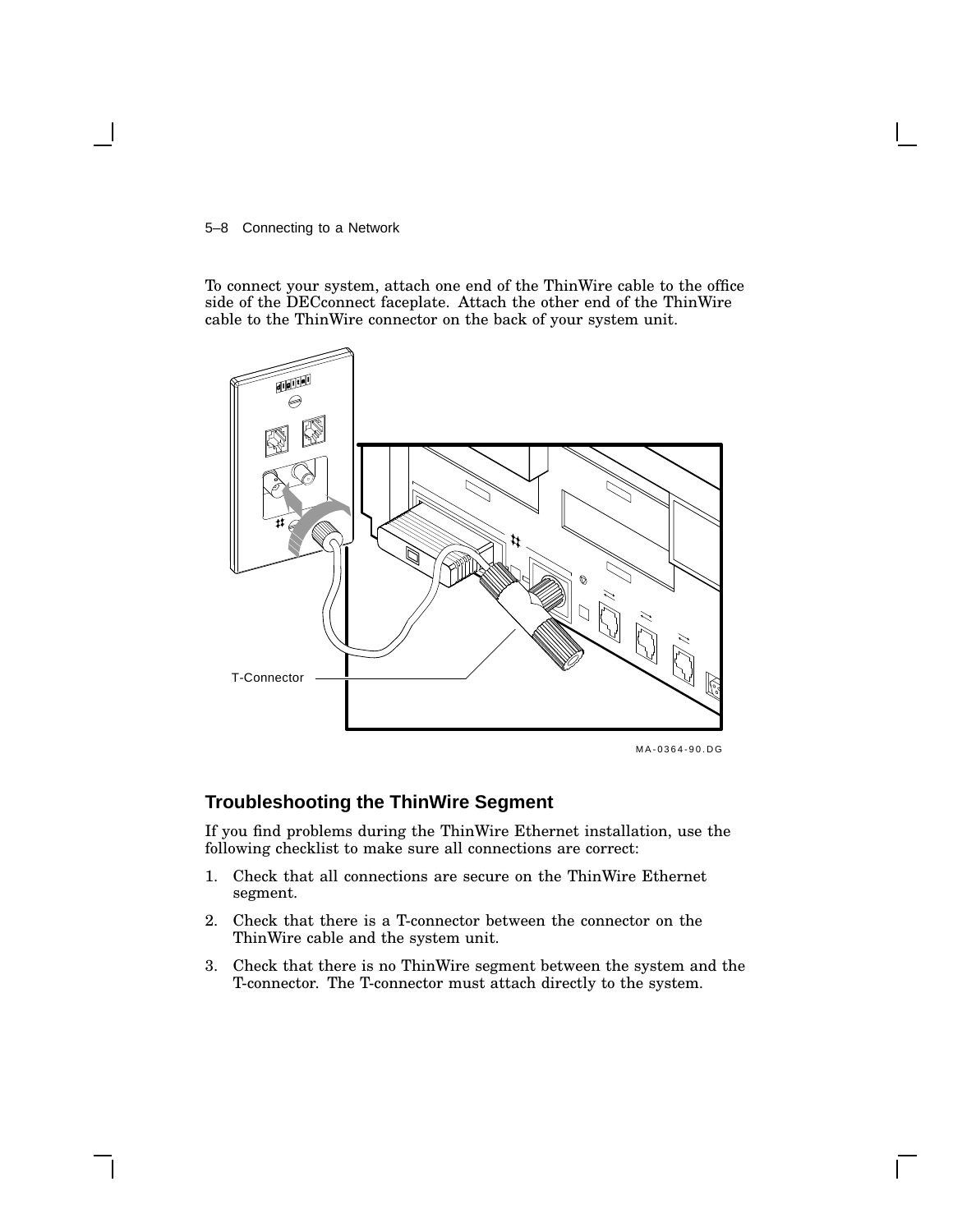To connect your system, attach one end of the ThinWire cable to the office side of the DECconnect faceplate. Attach the other end of the ThinWire cable to the ThinWire connector on the back of your system unit.

T-Connector

MA-0364-90.DG

## Troubleshooting the ThinWire Segment

If you find problems during the ThinWire Ethernet installation, use the following checklist to make sure all connections are correct:

1. Check that all connections are secure on the ThinWire Ethernet segment.
2. Check that there is a T-connector between the connector on the ThinWire cable and the system unit.
3. Check that there is no ThinWire segment between the system and the T-connector. The T-connector must attach directly to the system.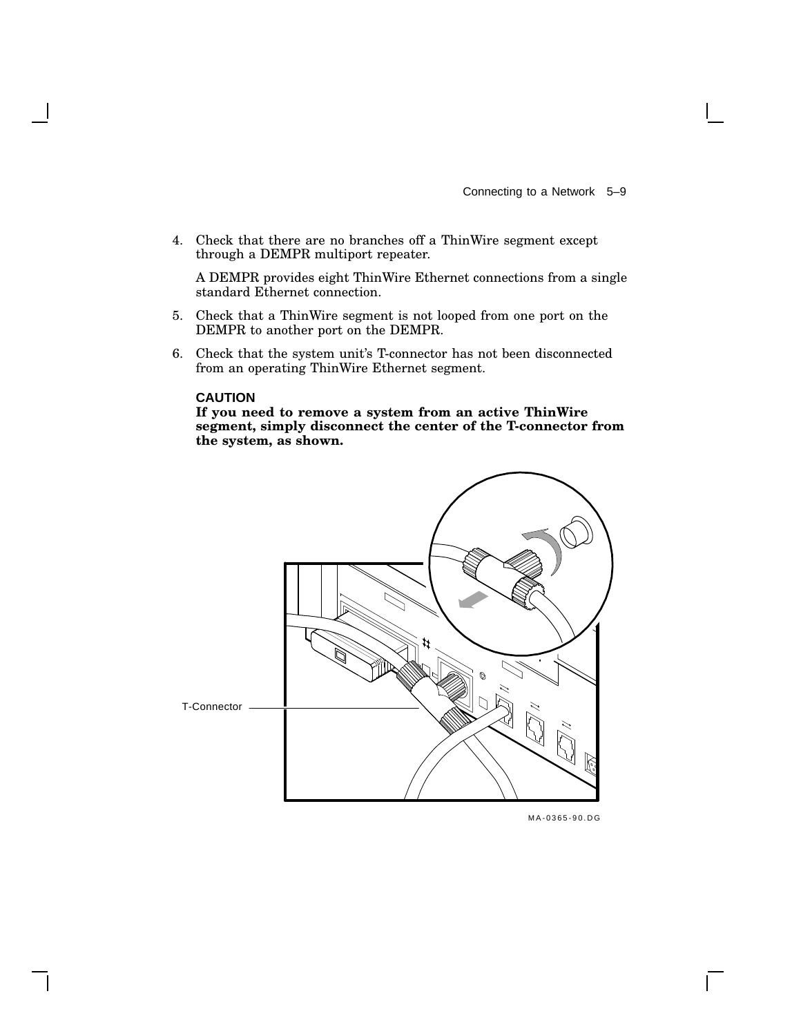4. Check that there are no branches off a ThinWire segment except through a DEMPR multiport repeater.

   A DEMPR provides eight ThinWire Ethernet connections from a single standard Ethernet connection.

5. Check that a ThinWire segment is not looped from one port on the DEMPR to another port on the DEMPR.

6. Check that the system unit's T-connector has not been disconnected from an operating ThinWire Ethernet segment.

   **CAUTION**
   **If you need to remove a system from an active ThinWire segment, simply disconnect the center of the T-connector from the system, as shown.**

T-Connector

MA-0365-90.DG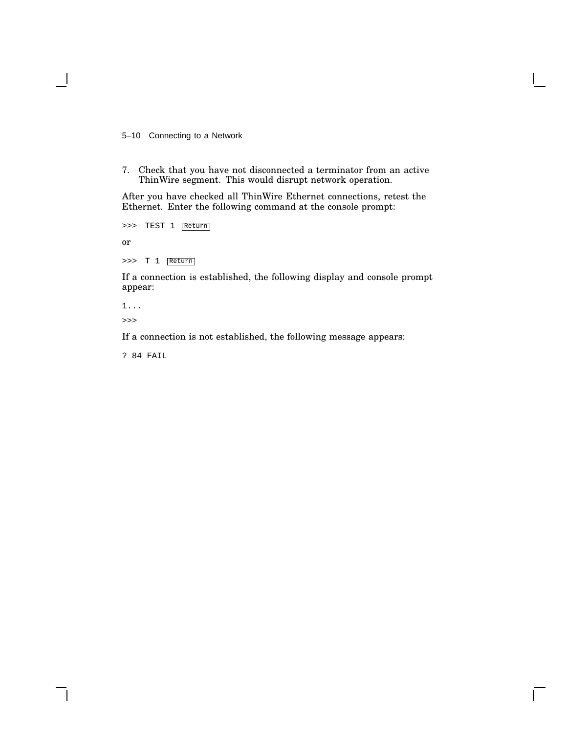7. Check that you have not disconnected a terminator from an active ThinWire segment. This would disrupt network operation.

After you have checked all ThinWire Ethernet connections, retest the Ethernet. Enter the following command at the console prompt:

```
>>> TEST 1 Return
```

or

```
>>> T 1 Return
```

If a connection is established, the following display and console prompt appear:

```
1...
>>>
```

If a connection is not established, the following message appears:

```
? 84 FAIL
```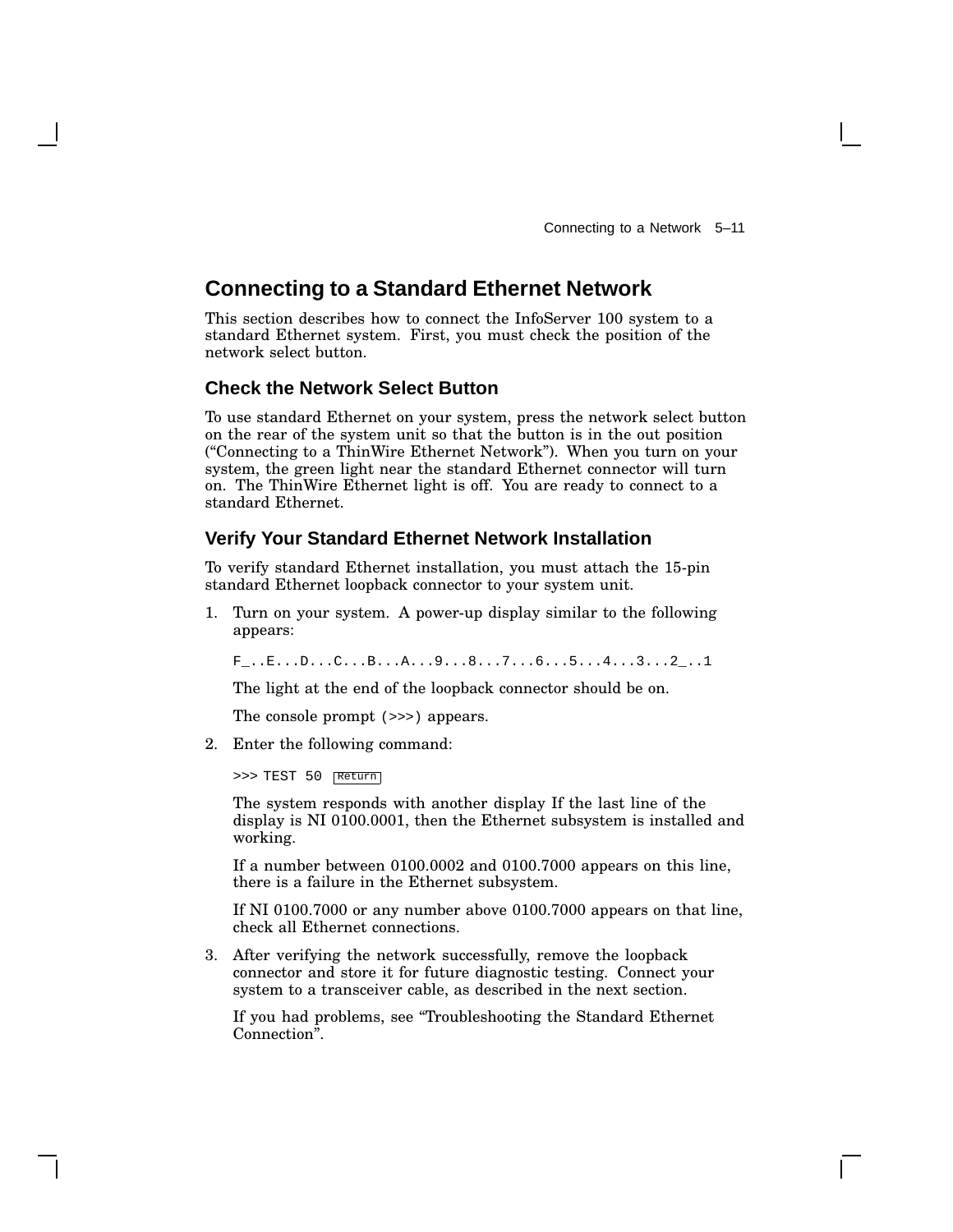## Connecting to a Standard Ethernet Network

This section describes how to connect the InfoServer 100 system to a standard Ethernet system. First, you must check the position of the network select button.

### Check the Network Select Button

To use standard Ethernet on your system, press the network select button on the rear of the system unit so that the button is in the out position ("Connecting to a ThinWire Ethernet Network"). When you turn on your system, the green light near the standard Ethernet connector will turn on. The ThinWire Ethernet light is off. You are ready to connect to a standard Ethernet.

### Verify Your Standard Ethernet Network Installation

To verify standard Ethernet installation, you must attach the 15-pin standard Ethernet loopback connector to your system unit.

1. Turn on your system. A power-up display similar to the following appears:

   ```
   F_..E...D...C...B...A...9...8...7...6...5...4...3...2_..1
   ```

   The light at the end of the loopback connector should be on.

   The console prompt (>>>) appears.

2. Enter the following command:

   ```
   >>> TEST 50 Return
   ```

   The system responds with another display If the last line of the display is NI 0100.0001, then the Ethernet subsystem is installed and working.

   If a number between 0100.0002 and 0100.7000 appears on this line, there is a failure in the Ethernet subsystem.

   If NI 0100.7000 or any number above 0100.7000 appears on that line, check all Ethernet connections.

3. After verifying the network successfully, remove the loopback connector and store it for future diagnostic testing. Connect your system to a transceiver cable, as described in the next section.

   If you had problems, see "Troubleshooting the Standard Ethernet Connection".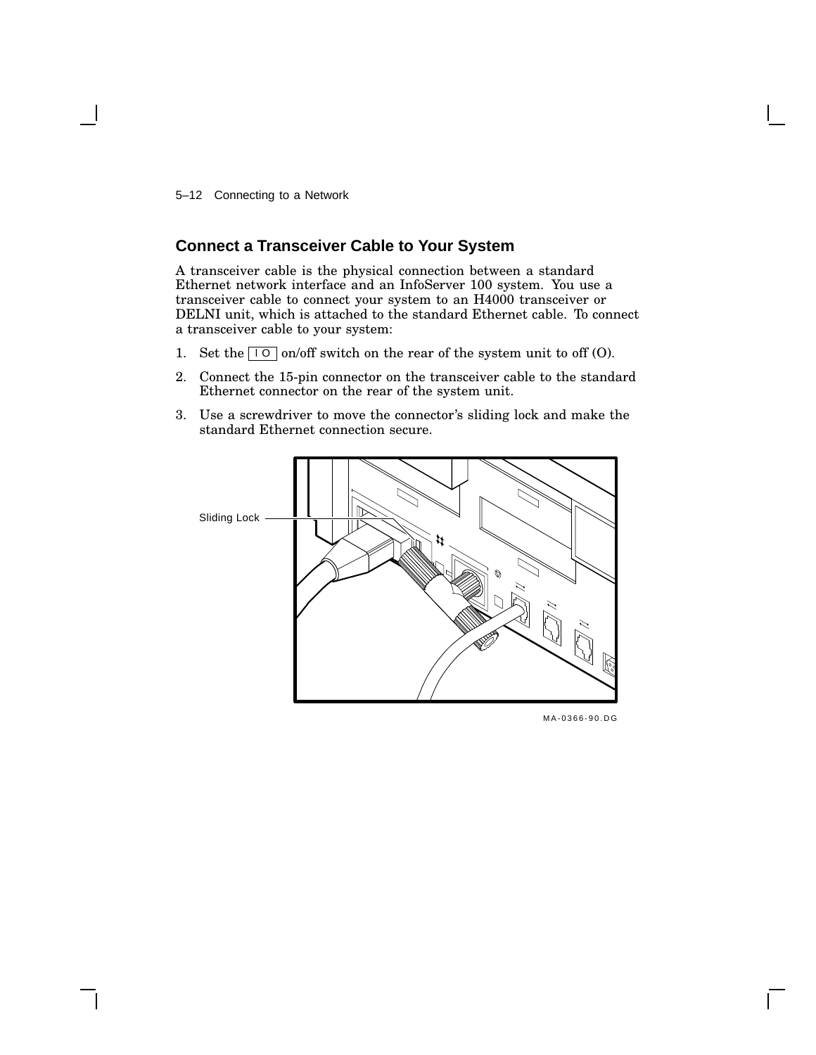## Connect a Transceiver Cable to Your System

A transceiver cable is the physical connection between a standard Ethernet network interface and an InfoServer 100 system. You use a transceiver cable to connect your system to an H4000 transceiver or DELNI unit, which is attached to the standard Ethernet cable. To connect a transceiver cable to your system:

1. Set the | O on/off switch on the rear of the system unit to off (O).
2. Connect the 15-pin connector on the transceiver cable to the standard Ethernet connector on the rear of the system unit.
3. Use a screwdriver to move the connector's sliding lock and make the standard Ethernet connection secure.

Sliding Lock

MA-0366-90.DG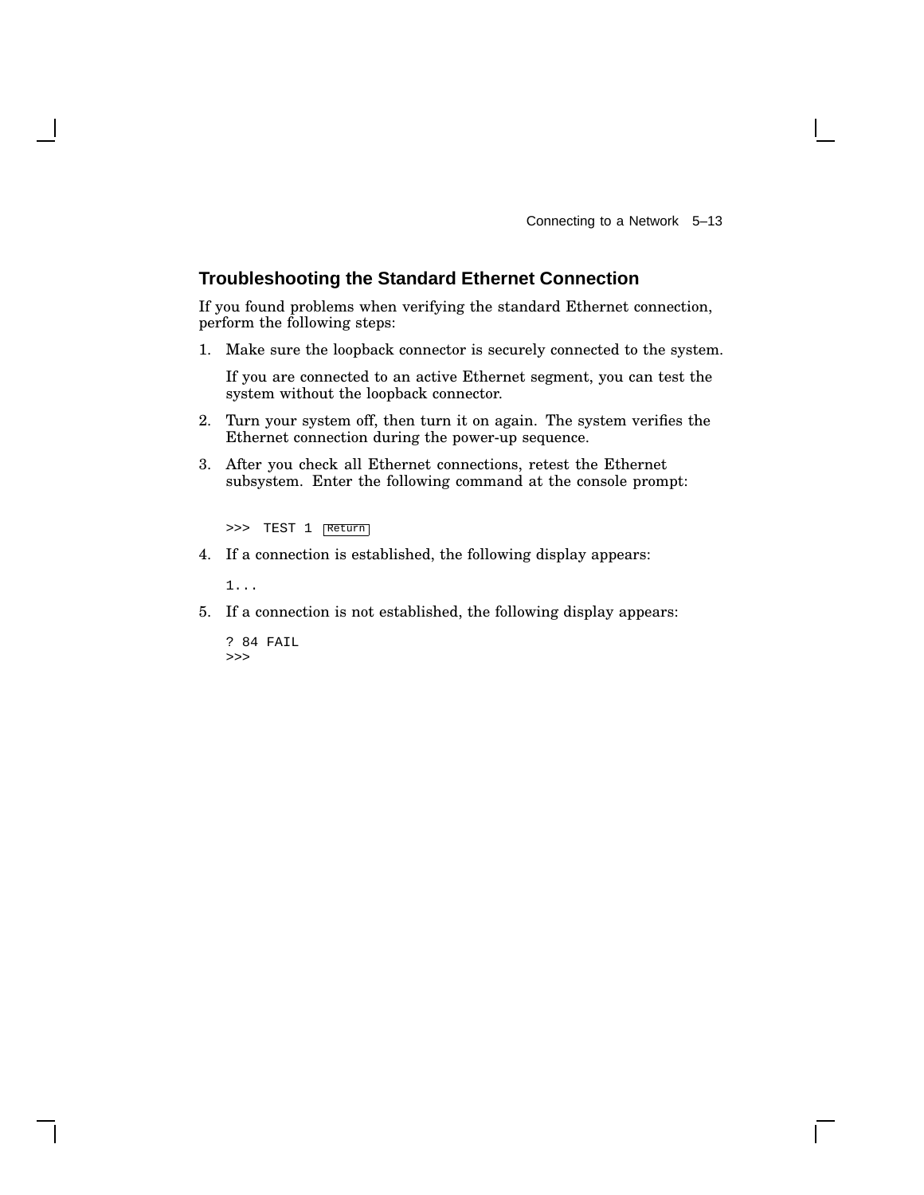## Troubleshooting the Standard Ethernet Connection

If you found problems when verifying the standard Ethernet connection, perform the following steps:

1. Make sure the loopback connector is securely connected to the system.

   If you are connected to an active Ethernet segment, you can test the system without the loopback connector.

2. Turn your system off, then turn it on again. The system verifies the Ethernet connection during the power-up sequence.

3. After you check all Ethernet connections, retest the Ethernet subsystem. Enter the following command at the console prompt:

   ```
   >>> TEST 1 Return
   ```

4. If a connection is established, the following display appears:

   ```
   1...
   ```

5. If a connection is not established, the following display appears:

   ```
   ? 84 FAIL
   >>>
   ```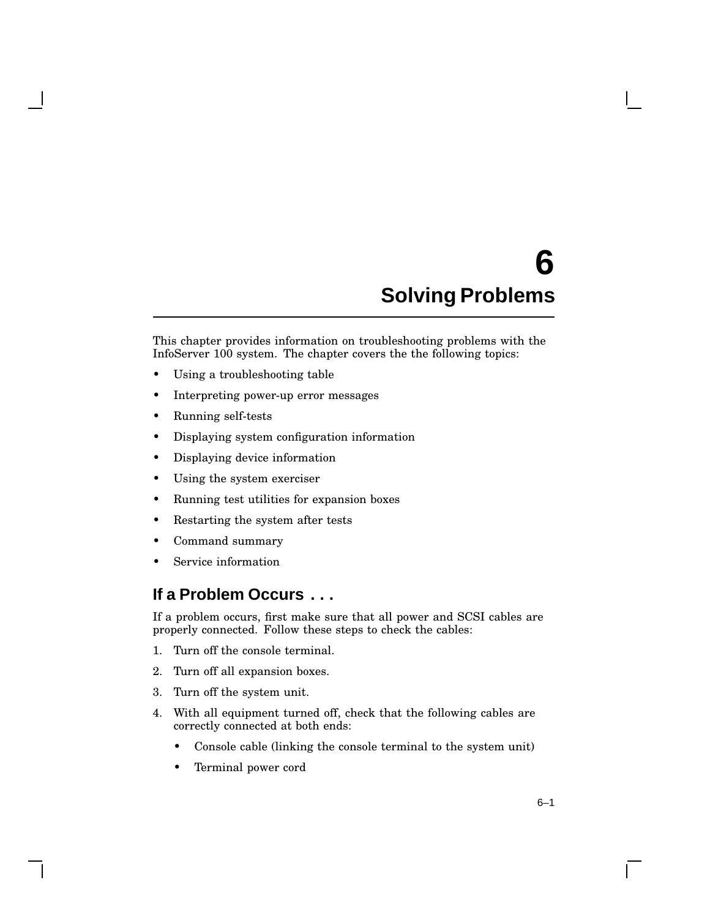# 6 Solving Problems

This chapter provides information on troubleshooting problems with the InfoServer 100 system. The chapter covers the the following topics:

- Using a troubleshooting table
- Interpreting power-up error messages
- Running self-tests
- Displaying system configuration information
- Displaying device information
- Using the system exerciser
- Running test utilities for expansion boxes
- Restarting the system after tests
- Command summary
- Service information

## If a Problem Occurs . . .

If a problem occurs, first make sure that all power and SCSI cables are properly connected. Follow these steps to check the cables:

1. Turn off the console terminal.
2. Turn off all expansion boxes.
3. Turn off the system unit.
4. With all equipment turned off, check that the following cables are correctly connected at both ends:
   - Console cable (linking the console terminal to the system unit)
   - Terminal power cord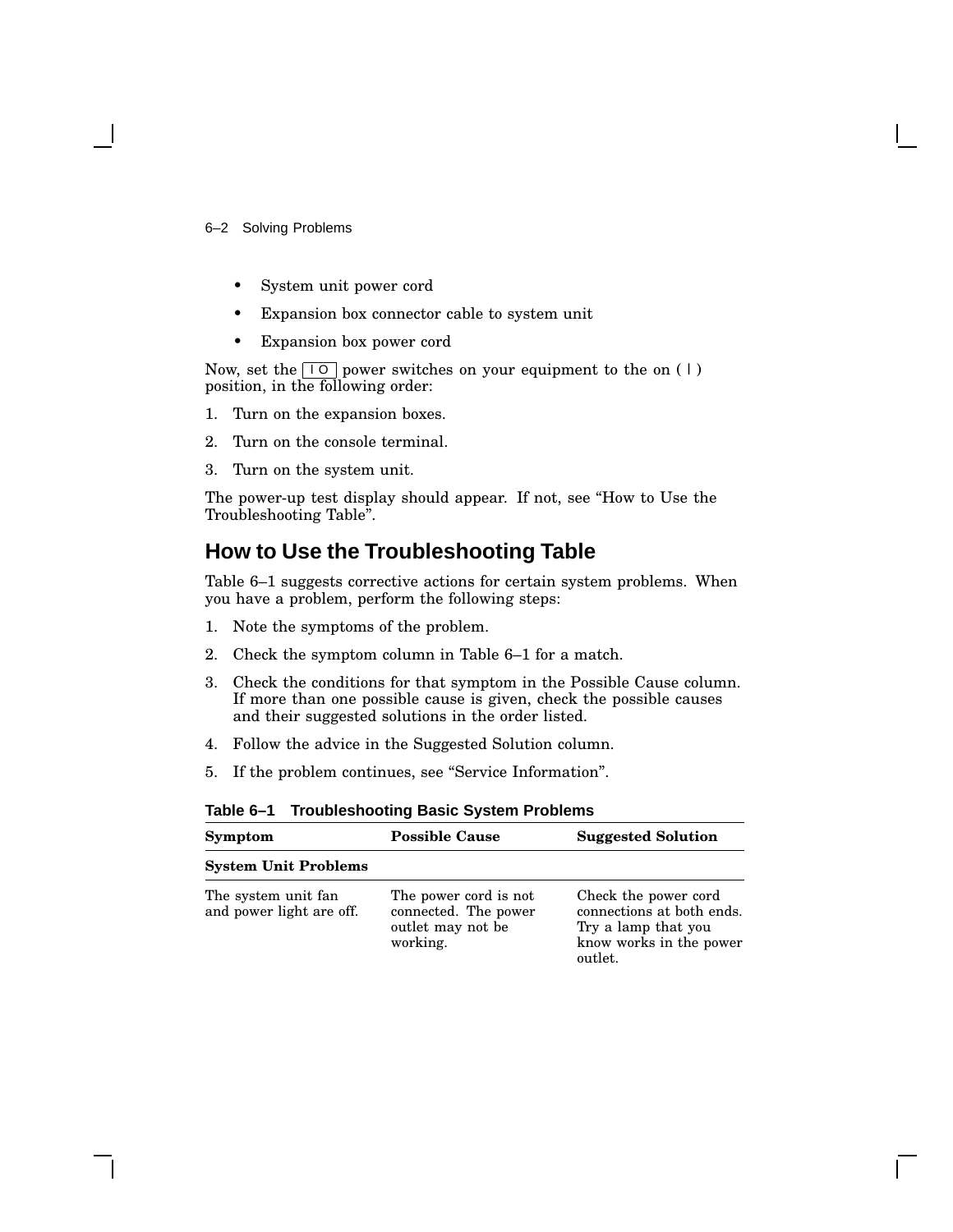- System unit power cord
- Expansion box connector cable to system unit
- Expansion box power cord

Now, set the | O power switches on your equipment to the on ( | ) position, in the following order:

1. Turn on the expansion boxes.
2. Turn on the console terminal.
3. Turn on the system unit.

The power-up test display should appear. If not, see “How to Use the Troubleshooting Table”.

## How to Use the Troubleshooting Table

Table 6–1 suggests corrective actions for certain system problems. When you have a problem, perform the following steps:

1. Note the symptoms of the problem.
2. Check the symptom column in Table 6–1 for a match.
3. Check the conditions for that symptom in the Possible Cause column. If more than one possible cause is given, check the possible causes and their suggested solutions in the order listed.
4. Follow the advice in the Suggested Solution column.
5. If the problem continues, see “Service Information”.

**Table 6–1 Troubleshooting Basic System Problems**

| Symptom | Possible Cause | Suggested Solution |
|---|---|---|
| **System Unit Problems** | | |
| The system unit fan and power light are off. | The power cord is not connected. The power outlet may not be working. | Check the power cord connections at both ends. Try a lamp that you know works in the power outlet. |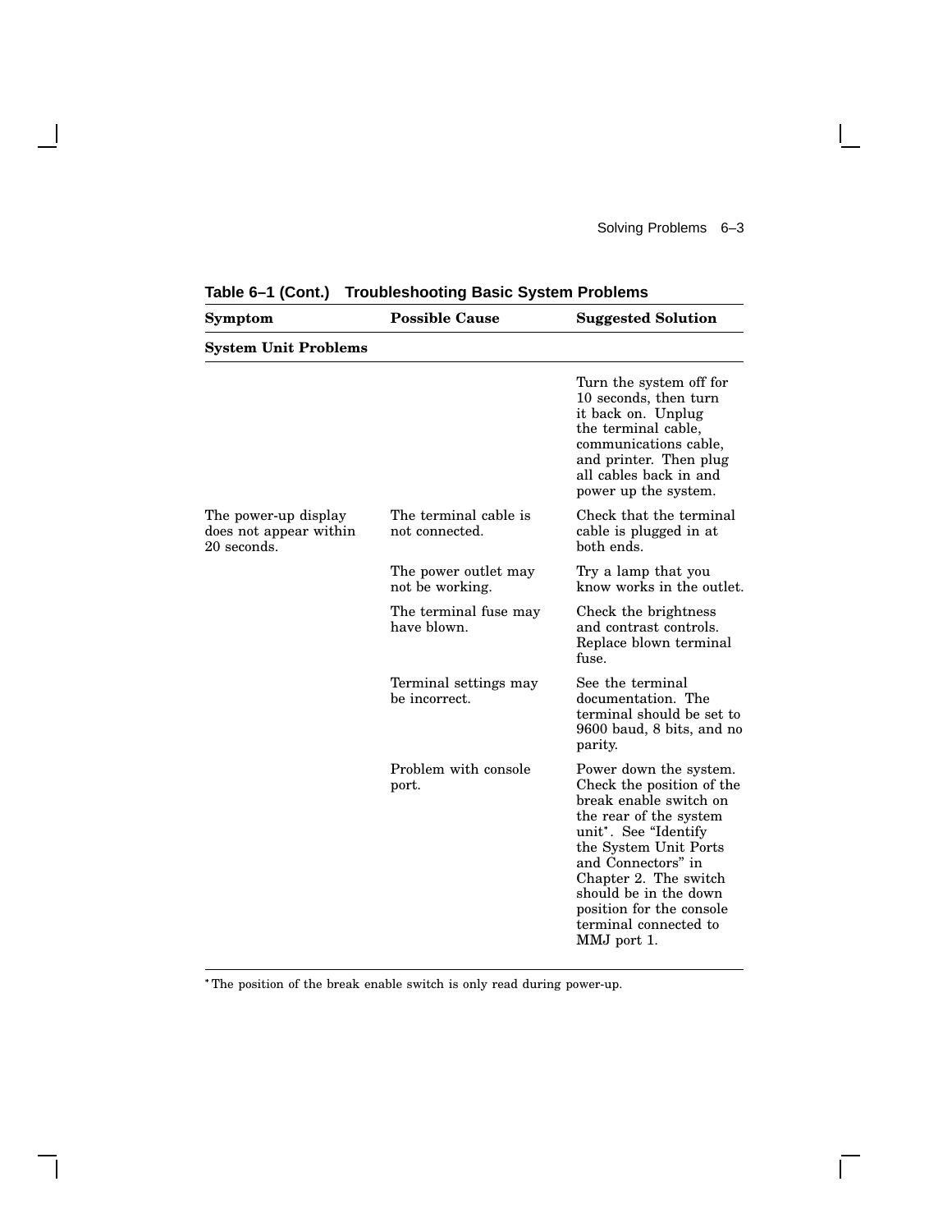**Table 6–1 (Cont.) Troubleshooting Basic System Problems**

| Symptom | Possible Cause | Suggested Solution |
|---|---|---|
| **System Unit Problems** | | |
| | | Turn the system off for 10 seconds, then turn it back on. Unplug the terminal cable, communications cable, and printer. Then plug all cables back in and power up the system. |
| The power-up display does not appear within 20 seconds. | The terminal cable is not connected. | Check that the terminal cable is plugged in at both ends. |
| | The power outlet may not be working. | Try a lamp that you know works in the outlet. |
| | The terminal fuse may have blown. | Check the brightness and contrast controls. Replace blown terminal fuse. |
| | Terminal settings may be incorrect. | See the terminal documentation. The terminal should be set to 9600 baud, 8 bits, and no parity. |
| | Problem with console port. | Power down the system. Check the position of the break enable switch on the rear of the system unit*. See "Identify the System Unit Ports and Connectors" in Chapter 2. The switch should be in the down position for the console terminal connected to MMJ port 1. |

* The position of the break enable switch is only read during power-up.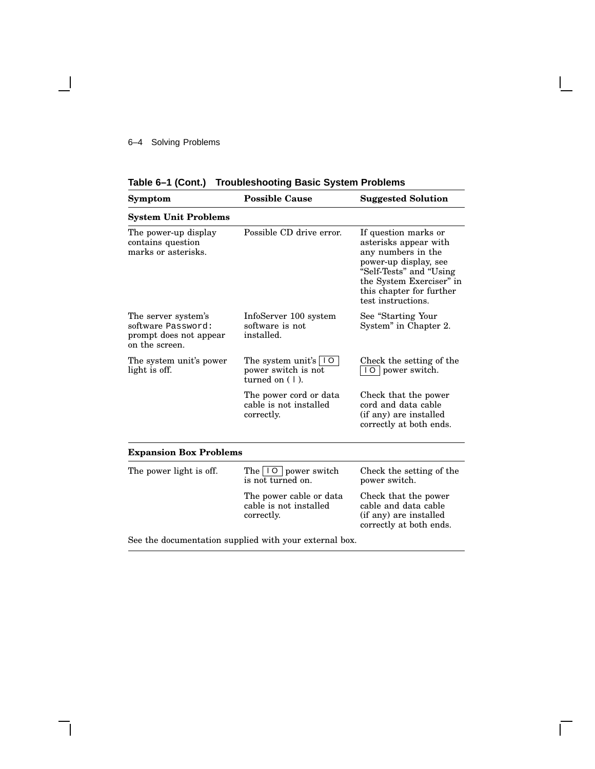**Table 6–1 (Cont.) Troubleshooting Basic System Problems**

| Symptom | Possible Cause | Suggested Solution |
|---|---|---|
| **System Unit Problems** | | |
| The power-up display contains question marks or asterisks. | Possible CD drive error. | If question marks or asterisks appear with any numbers in the power-up display, see “Self-Tests” and “Using the System Exerciser” in this chapter for further test instructions. |
| The server system’s software `Password:` prompt does not appear on the screen. | InfoServer 100 system software is not installed. | See “Starting Your System” in Chapter 2. |
| The system unit’s power light is off. | The system unit’s [ I O ] power switch is not turned on ( I ). | Check the setting of the [ I O ] power switch. |
| | The power cord or data cable is not installed correctly. | Check that the power cord and data cable (if any) are installed correctly at both ends. |
| **Expansion Box Problems** | | |
| The power light is off. | The [ I O ] power switch is not turned on. | Check the setting of the power switch. |
| | The power cable or data cable is not installed correctly. | Check that the power cable and data cable (if any) are installed correctly at both ends. |
| See the documentation supplied with your external box. | | |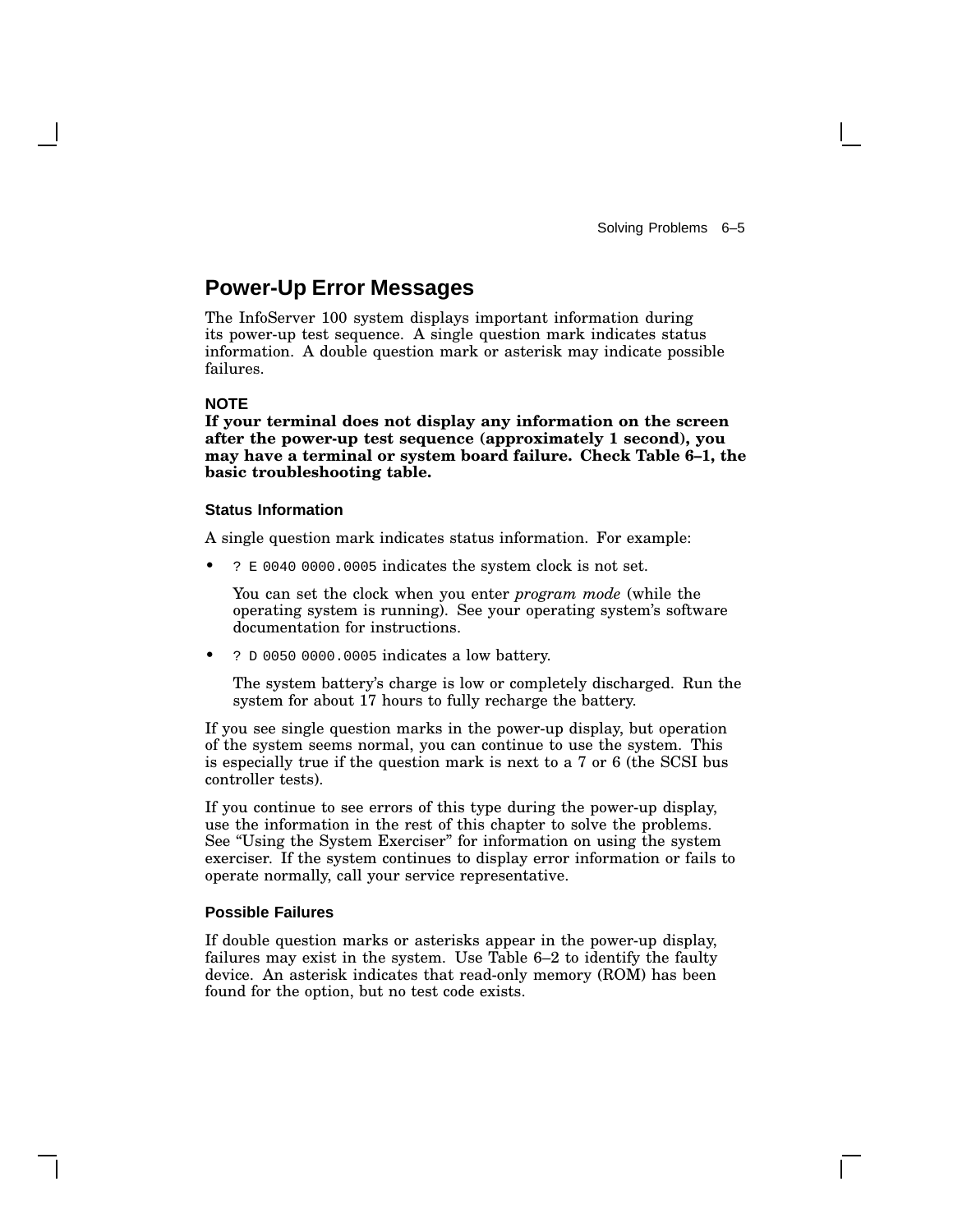## Power-Up Error Messages

The InfoServer 100 system displays important information during its power-up test sequence. A single question mark indicates status information. A double question mark or asterisk may indicate possible failures.

**NOTE**

**If your terminal does not display any information on the screen after the power-up test sequence (approximately 1 second), you may have a terminal or system board failure. Check Table 6–1, the basic troubleshooting table.**

### Status Information

A single question mark indicates status information. For example:

- `? E 0040 0000.0005` indicates the system clock is not set.

  You can set the clock when you enter *program mode* (while the operating system is running). See your operating system's software documentation for instructions.

- `? D 0050 0000.0005` indicates a low battery.

  The system battery's charge is low or completely discharged. Run the system for about 17 hours to fully recharge the battery.

If you see single question marks in the power-up display, but operation of the system seems normal, you can continue to use the system. This is especially true if the question mark is next to a 7 or 6 (the SCSI bus controller tests).

If you continue to see errors of this type during the power-up display, use the information in the rest of this chapter to solve the problems. See "Using the System Exerciser" for information on using the system exerciser. If the system continues to display error information or fails to operate normally, call your service representative.

### Possible Failures

If double question marks or asterisks appear in the power-up display, failures may exist in the system. Use Table 6–2 to identify the faulty device. An asterisk indicates that read-only memory (ROM) has been found for the option, but no test code exists.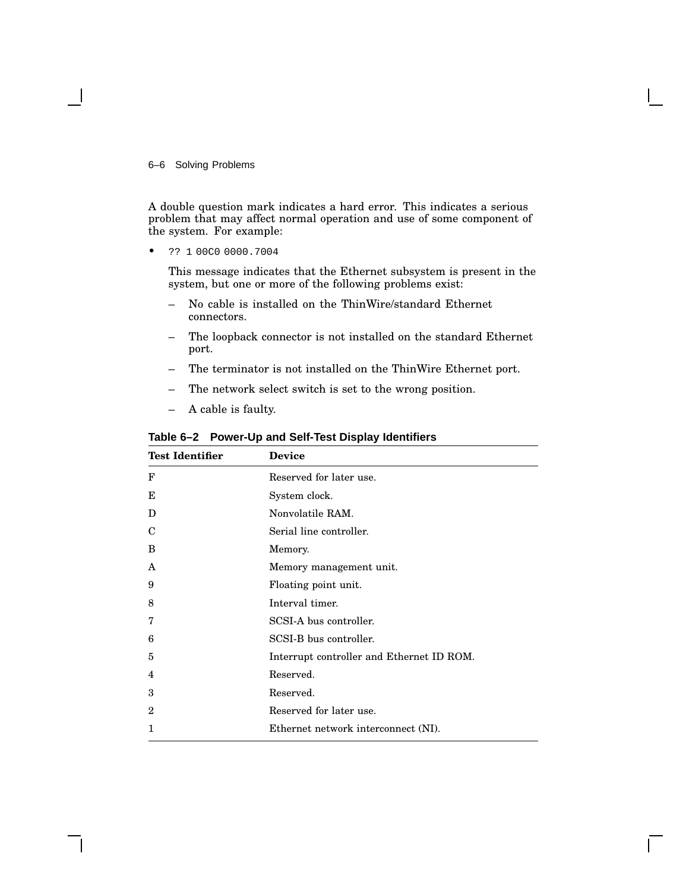A double question mark indicates a hard error. This indicates a serious problem that may affect normal operation and use of some component of the system. For example:

- `?? 1 00C0 0000.7004`

  This message indicates that the Ethernet subsystem is present in the system, but one or more of the following problems exist:

  – No cable is installed on the ThinWire/standard Ethernet connectors.

  – The loopback connector is not installed on the standard Ethernet port.

  – The terminator is not installed on the ThinWire Ethernet port.

  – The network select switch is set to the wrong position.

  – A cable is faulty.

**Table 6–2 Power-Up and Self-Test Display Identifiers**

| Test Identifier | Device |
|---|---|
| F | Reserved for later use. |
| E | System clock. |
| D | Nonvolatile RAM. |
| C | Serial line controller. |
| B | Memory. |
| A | Memory management unit. |
| 9 | Floating point unit. |
| 8 | Interval timer. |
| 7 | SCSI-A bus controller. |
| 6 | SCSI-B bus controller. |
| 5 | Interrupt controller and Ethernet ID ROM. |
| 4 | Reserved. |
| 3 | Reserved. |
| 2 | Reserved for later use. |
| 1 | Ethernet network interconnect (NI). |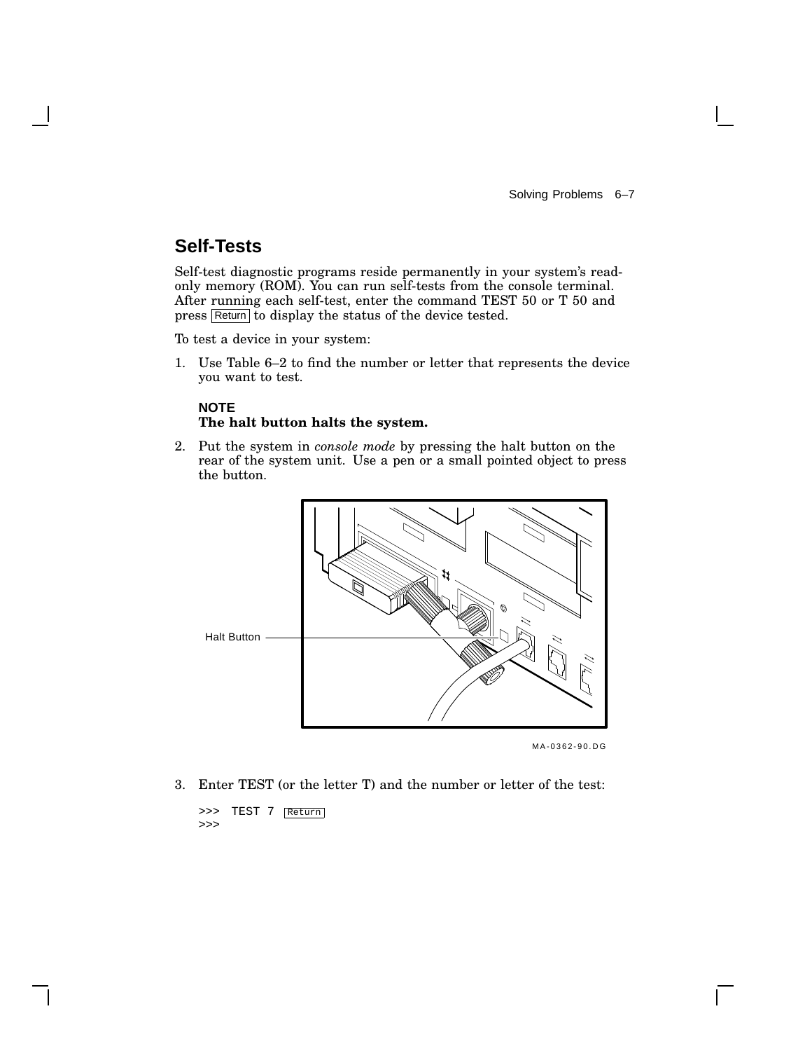## Self-Tests

Self-test diagnostic programs reside permanently in your system's read-only memory (ROM). You can run self-tests from the console terminal. After running each self-test, enter the command TEST 50 or T 50 and press Return to display the status of the device tested.

To test a device in your system:

1. Use Table 6–2 to find the number or letter that represents the device you want to test.

   **NOTE**
   **The halt button halts the system.**

2. Put the system in *console mode* by pressing the halt button on the rear of the system unit. Use a pen or a small pointed object to press the button.

   Halt Button

   MA-0362-90.DG

3. Enter TEST (or the letter T) and the number or letter of the test:

```
>>> TEST 7 Return
>>>
```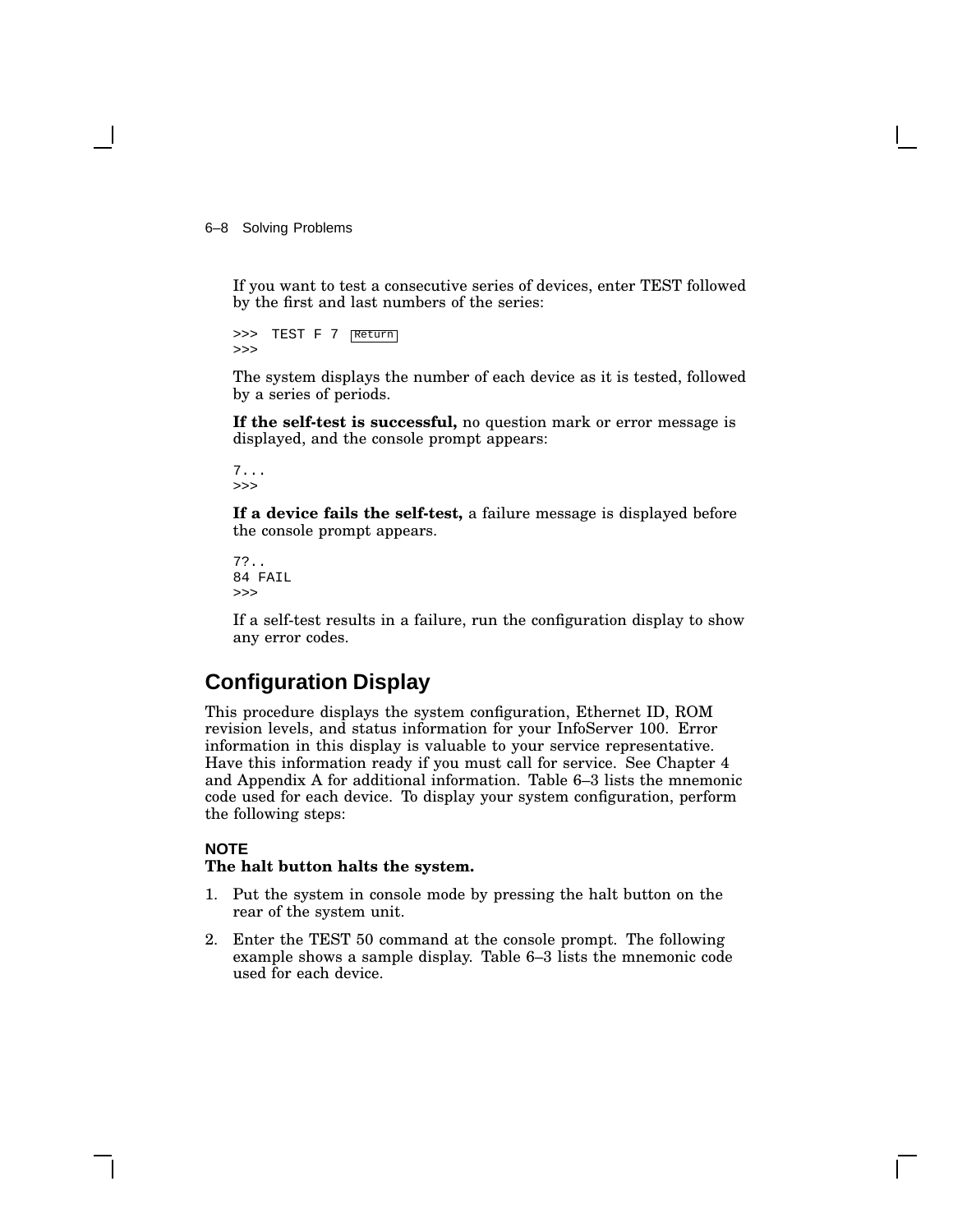If you want to test a consecutive series of devices, enter TEST followed by the first and last numbers of the series:

```
>>> TEST F 7 Return
>>>
```

The system displays the number of each device as it is tested, followed by a series of periods.

**If the self-test is successful,** no question mark or error message is displayed, and the console prompt appears:

```
7...
>>>
```

**If a device fails the self-test,** a failure message is displayed before the console prompt appears.

```
7?..
84 FAIL
>>>
```

If a self-test results in a failure, run the configuration display to show any error codes.

## Configuration Display

This procedure displays the system configuration, Ethernet ID, ROM revision levels, and status information for your InfoServer 100. Error information in this display is valuable to your service representative. Have this information ready if you must call for service. See Chapter 4 and Appendix A for additional information. Table 6–3 lists the mnemonic code used for each device. To display your system configuration, perform the following steps:

**NOTE**
**The halt button halts the system.**

1. Put the system in console mode by pressing the halt button on the rear of the system unit.
2. Enter the TEST 50 command at the console prompt. The following example shows a sample display. Table 6–3 lists the mnemonic code used for each device.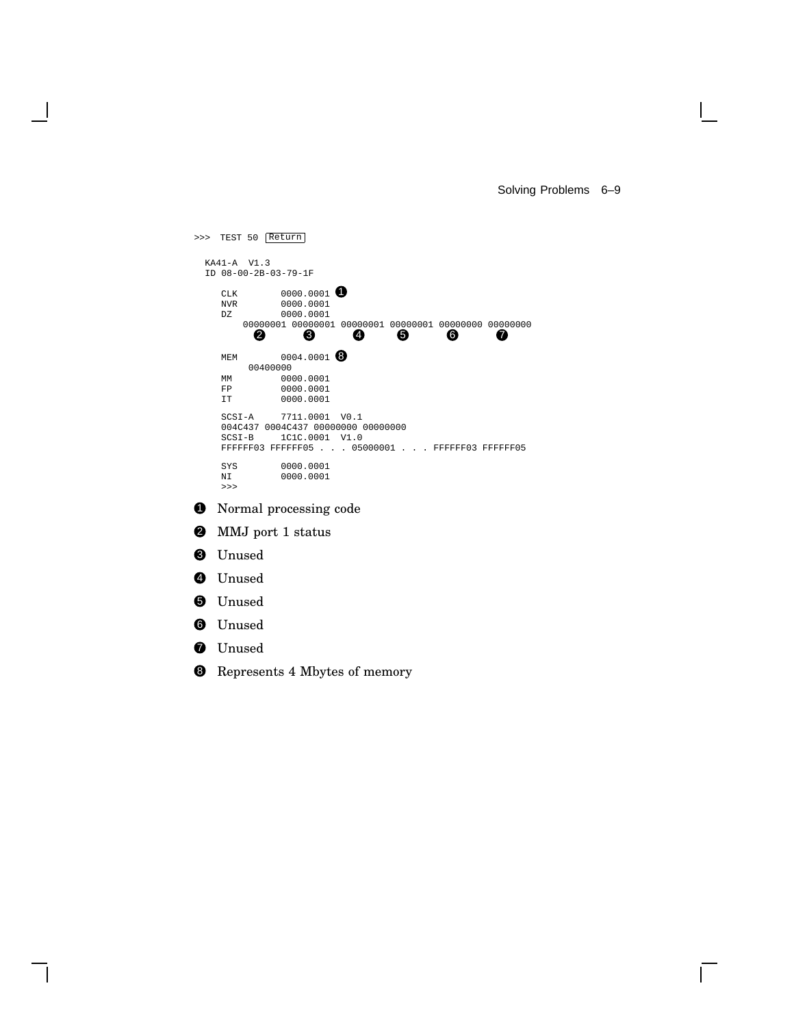```
>>> TEST 50 Return

  KA41-A  V1.3
  ID 08-00-2B-03-79-1F

     CLK        0000.0001 ❶
     NVR        0000.0001
     DZ         0000.0001
         00000001 00000001 00000001 00000001 00000000 00000000
            ❷        ❸        ❹        ❺        ❻        ❼

     MEM        0004.0001 ❽
          00400000
     MM         0000.0001
     FP         0000.0001
     IT         0000.0001

     SCSI-A     7711.0001  V0.1
     004C437 0004C437 00000000 00000000
     SCSI-B     1C1C.0001  V1.0
     FFFFFF03 FFFFFF05 . . . 05000001 . . . FFFFFF03 FFFFFF05

     SYS        0000.0001
     NI         0000.0001
     >>>
```

❶ Normal processing code

❷ MMJ port 1 status

❸ Unused

❹ Unused

❺ Unused

❻ Unused

❼ Unused

❽ Represents 4 Mbytes of memory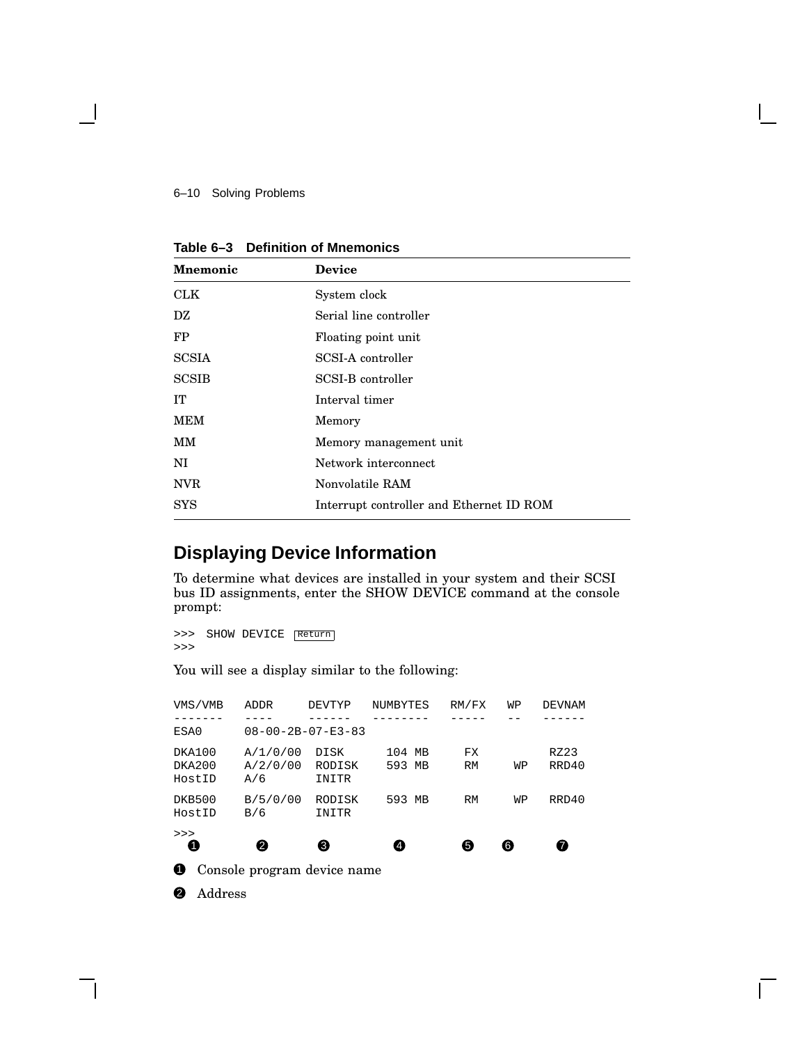**Table 6–3 Definition of Mnemonics**

| Mnemonic | Device |
|---|---|
| CLK | System clock |
| DZ | Serial line controller |
| FP | Floating point unit |
| SCSIA | SCSI-A controller |
| SCSIB | SCSI-B controller |
| IT | Interval timer |
| MEM | Memory |
| MM | Memory management unit |
| NI | Network interconnect |
| NVR | Nonvolatile RAM |
| SYS | Interrupt controller and Ethernet ID ROM |

## Displaying Device Information

To determine what devices are installed in your system and their SCSI bus ID assignments, enter the SHOW DEVICE command at the console prompt:

```
>>> SHOW DEVICE Return
>>>
```

You will see a display similar to the following:

```
VMS/VMB   ADDR      DEVTYP   NUMBYTES   RM/FX   WP   DEVNAM
-------   ----      ------   --------   -----   --   ------
ESA0      08-00-2B-07-E3-83

DKA100    A/1/0/00  DISK      104 MB     FX          RZ23
DKA200    A/2/0/00  RODISK    593 MB     RM     WP   RRD40
HostID    A/6       INITR

DKB500    B/5/0/00  RODISK    593 MB     RM     WP   RRD40
HostID    B/6       INITR

>>>
  ❶         ❷         ❸         ❹          ❺     ❻     ❼
```

❶ Console program device name

❷ Address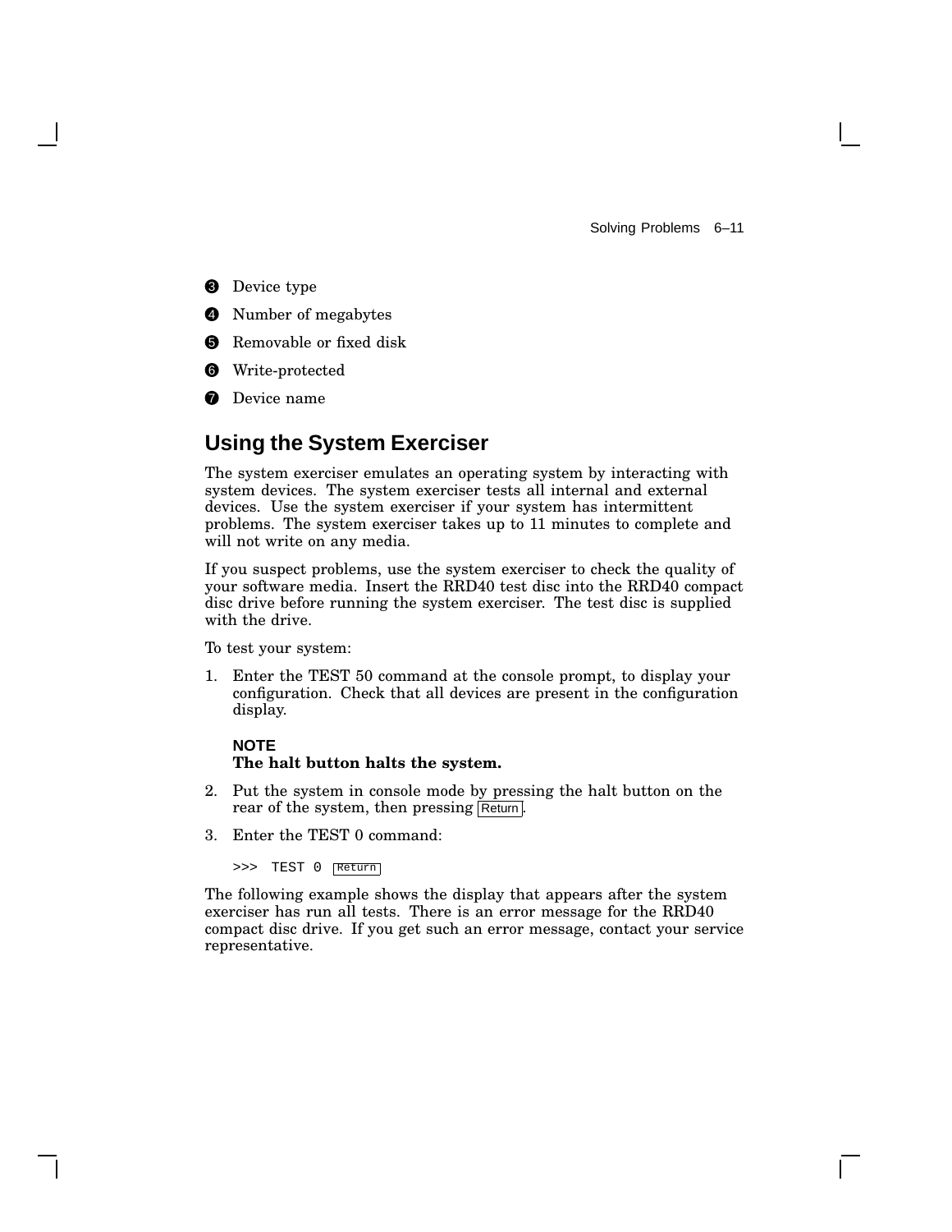❸ Device type

❹ Number of megabytes

❺ Removable or fixed disk

❻ Write-protected

❼ Device name

## Using the System Exerciser

The system exerciser emulates an operating system by interacting with system devices. The system exerciser tests all internal and external devices. Use the system exerciser if your system has intermittent problems. The system exerciser takes up to 11 minutes to complete and will not write on any media.

If you suspect problems, use the system exerciser to check the quality of your software media. Insert the RRD40 test disc into the RRD40 compact disc drive before running the system exerciser. The test disc is supplied with the drive.

To test your system:

1. Enter the TEST 50 command at the console prompt, to display your configuration. Check that all devices are present in the configuration display.

   **NOTE**
   **The halt button halts the system.**

2. Put the system in console mode by pressing the halt button on the rear of the system, then pressing Return.
3. Enter the TEST 0 command:

   ```
   >>> TEST 0 Return
   ```

The following example shows the display that appears after the system exerciser has run all tests. There is an error message for the RRD40 compact disc drive. If you get such an error message, contact your service representative.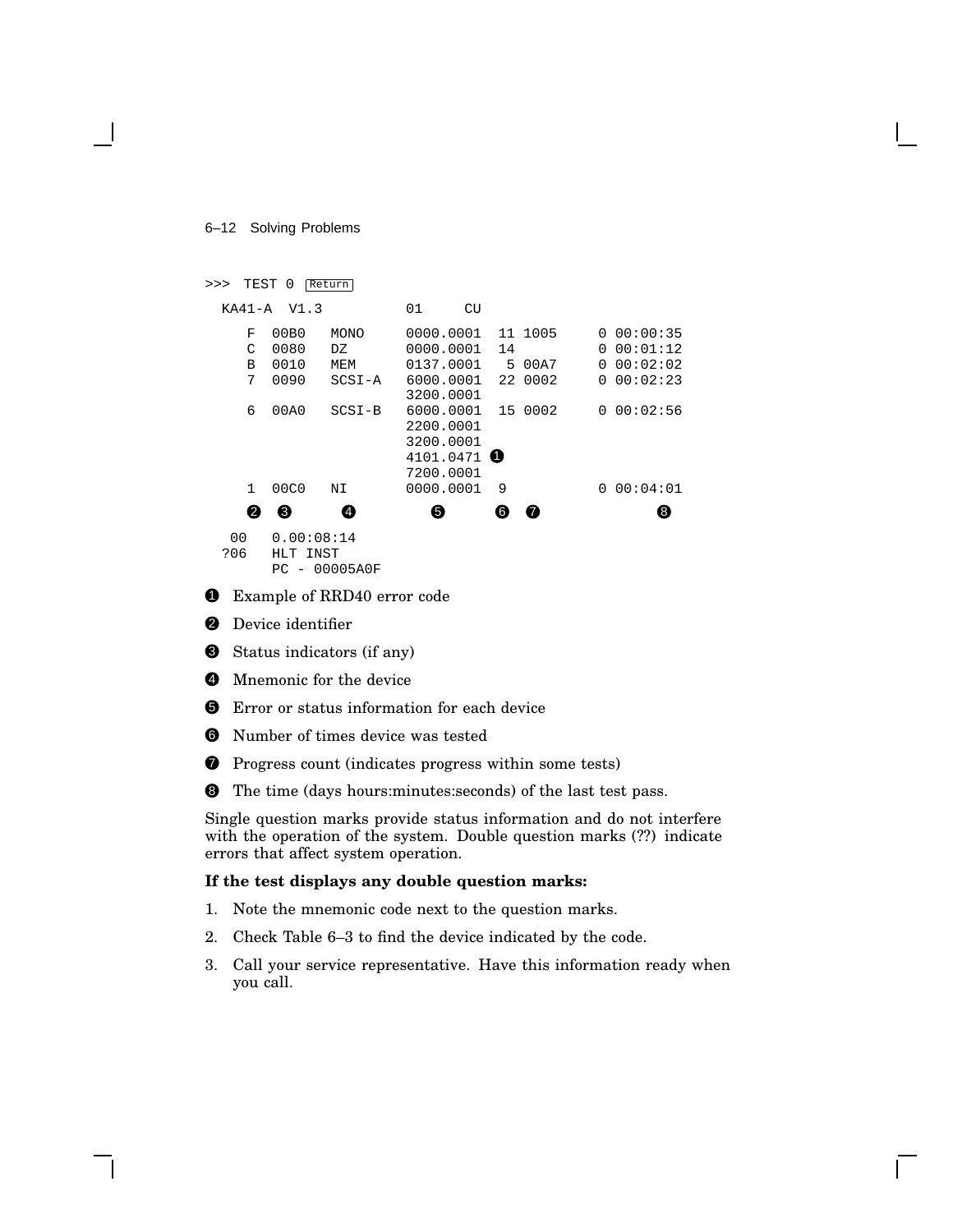```
>>>  TEST 0  [Return]

  KA41-A  V1.3          01     CU

     F  00B0   MONO     0000.0001  11 1005     0 00:00:35
     C  0080   DZ       0000.0001  14          0 00:01:12
     B  0010   MEM      0137.0001   5 00A7     0 00:02:02
     7  0090   SCSI-A   6000.0001  22 0002     0 00:02:23
                        3200.0001
     6  00A0   SCSI-B   6000.0001  15 0002     0 00:02:56
                        2200.0001
                        3200.0001
                        4101.0471 ❶
                        7200.0001
     1  00C0   NI       0000.0001  9           0 00:04:01
     ❷  ❸      ❹           ❺       ❻  ❼              ❽

   00   0.00:08:14
  ?06   HLT INST
        PC - 00005A0F
```

❶ Example of RRD40 error code

❷ Device identifier

❸ Status indicators (if any)

❹ Mnemonic for the device

❺ Error or status information for each device

❻ Number of times device was tested

❼ Progress count (indicates progress within some tests)

❽ The time (days hours:minutes:seconds) of the last test pass.

Single question marks provide status information and do not interfere with the operation of the system. Double question marks (??) indicate errors that affect system operation.

**If the test displays any double question marks:**

1. Note the mnemonic code next to the question marks.
2. Check Table 6–3 to find the device indicated by the code.
3. Call your service representative. Have this information ready when you call.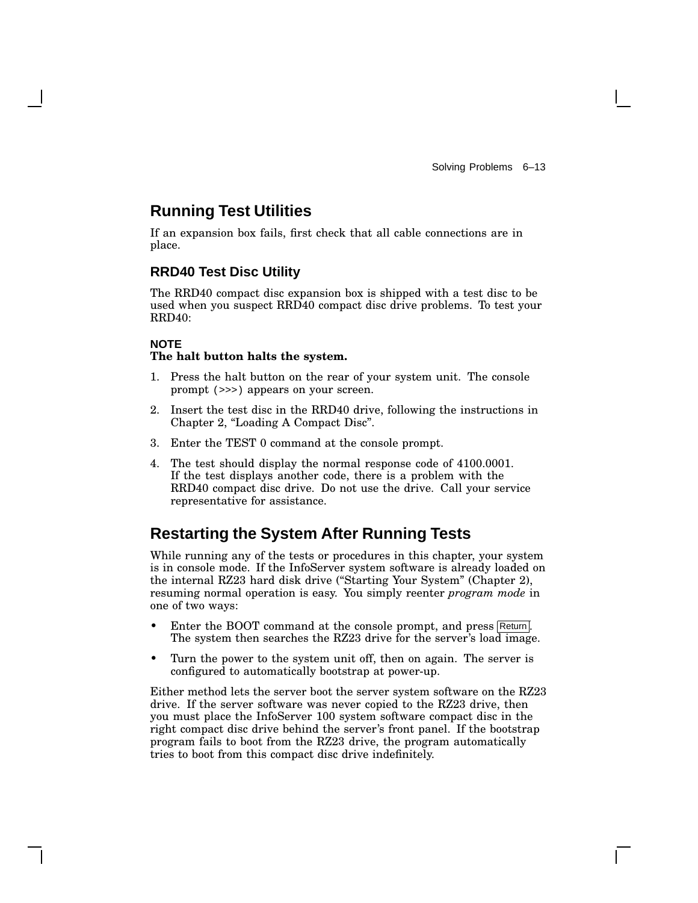## Running Test Utilities

If an expansion box fails, first check that all cable connections are in place.

### RRD40 Test Disc Utility

The RRD40 compact disc expansion box is shipped with a test disc to be used when you suspect RRD40 compact disc drive problems. To test your RRD40:

**NOTE**
**The halt button halts the system.**

1. Press the halt button on the rear of your system unit. The console prompt (>>>) appears on your screen.
2. Insert the test disc in the RRD40 drive, following the instructions in Chapter 2, “Loading A Compact Disc”.
3. Enter the TEST 0 command at the console prompt.
4. The test should display the normal response code of 4100.0001. If the test displays another code, there is a problem with the RRD40 compact disc drive. Do not use the drive. Call your service representative for assistance.

## Restarting the System After Running Tests

While running any of the tests or procedures in this chapter, your system is in console mode. If the InfoServer system software is already loaded on the internal RZ23 hard disk drive (“Starting Your System” (Chapter 2), resuming normal operation is easy. You simply reenter *program mode* in one of two ways:

- Enter the BOOT command at the console prompt, and press Return. The system then searches the RZ23 drive for the server’s load image.
- Turn the power to the system unit off, then on again. The server is configured to automatically bootstrap at power-up.

Either method lets the server boot the server system software on the RZ23 drive. If the server software was never copied to the RZ23 drive, then you must place the InfoServer 100 system software compact disc in the right compact disc drive behind the server’s front panel. If the bootstrap program fails to boot from the RZ23 drive, the program automatically tries to boot from this compact disc drive indefinitely.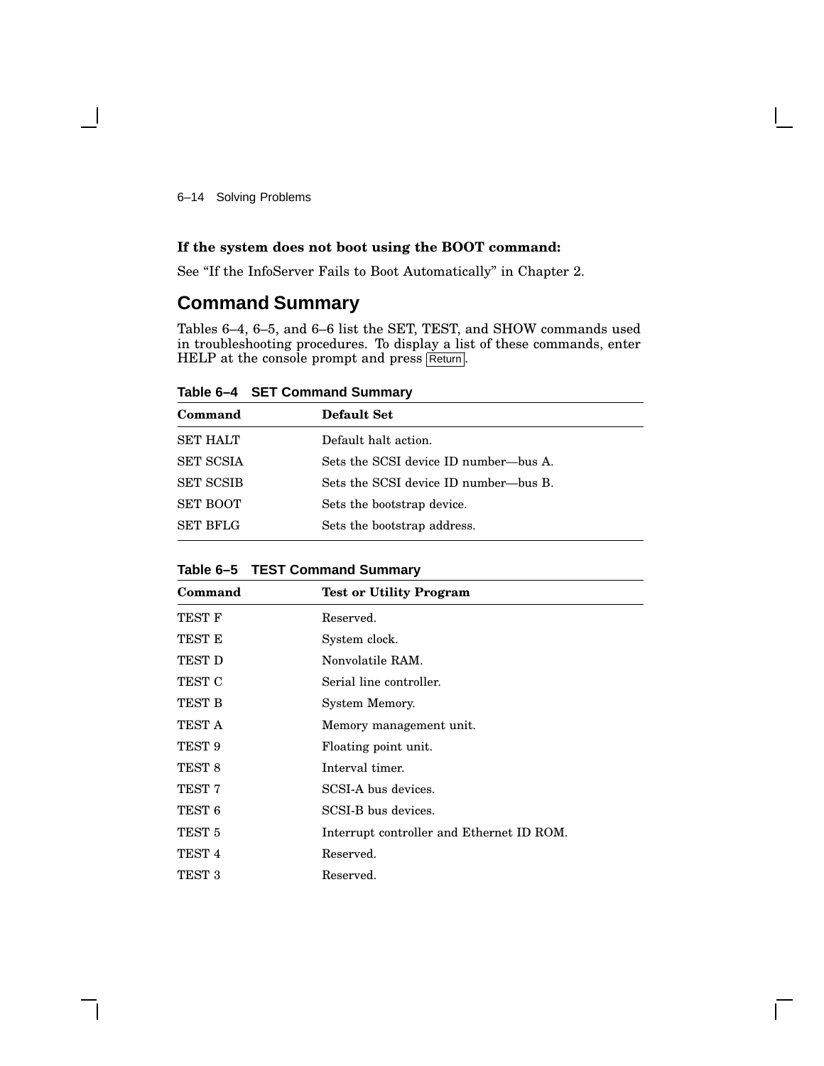**If the system does not boot using the BOOT command:**

See “If the InfoServer Fails to Boot Automatically” in Chapter 2.

## Command Summary

Tables 6–4, 6–5, and 6–6 list the SET, TEST, and SHOW commands used in troubleshooting procedures. To display a list of these commands, enter HELP at the console prompt and press Return.

**Table 6–4 SET Command Summary**

| Command | Default Set |
|---|---|
| SET HALT | Default halt action. |
| SET SCSIA | Sets the SCSI device ID number—bus A. |
| SET SCSIB | Sets the SCSI device ID number—bus B. |
| SET BOOT | Sets the bootstrap device. |
| SET BFLG | Sets the bootstrap address. |

**Table 6–5 TEST Command Summary**

| Command | Test or Utility Program |
|---|---|
| TEST F | Reserved. |
| TEST E | System clock. |
| TEST D | Nonvolatile RAM. |
| TEST C | Serial line controller. |
| TEST B | System Memory. |
| TEST A | Memory management unit. |
| TEST 9 | Floating point unit. |
| TEST 8 | Interval timer. |
| TEST 7 | SCSI-A bus devices. |
| TEST 6 | SCSI-B bus devices. |
| TEST 5 | Interrupt controller and Ethernet ID ROM. |
| TEST 4 | Reserved. |
| TEST 3 | Reserved. |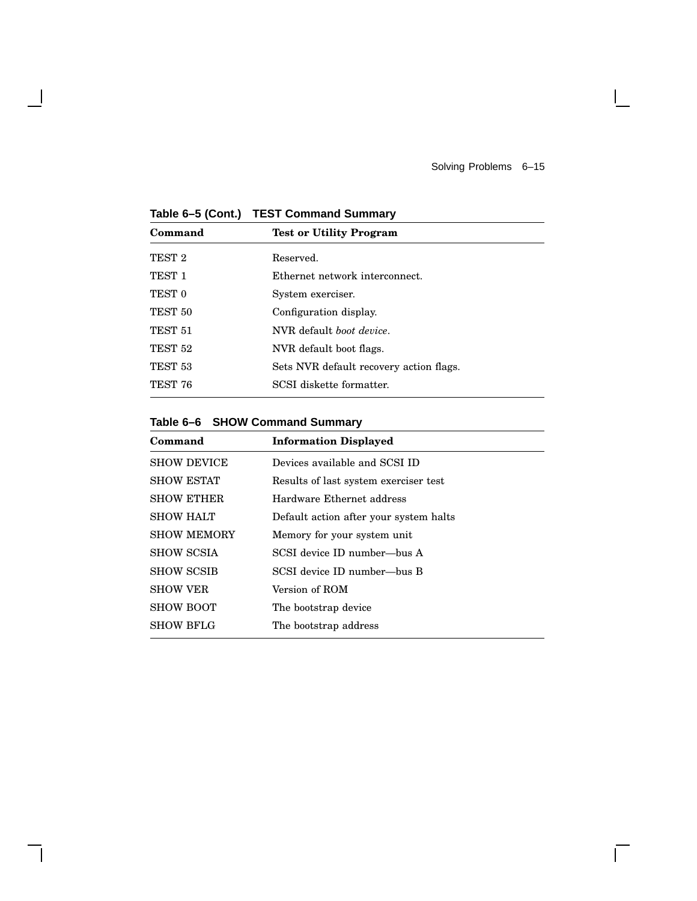**Table 6–5 (Cont.) TEST Command Summary**

| Command | Test or Utility Program |
|---|---|
| TEST 2 | Reserved. |
| TEST 1 | Ethernet network interconnect. |
| TEST 0 | System exerciser. |
| TEST 50 | Configuration display. |
| TEST 51 | NVR default *boot device*. |
| TEST 52 | NVR default boot flags. |
| TEST 53 | Sets NVR default recovery action flags. |
| TEST 76 | SCSI diskette formatter. |

**Table 6–6 SHOW Command Summary**

| Command | Information Displayed |
|---|---|
| SHOW DEVICE | Devices available and SCSI ID |
| SHOW ESTAT | Results of last system exerciser test |
| SHOW ETHER | Hardware Ethernet address |
| SHOW HALT | Default action after your system halts |
| SHOW MEMORY | Memory for your system unit |
| SHOW SCSIA | SCSI device ID number—bus A |
| SHOW SCSIB | SCSI device ID number—bus B |
| SHOW VER | Version of ROM |
| SHOW BOOT | The bootstrap device |
| SHOW BFLG | The bootstrap address |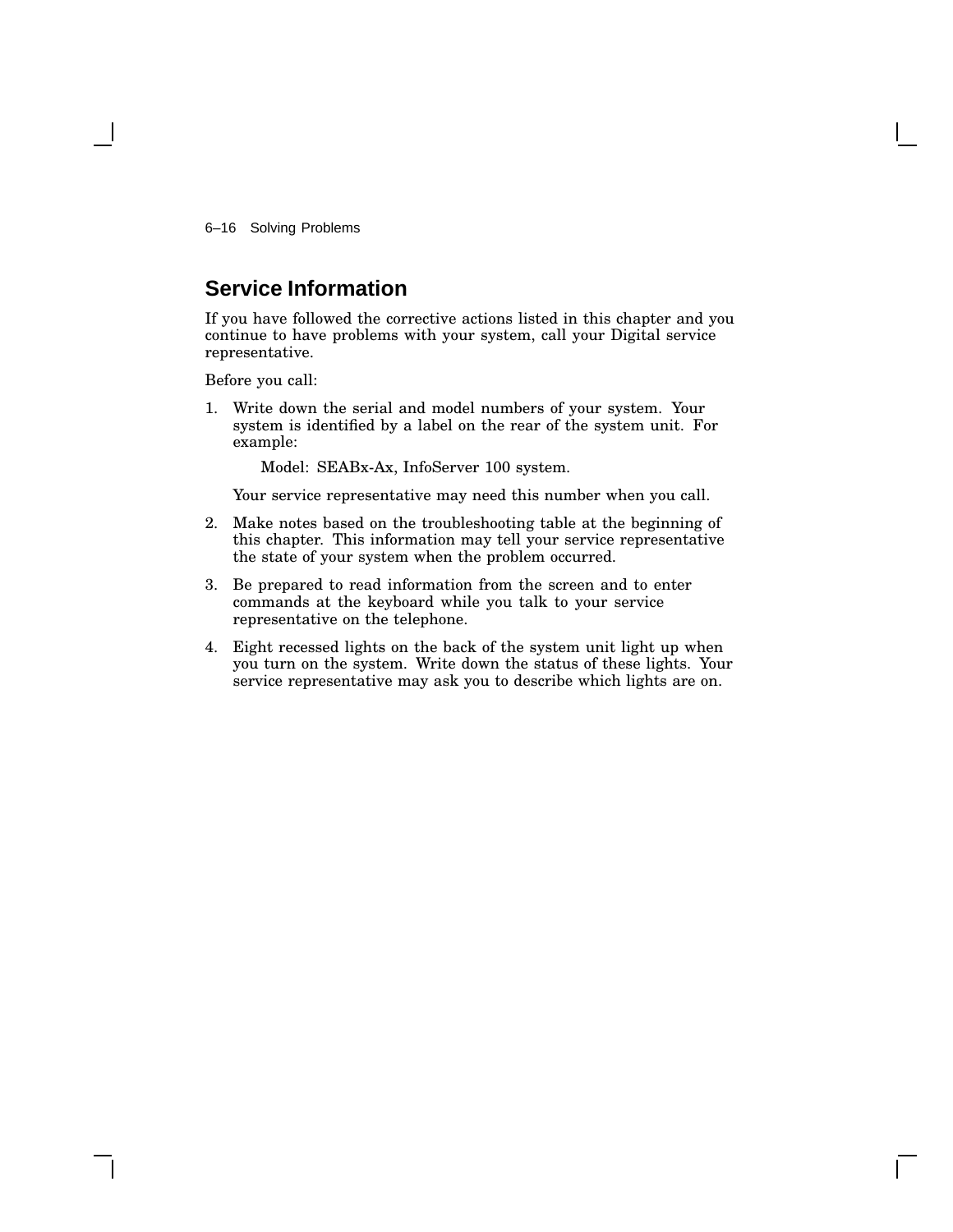## Service Information

If you have followed the corrective actions listed in this chapter and you continue to have problems with your system, call your Digital service representative.

Before you call:

1. Write down the serial and model numbers of your system. Your system is identified by a label on the rear of the system unit. For example:

   Model: SEABx-Ax, InfoServer 100 system.

   Your service representative may need this number when you call.

2. Make notes based on the troubleshooting table at the beginning of this chapter. This information may tell your service representative the state of your system when the problem occurred.

3. Be prepared to read information from the screen and to enter commands at the keyboard while you talk to your service representative on the telephone.

4. Eight recessed lights on the back of the system unit light up when you turn on the system. Write down the status of these lights. Your service representative may ask you to describe which lights are on.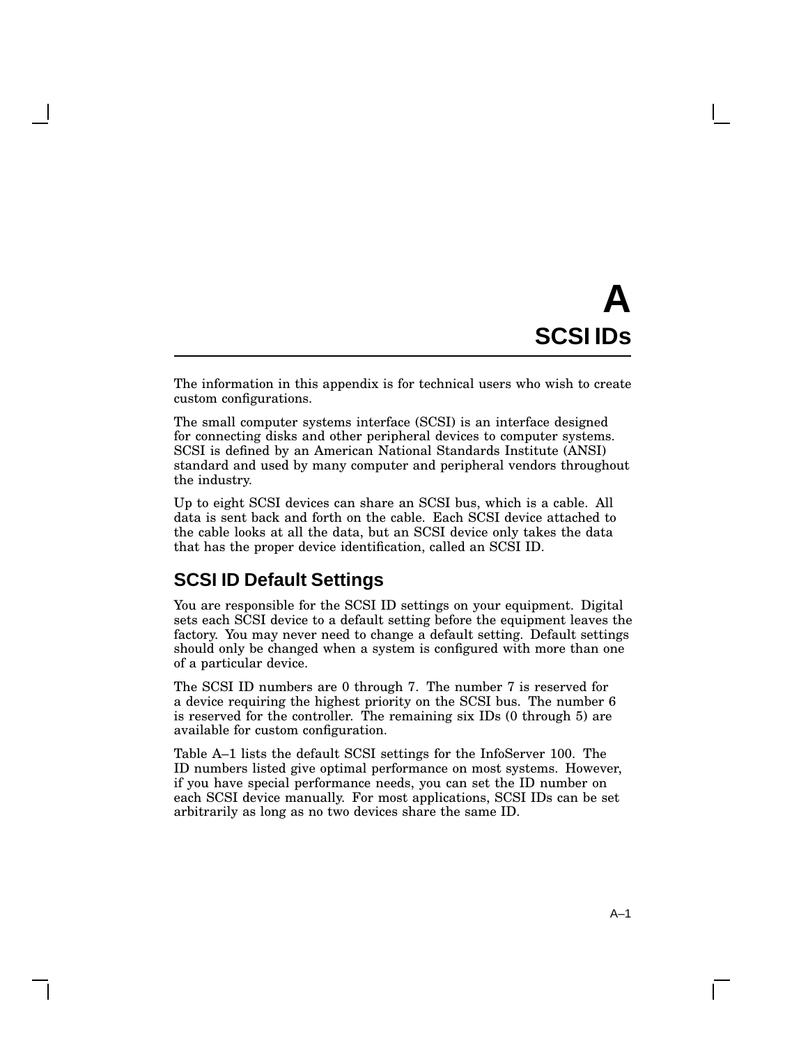# A SCSI IDs

The information in this appendix is for technical users who wish to create custom configurations.

The small computer systems interface (SCSI) is an interface designed for connecting disks and other peripheral devices to computer systems. SCSI is defined by an American National Standards Institute (ANSI) standard and used by many computer and peripheral vendors throughout the industry.

Up to eight SCSI devices can share an SCSI bus, which is a cable. All data is sent back and forth on the cable. Each SCSI device attached to the cable looks at all the data, but an SCSI device only takes the data that has the proper device identification, called an SCSI ID.

## SCSI ID Default Settings

You are responsible for the SCSI ID settings on your equipment. Digital sets each SCSI device to a default setting before the equipment leaves the factory. You may never need to change a default setting. Default settings should only be changed when a system is configured with more than one of a particular device.

The SCSI ID numbers are 0 through 7. The number 7 is reserved for a device requiring the highest priority on the SCSI bus. The number 6 is reserved for the controller. The remaining six IDs (0 through 5) are available for custom configuration.

Table A–1 lists the default SCSI settings for the InfoServer 100. The ID numbers listed give optimal performance on most systems. However, if you have special performance needs, you can set the ID number on each SCSI device manually. For most applications, SCSI IDs can be set arbitrarily as long as no two devices share the same ID.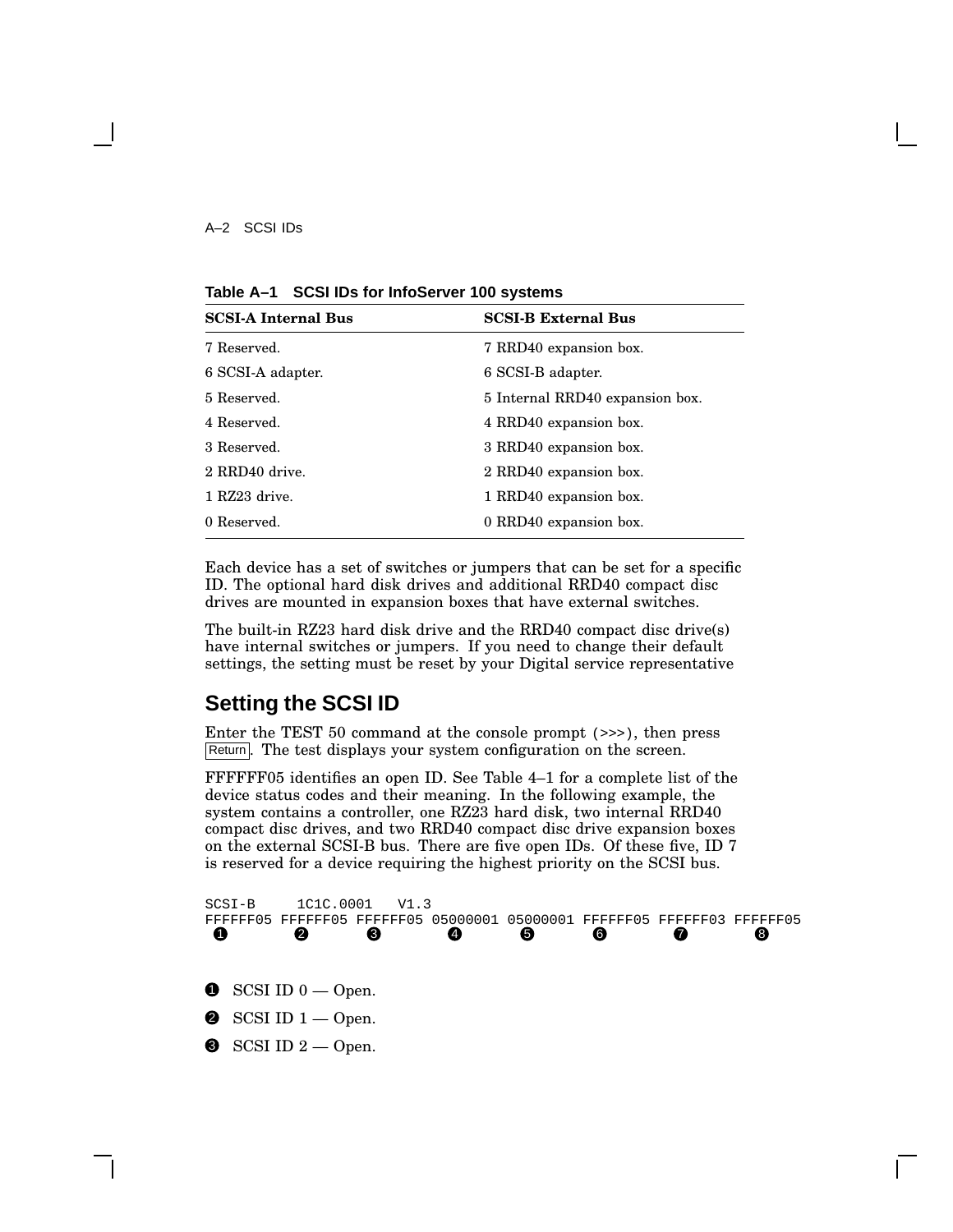**Table A–1 SCSI IDs for InfoServer 100 systems**

| SCSI-A Internal Bus | SCSI-B External Bus |
|---|---|
| 7 Reserved. | 7 RRD40 expansion box. |
| 6 SCSI-A adapter. | 6 SCSI-B adapter. |
| 5 Reserved. | 5 Internal RRD40 expansion box. |
| 4 Reserved. | 4 RRD40 expansion box. |
| 3 Reserved. | 3 RRD40 expansion box. |
| 2 RRD40 drive. | 2 RRD40 expansion box. |
| 1 RZ23 drive. | 1 RRD40 expansion box. |
| 0 Reserved. | 0 RRD40 expansion box. |

Each device has a set of switches or jumpers that can be set for a specific ID. The optional hard disk drives and additional RRD40 compact disc drives are mounted in expansion boxes that have external switches.

The built-in RZ23 hard disk drive and the RRD40 compact disc drive(s) have internal switches or jumpers. If you need to change their default settings, the setting must be reset by your Digital service representative

## Setting the SCSI ID

Enter the TEST 50 command at the console prompt (>>>), then press Return. The test displays your system configuration on the screen.

FFFFFF05 identifies an open ID. See Table 4–1 for a complete list of the device status codes and their meaning. In the following example, the system contains a controller, one RZ23 hard disk, two internal RRD40 compact disc drives, and two RRD40 compact disc drive expansion boxes on the external SCSI-B bus. There are five open IDs. Of these five, ID 7 is reserved for a device requiring the highest priority on the SCSI bus.

```
SCSI-B     1C1C.0001   V1.3
FFFFFF05 FFFFFF05 FFFFFF05 05000001 05000001 FFFFFF05 FFFFFF03 FFFFFF05
   1        2        3        4        5        6        7        8
```

1. SCSI ID 0 — Open.
2. SCSI ID 1 — Open.
3. SCSI ID 2 — Open.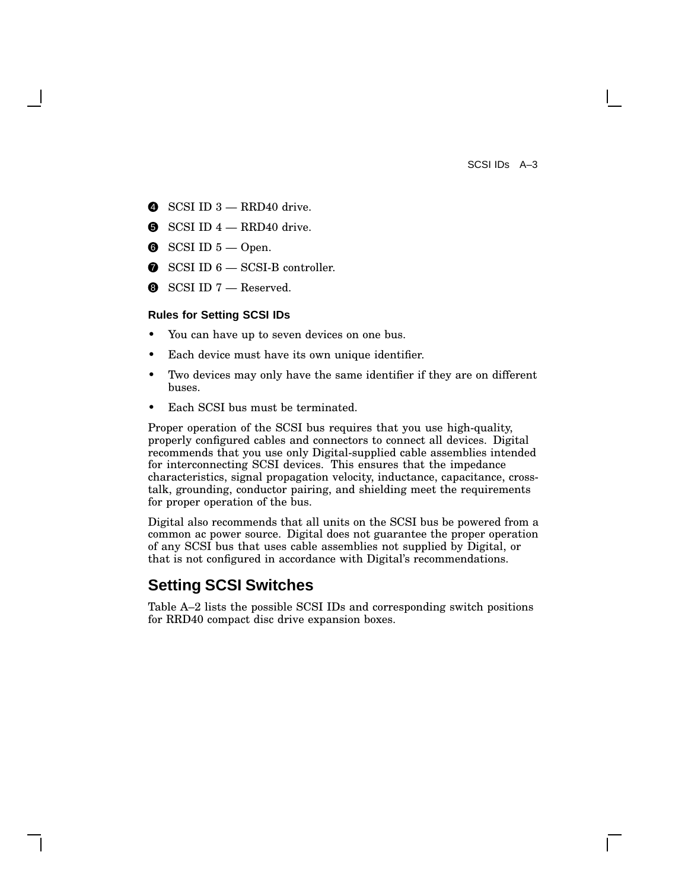❹ SCSI ID 3 — RRD40 drive.

❺ SCSI ID 4 — RRD40 drive.

❻ SCSI ID 5 — Open.

❼ SCSI ID 6 — SCSI-B controller.

❽ SCSI ID 7 — Reserved.

### Rules for Setting SCSI IDs

- You can have up to seven devices on one bus.
- Each device must have its own unique identifier.
- Two devices may only have the same identifier if they are on different buses.
- Each SCSI bus must be terminated.

Proper operation of the SCSI bus requires that you use high-quality, properly configured cables and connectors to connect all devices. Digital recommends that you use only Digital-supplied cable assemblies intended for interconnecting SCSI devices. This ensures that the impedance characteristics, signal propagation velocity, inductance, capacitance, cross-talk, grounding, conductor pairing, and shielding meet the requirements for proper operation of the bus.

Digital also recommends that all units on the SCSI bus be powered from a common ac power source. Digital does not guarantee the proper operation of any SCSI bus that uses cable assemblies not supplied by Digital, or that is not configured in accordance with Digital's recommendations.

## Setting SCSI Switches

Table A–2 lists the possible SCSI IDs and corresponding switch positions for RRD40 compact disc drive expansion boxes.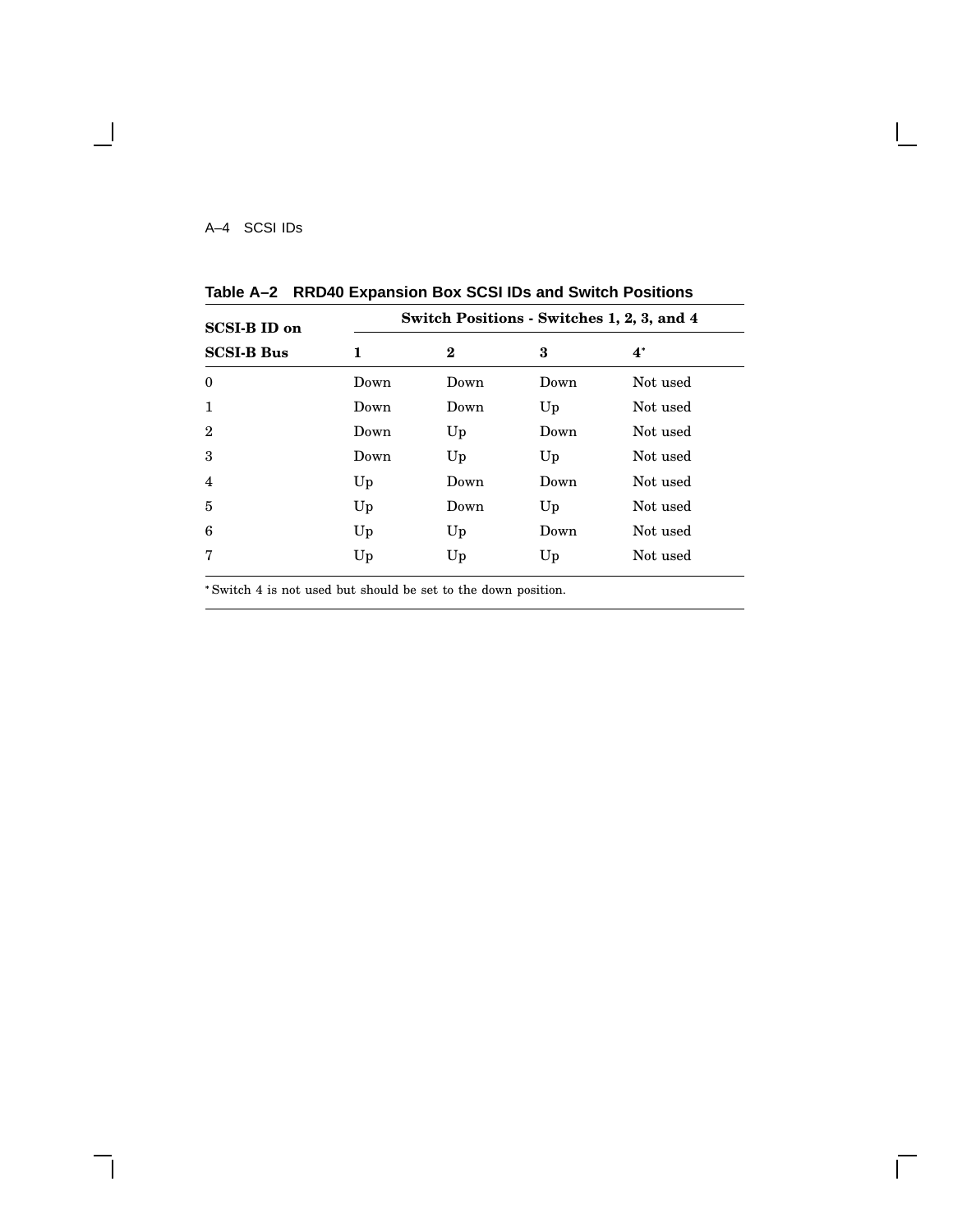**Table A–2 RRD40 Expansion Box SCSI IDs and Switch Positions**

| SCSI-B ID on | Switch Positions - Switches 1, 2, 3, and 4 | | | |
|---|---|---|---|---|
| **SCSI-B Bus** | **1** | **2** | **3** | **4*** |
| 0 | Down | Down | Down | Not used |
| 1 | Down | Down | Up | Not used |
| 2 | Down | Up | Down | Not used |
| 3 | Down | Up | Up | Not used |
| 4 | Up | Down | Down | Not used |
| 5 | Up | Down | Up | Not used |
| 6 | Up | Up | Down | Not used |
| 7 | Up | Up | Up | Not used |

* Switch 4 is not used but should be set to the down position.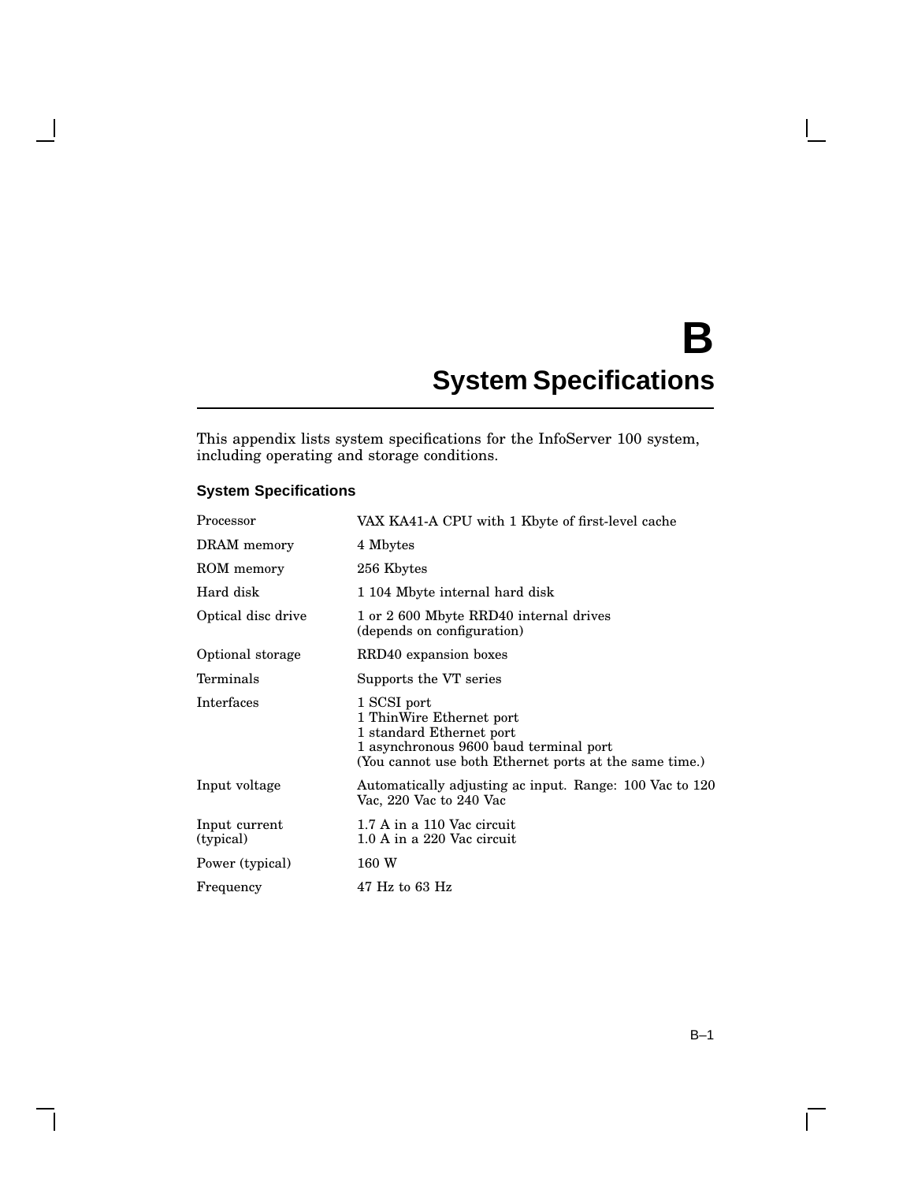# B System Specifications

This appendix lists system specifications for the InfoServer 100 system, including operating and storage conditions.

## System Specifications

| | |
|---|---|
| Processor | VAX KA41-A CPU with 1 Kbyte of first-level cache |
| DRAM memory | 4 Mbytes |
| ROM memory | 256 Kbytes |
| Hard disk | 1 104 Mbyte internal hard disk |
| Optical disc drive | 1 or 2 600 Mbyte RRD40 internal drives (depends on configuration) |
| Optional storage | RRD40 expansion boxes |
| Terminals | Supports the VT series |
| Interfaces | 1 SCSI port<br>1 ThinWire Ethernet port<br>1 standard Ethernet port<br>1 asynchronous 9600 baud terminal port<br>(You cannot use both Ethernet ports at the same time.) |
| Input voltage | Automatically adjusting ac input. Range: 100 Vac to 120 Vac, 220 Vac to 240 Vac |
| Input current (typical) | 1.7 A in a 110 Vac circuit<br>1.0 A in a 220 Vac circuit |
| Power (typical) | 160 W |
| Frequency | 47 Hz to 63 Hz |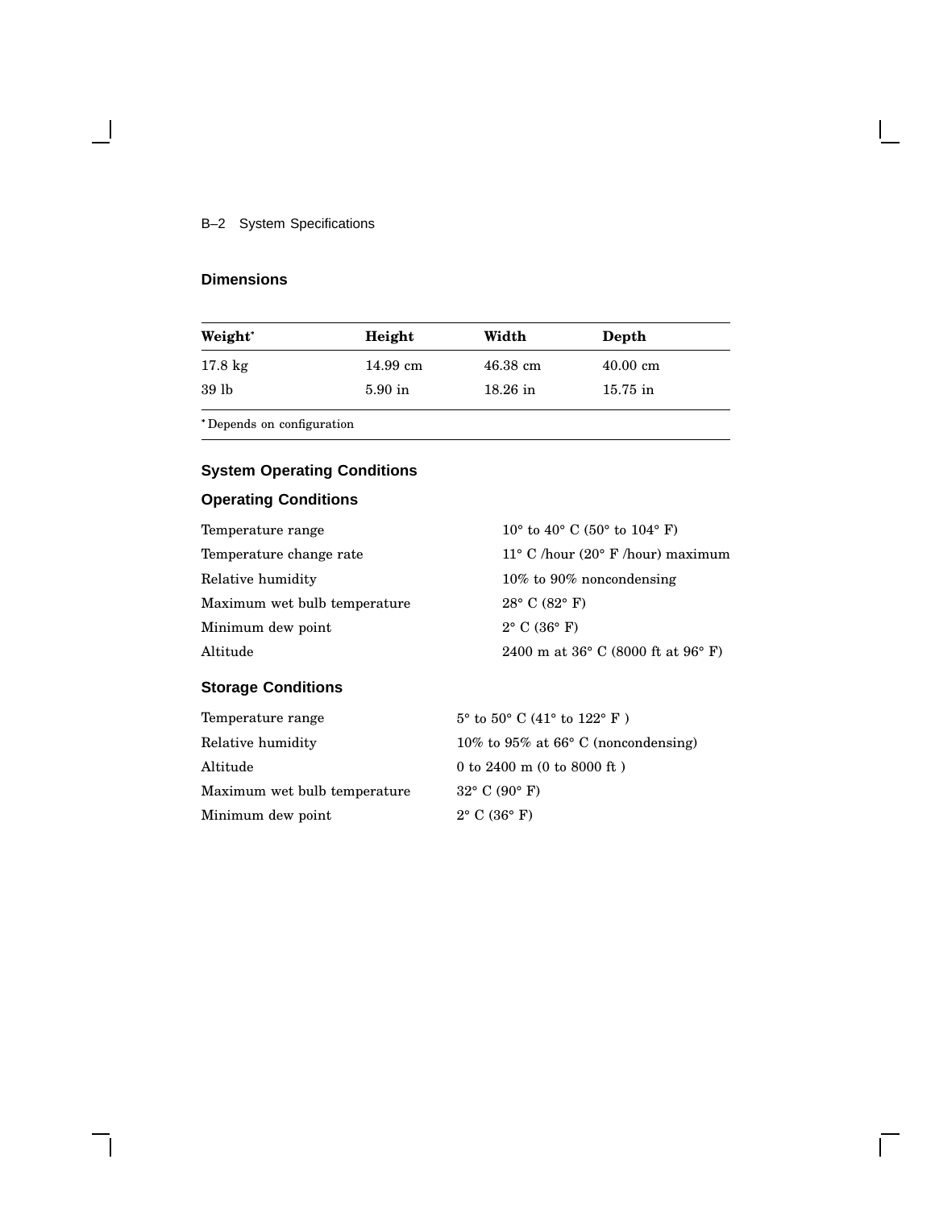## Dimensions

| Weight* | Height | Width | Depth |
|---|---|---|---|
| 17.8 kg | 14.99 cm | 46.38 cm | 40.00 cm |
| 39 lb | 5.90 in | 18.26 in | 15.75 in |

*Depends on configuration

## System Operating Conditions

### Operating Conditions

| | |
|---|---|
| Temperature range | 10° to 40° C (50° to 104° F) |
| Temperature change rate | 11° C /hour (20° F /hour) maximum |
| Relative humidity | 10% to 90% noncondensing |
| Maximum wet bulb temperature | 28° C (82° F) |
| Minimum dew point | 2° C (36° F) |
| Altitude | 2400 m at 36° C (8000 ft at 96° F) |

### Storage Conditions

| | |
|---|---|
| Temperature range | 5° to 50° C (41° to 122° F ) |
| Relative humidity | 10% to 95% at 66° C (noncondensing) |
| Altitude | 0 to 2400 m (0 to 8000 ft ) |
| Maximum wet bulb temperature | 32° C (90° F) |
| Minimum dew point | 2° C (36° F) |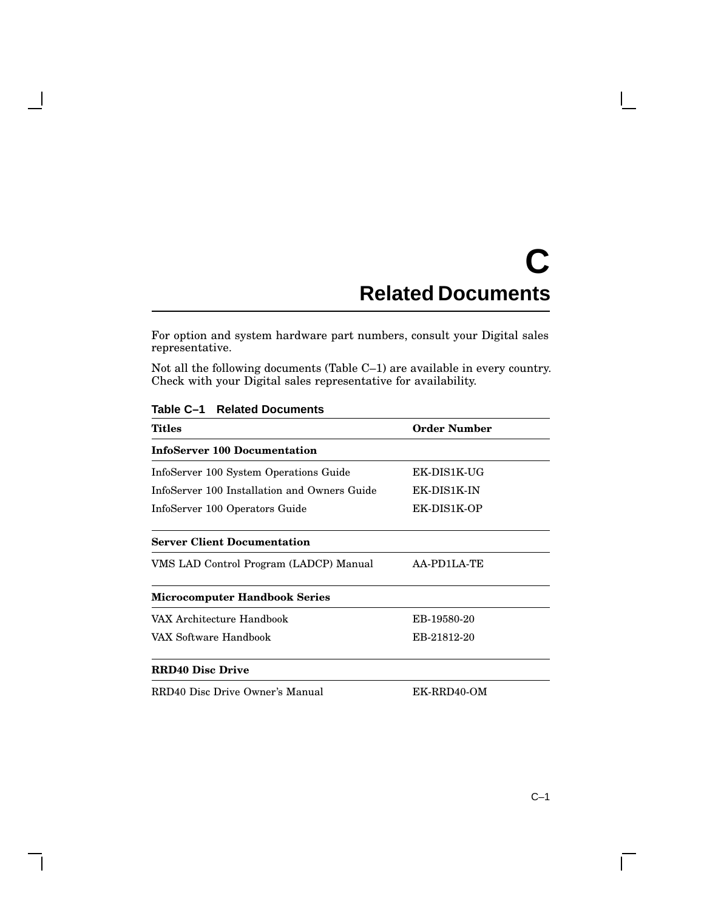# C Related Documents

For option and system hardware part numbers, consult your Digital sales representative.

Not all the following documents (Table C–1) are available in every country. Check with your Digital sales representative for availability.

**Table C–1 Related Documents**

| Titles | Order Number |
|---|---|
| **InfoServer 100 Documentation** | |
| InfoServer 100 System Operations Guide | EK-DIS1K-UG |
| InfoServer 100 Installation and Owners Guide | EK-DIS1K-IN |
| InfoServer 100 Operators Guide | EK-DIS1K-OP |
| **Server Client Documentation** | |
| VMS LAD Control Program (LADCP) Manual | AA-PD1LA-TE |
| **Microcomputer Handbook Series** | |
| VAX Architecture Handbook | EB-19580-20 |
| VAX Software Handbook | EB-21812-20 |
| **RRD40 Disc Drive** | |
| RRD40 Disc Drive Owner's Manual | EK-RRD40-OM |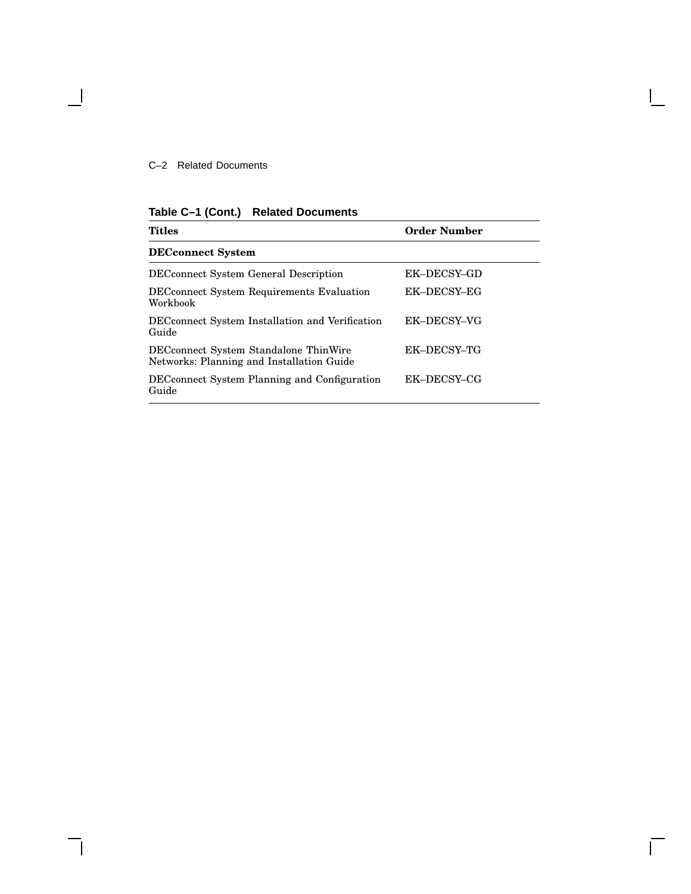**Table C–1 (Cont.) Related Documents**

| Titles | Order Number |
|---|---|
| **DECconnect System** | |
| DECconnect System General Description | EK–DECSY–GD |
| DECconnect System Requirements Evaluation Workbook | EK–DECSY–EG |
| DECconnect System Installation and Verification Guide | EK–DECSY–VG |
| DECconnect System Standalone ThinWire Networks: Planning and Installation Guide | EK–DECSY–TG |
| DECconnect System Planning and Configuration Guide | EK–DECSY–CG |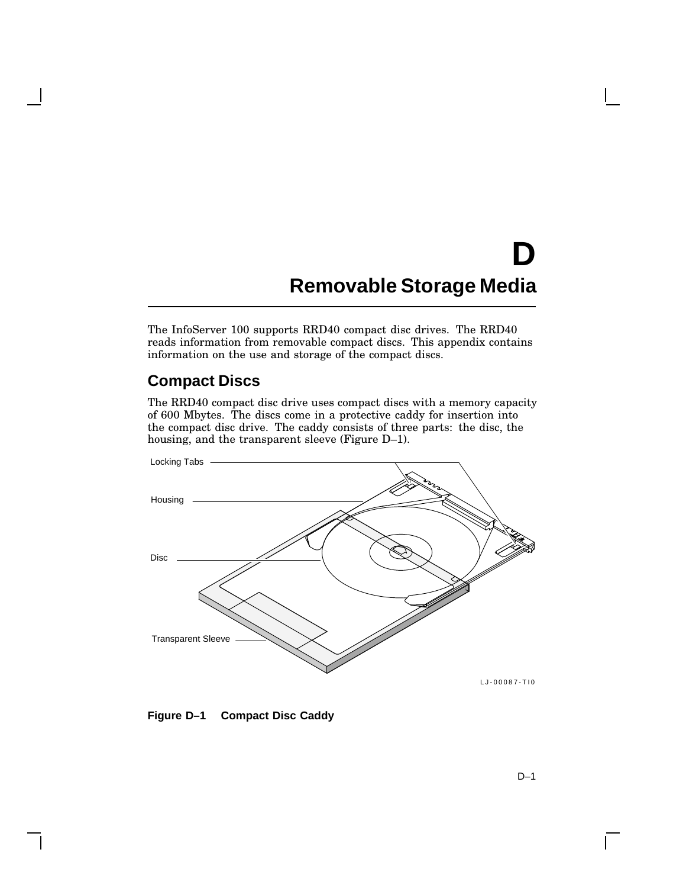# D
# Removable Storage Media

The InfoServer 100 supports RRD40 compact disc drives. The RRD40 reads information from removable compact discs. This appendix contains information on the use and storage of the compact discs.

## Compact Discs

The RRD40 compact disc drive uses compact discs with a memory capacity of 600 Mbytes. The discs come in a protective caddy for insertion into the compact disc drive. The caddy consists of three parts: the disc, the housing, and the transparent sleeve (Figure D–1).

Locking Tabs

Housing

Disc

Transparent Sleeve

LJ-00087-TI0

**Figure D–1 Compact Disc Caddy**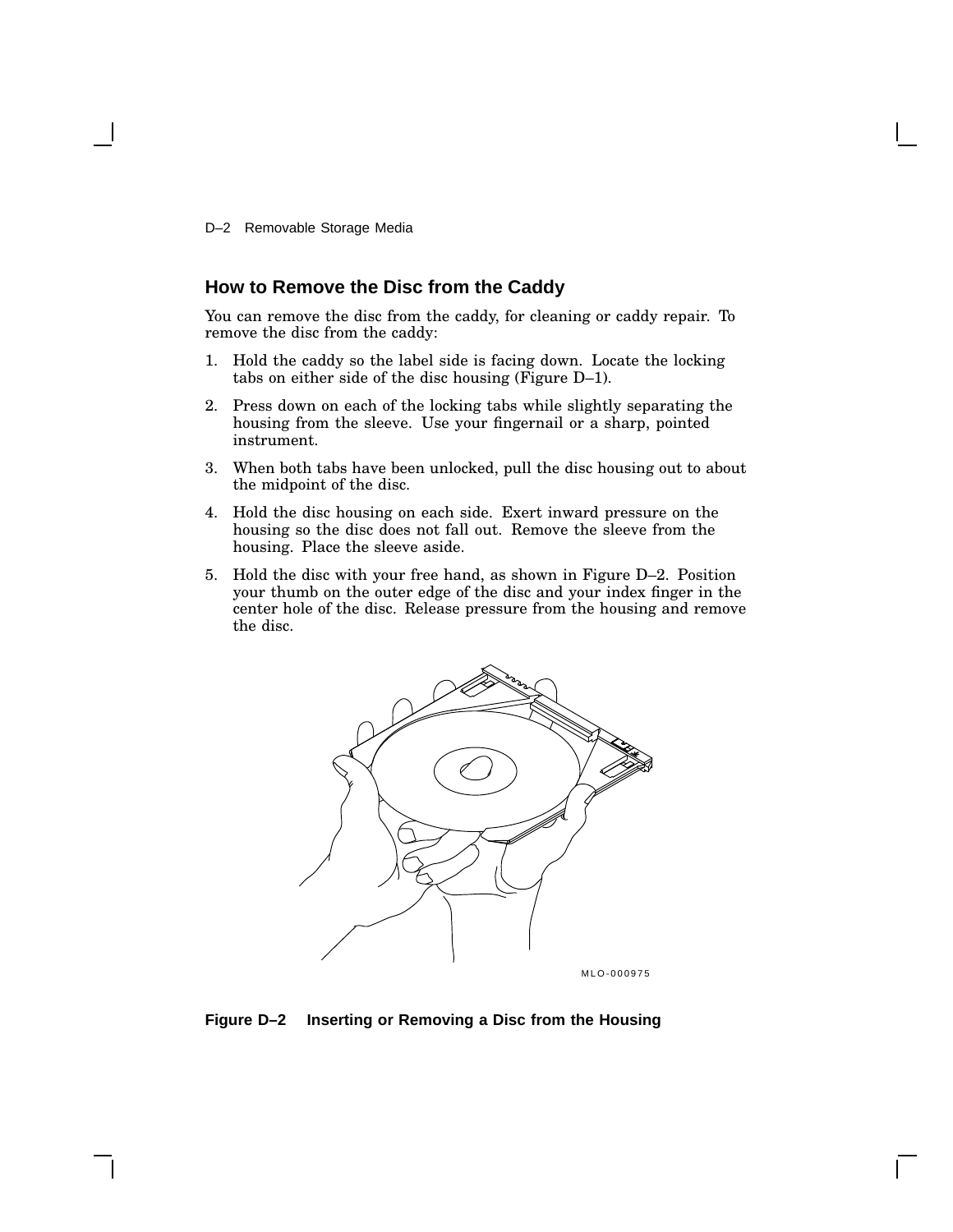## How to Remove the Disc from the Caddy

You can remove the disc from the caddy, for cleaning or caddy repair. To remove the disc from the caddy:

1. Hold the caddy so the label side is facing down. Locate the locking tabs on either side of the disc housing (Figure D–1).
2. Press down on each of the locking tabs while slightly separating the housing from the sleeve. Use your fingernail or a sharp, pointed instrument.
3. When both tabs have been unlocked, pull the disc housing out to about the midpoint of the disc.
4. Hold the disc housing on each side. Exert inward pressure on the housing so the disc does not fall out. Remove the sleeve from the housing. Place the sleeve aside.
5. Hold the disc with your free hand, as shown in Figure D–2. Position your thumb on the outer edge of the disc and your index finger in the center hole of the disc. Release pressure from the housing and remove the disc.

MLO-000975

**Figure D–2 Inserting or Removing a Disc from the Housing**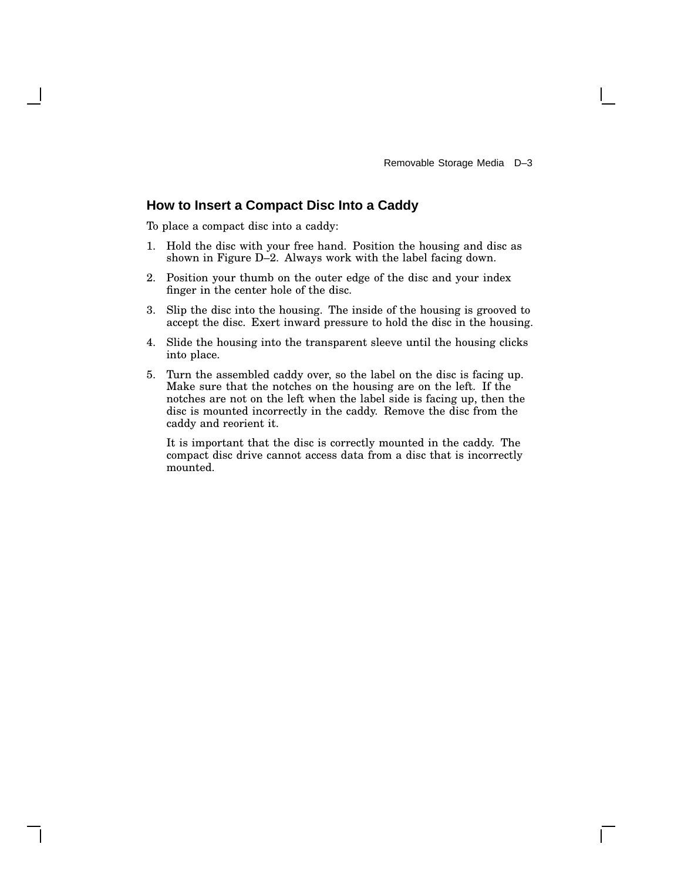## How to Insert a Compact Disc Into a Caddy

To place a compact disc into a caddy:

1. Hold the disc with your free hand. Position the housing and disc as shown in Figure D–2. Always work with the label facing down.
2. Position your thumb on the outer edge of the disc and your index finger in the center hole of the disc.
3. Slip the disc into the housing. The inside of the housing is grooved to accept the disc. Exert inward pressure to hold the disc in the housing.
4. Slide the housing into the transparent sleeve until the housing clicks into place.
5. Turn the assembled caddy over, so the label on the disc is facing up. Make sure that the notches on the housing are on the left. If the notches are not on the left when the label side is facing up, then the disc is mounted incorrectly in the caddy. Remove the disc from the caddy and reorient it.

   It is important that the disc is correctly mounted in the caddy. The compact disc drive cannot access data from a disc that is incorrectly mounted.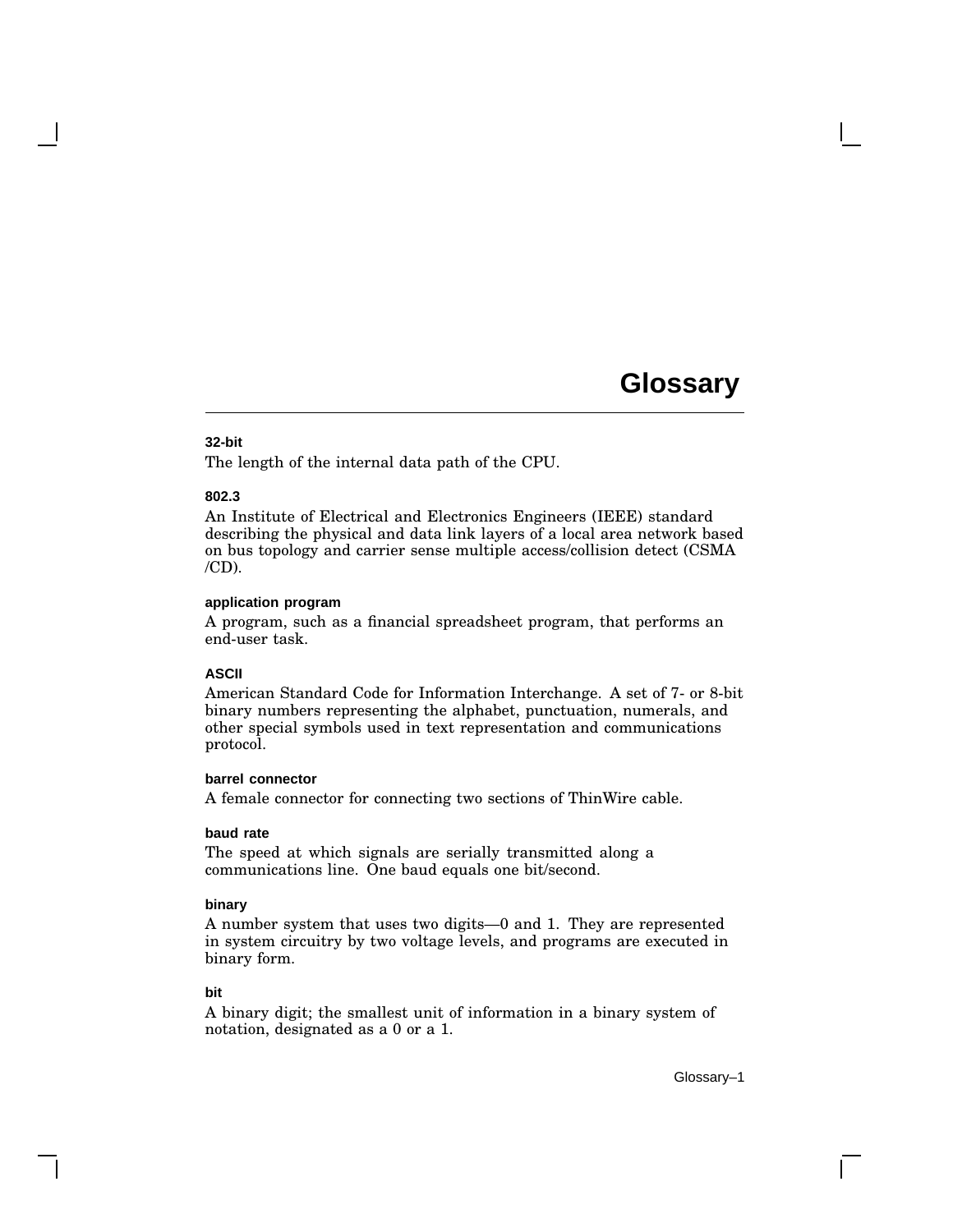# Glossary

#### 32-bit

The length of the internal data path of the CPU.

#### 802.3

An Institute of Electrical and Electronics Engineers (IEEE) standard describing the physical and data link layers of a local area network based on bus topology and carrier sense multiple access/collision detect (CSMA /CD).

#### application program

A program, such as a financial spreadsheet program, that performs an end-user task.

#### ASCII

American Standard Code for Information Interchange. A set of 7- or 8-bit binary numbers representing the alphabet, punctuation, numerals, and other special symbols used in text representation and communications protocol.

#### barrel connector

A female connector for connecting two sections of ThinWire cable.

#### baud rate

The speed at which signals are serially transmitted along a communications line. One baud equals one bit/second.

#### binary

A number system that uses two digits—0 and 1. They are represented in system circuitry by two voltage levels, and programs are executed in binary form.

#### bit

A binary digit; the smallest unit of information in a binary system of notation, designated as a 0 or a 1.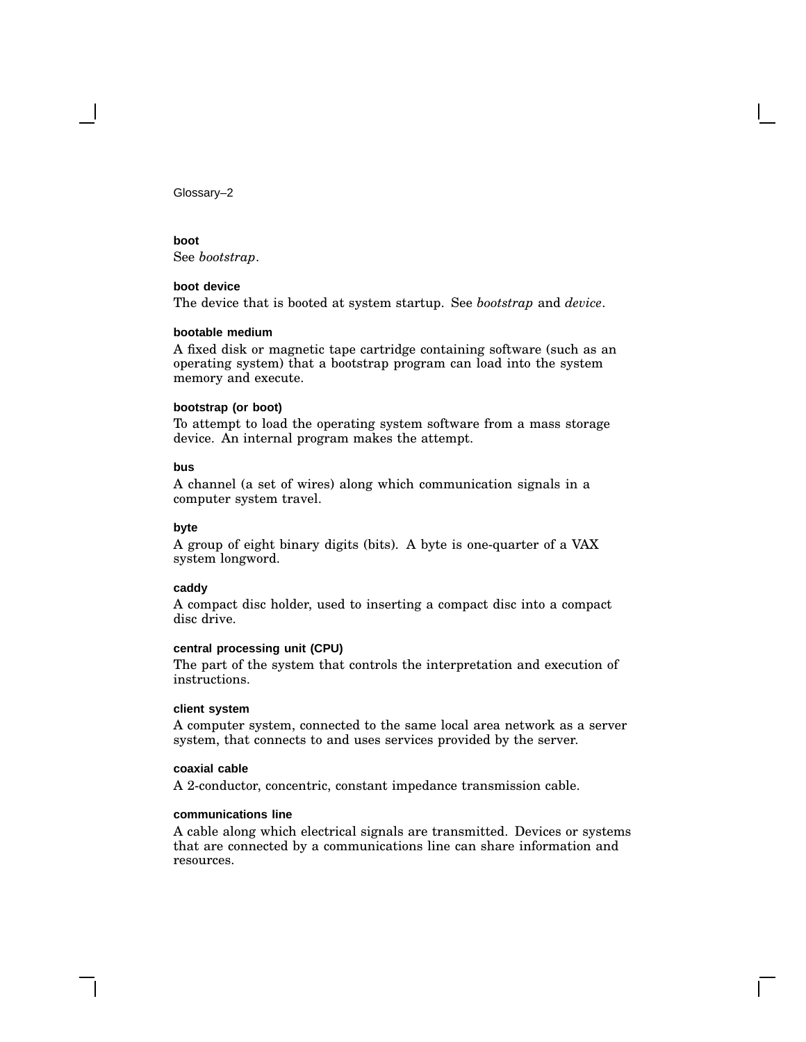**boot**

See *bootstrap*.

**boot device**

The device that is booted at system startup. See *bootstrap* and *device*.

**bootable medium**

A fixed disk or magnetic tape cartridge containing software (such as an operating system) that a bootstrap program can load into the system memory and execute.

**bootstrap (or boot)**

To attempt to load the operating system software from a mass storage device. An internal program makes the attempt.

**bus**

A channel (a set of wires) along which communication signals in a computer system travel.

**byte**

A group of eight binary digits (bits). A byte is one-quarter of a VAX system longword.

**caddy**

A compact disc holder, used to inserting a compact disc into a compact disc drive.

**central processing unit (CPU)**

The part of the system that controls the interpretation and execution of instructions.

**client system**

A computer system, connected to the same local area network as a server system, that connects to and uses services provided by the server.

**coaxial cable**

A 2-conductor, concentric, constant impedance transmission cable.

**communications line**

A cable along which electrical signals are transmitted. Devices or systems that are connected by a communications line can share information and resources.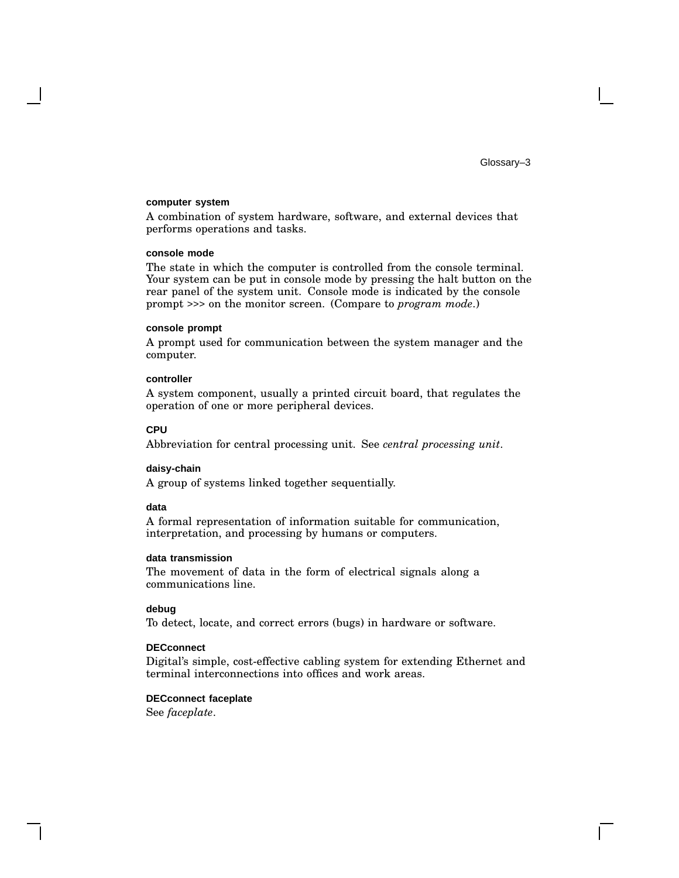**computer system**

A combination of system hardware, software, and external devices that performs operations and tasks.

**console mode**

The state in which the computer is controlled from the console terminal. Your system can be put in console mode by pressing the halt button on the rear panel of the system unit. Console mode is indicated by the console prompt >>> on the monitor screen. (Compare to *program mode*.)

**console prompt**

A prompt used for communication between the system manager and the computer.

**controller**

A system component, usually a printed circuit board, that regulates the operation of one or more peripheral devices.

**CPU**

Abbreviation for central processing unit. See *central processing unit*.

**daisy-chain**

A group of systems linked together sequentially.

**data**

A formal representation of information suitable for communication, interpretation, and processing by humans or computers.

**data transmission**

The movement of data in the form of electrical signals along a communications line.

**debug**

To detect, locate, and correct errors (bugs) in hardware or software.

**DECconnect**

Digital's simple, cost-effective cabling system for extending Ethernet and terminal interconnections into offices and work areas.

**DECconnect faceplate**

See *faceplate*.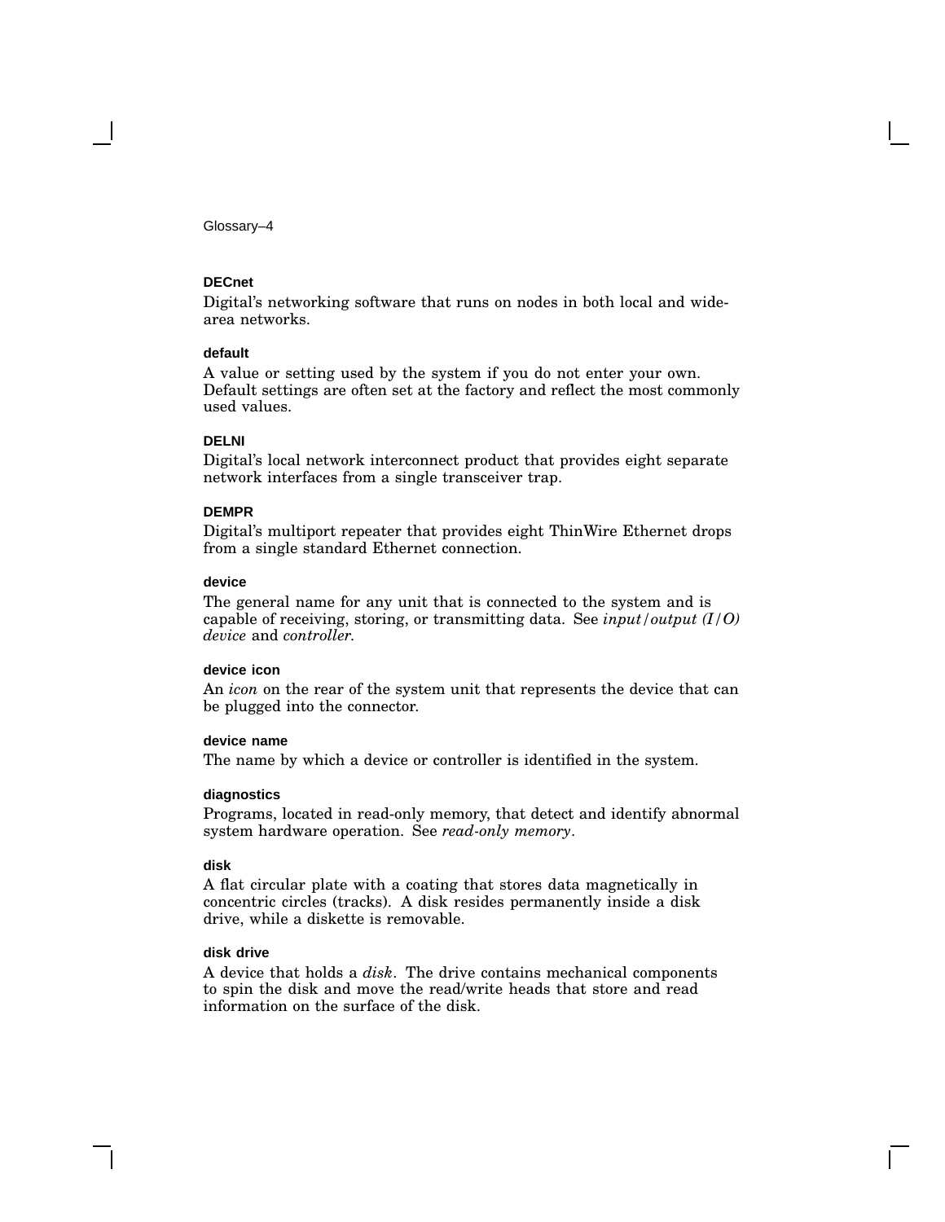### DECnet

Digital's networking software that runs on nodes in both local and wide-area networks.

### default

A value or setting used by the system if you do not enter your own. Default settings are often set at the factory and reflect the most commonly used values.

### DELNI

Digital's local network interconnect product that provides eight separate network interfaces from a single transceiver trap.

### DEMPR

Digital's multiport repeater that provides eight ThinWire Ethernet drops from a single standard Ethernet connection.

### device

The general name for any unit that is connected to the system and is capable of receiving, storing, or transmitting data. See *input/output (I/O) device* and *controller*.

### device icon

An *icon* on the rear of the system unit that represents the device that can be plugged into the connector.

### device name

The name by which a device or controller is identified in the system.

### diagnostics

Programs, located in read-only memory, that detect and identify abnormal system hardware operation. See *read-only memory*.

### disk

A flat circular plate with a coating that stores data magnetically in concentric circles (tracks). A disk resides permanently inside a disk drive, while a diskette is removable.

### disk drive

A device that holds a *disk*. The drive contains mechanical components to spin the disk and move the read/write heads that store and read information on the surface of the disk.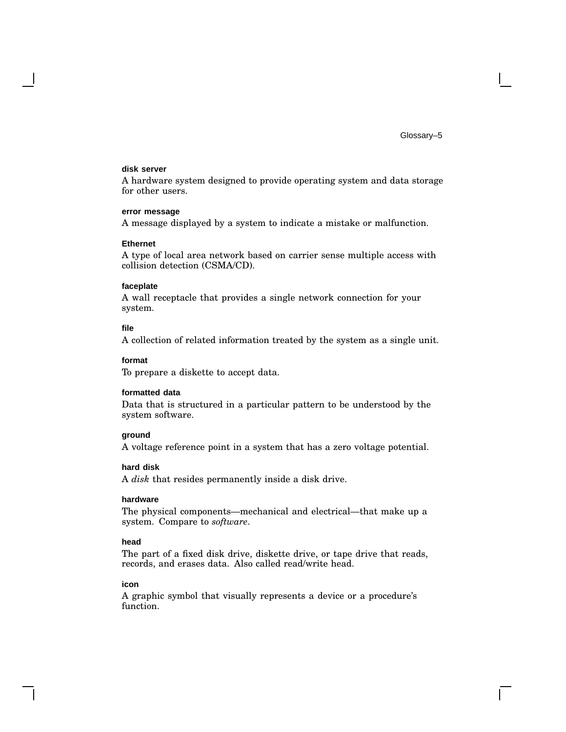**disk server**

A hardware system designed to provide operating system and data storage for other users.

**error message**

A message displayed by a system to indicate a mistake or malfunction.

**Ethernet**

A type of local area network based on carrier sense multiple access with collision detection (CSMA/CD).

**faceplate**

A wall receptacle that provides a single network connection for your system.

**file**

A collection of related information treated by the system as a single unit.

**format**

To prepare a diskette to accept data.

**formatted data**

Data that is structured in a particular pattern to be understood by the system software.

**ground**

A voltage reference point in a system that has a zero voltage potential.

**hard disk**

A *disk* that resides permanently inside a disk drive.

**hardware**

The physical components—mechanical and electrical—that make up a system. Compare to *software*.

**head**

The part of a fixed disk drive, diskette drive, or tape drive that reads, records, and erases data. Also called read/write head.

**icon**

A graphic symbol that visually represents a device or a procedure's function.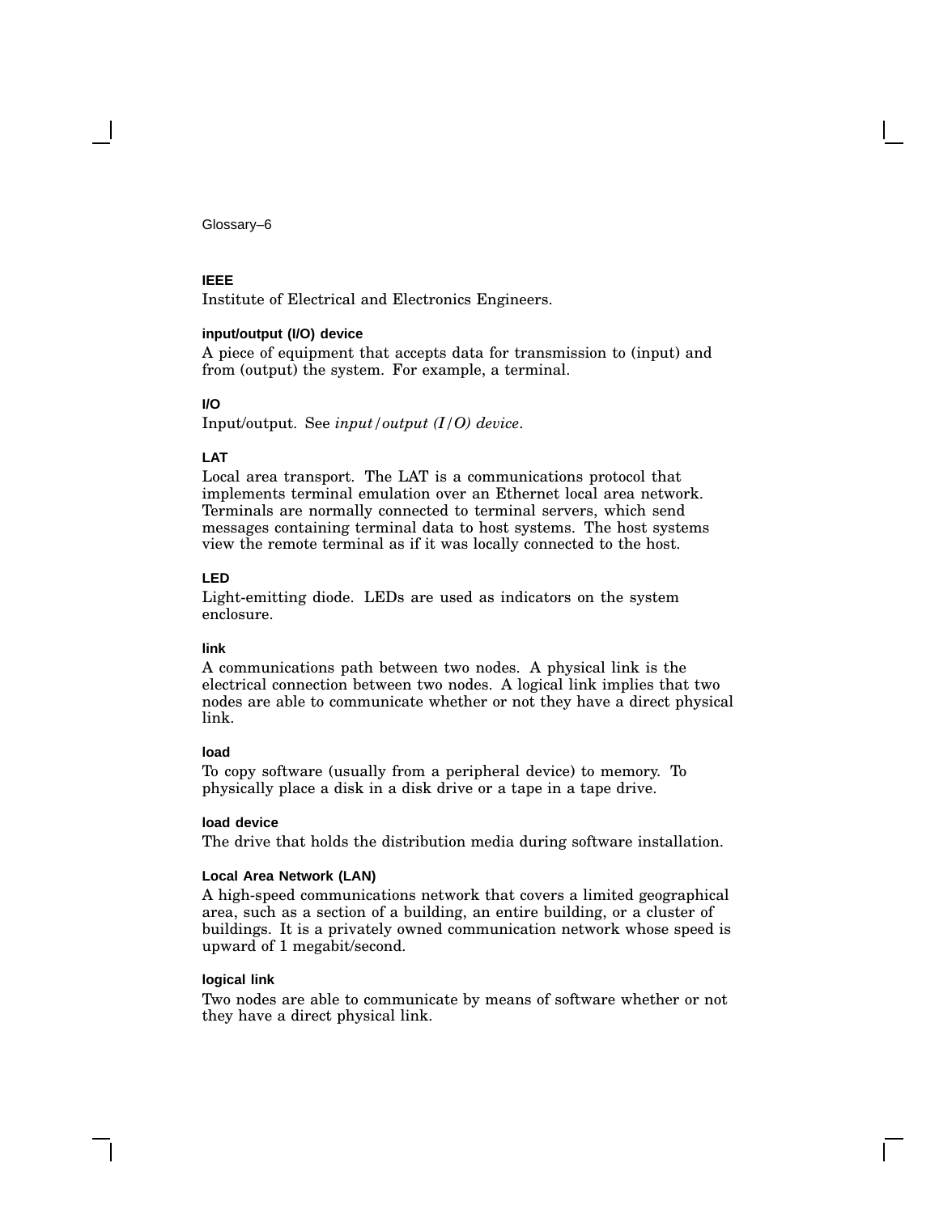**IEEE**

Institute of Electrical and Electronics Engineers.

**input/output (I/O) device**

A piece of equipment that accepts data for transmission to (input) and from (output) the system. For example, a terminal.

**I/O**

Input/output. See *input/output (I/O) device*.

**LAT**

Local area transport. The LAT is a communications protocol that implements terminal emulation over an Ethernet local area network. Terminals are normally connected to terminal servers, which send messages containing terminal data to host systems. The host systems view the remote terminal as if it was locally connected to the host.

**LED**

Light-emitting diode. LEDs are used as indicators on the system enclosure.

**link**

A communications path between two nodes. A physical link is the electrical connection between two nodes. A logical link implies that two nodes are able to communicate whether or not they have a direct physical link.

**load**

To copy software (usually from a peripheral device) to memory. To physically place a disk in a disk drive or a tape in a tape drive.

**load device**

The drive that holds the distribution media during software installation.

**Local Area Network (LAN)**

A high-speed communications network that covers a limited geographical area, such as a section of a building, an entire building, or a cluster of buildings. It is a privately owned communication network whose speed is upward of 1 megabit/second.

**logical link**

Two nodes are able to communicate by means of software whether or not they have a direct physical link.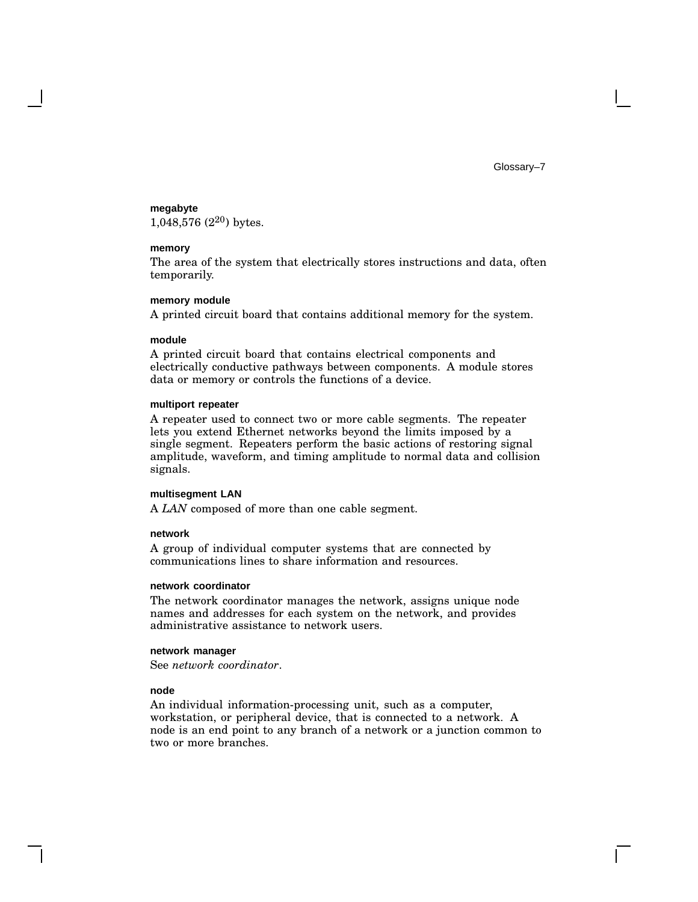**megabyte**

1,048,576 ($2^{20}$) bytes.

**memory**

The area of the system that electrically stores instructions and data, often temporarily.

**memory module**

A printed circuit board that contains additional memory for the system.

**module**

A printed circuit board that contains electrical components and electrically conductive pathways between components. A module stores data or memory or controls the functions of a device.

**multiport repeater**

A repeater used to connect two or more cable segments. The repeater lets you extend Ethernet networks beyond the limits imposed by a single segment. Repeaters perform the basic actions of restoring signal amplitude, waveform, and timing amplitude to normal data and collision signals.

**multisegment LAN**

A *LAN* composed of more than one cable segment.

**network**

A group of individual computer systems that are connected by communications lines to share information and resources.

**network coordinator**

The network coordinator manages the network, assigns unique node names and addresses for each system on the network, and provides administrative assistance to network users.

**network manager**

See *network coordinator*.

**node**

An individual information-processing unit, such as a computer, workstation, or peripheral device, that is connected to a network. A node is an end point to any branch of a network or a junction common to two or more branches.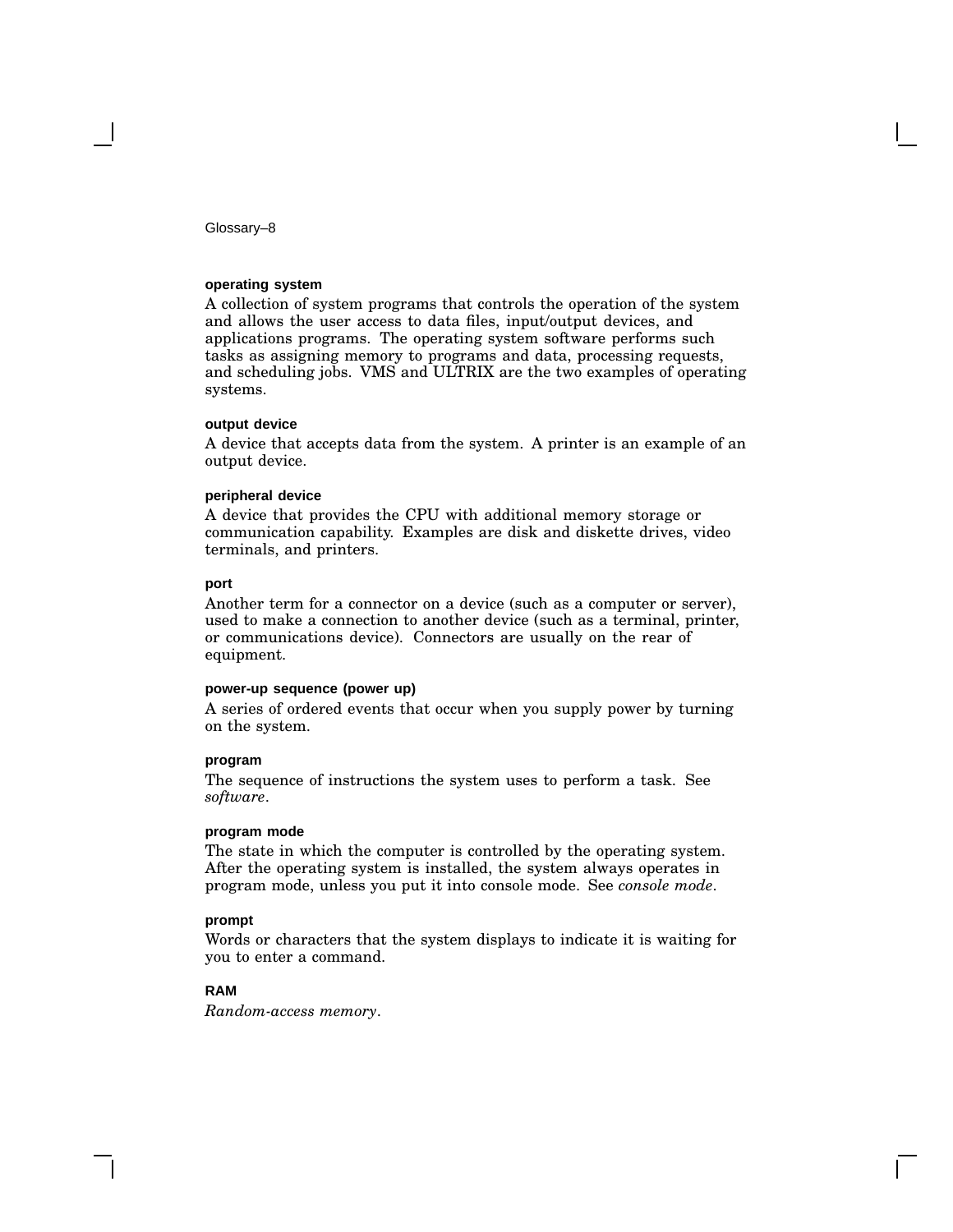**operating system**

A collection of system programs that controls the operation of the system and allows the user access to data files, input/output devices, and applications programs. The operating system software performs such tasks as assigning memory to programs and data, processing requests, and scheduling jobs. VMS and ULTRIX are the two examples of operating systems.

**output device**

A device that accepts data from the system. A printer is an example of an output device.

**peripheral device**

A device that provides the CPU with additional memory storage or communication capability. Examples are disk and diskette drives, video terminals, and printers.

**port**

Another term for a connector on a device (such as a computer or server), used to make a connection to another device (such as a terminal, printer, or communications device). Connectors are usually on the rear of equipment.

**power-up sequence (power up)**

A series of ordered events that occur when you supply power by turning on the system.

**program**

The sequence of instructions the system uses to perform a task. See *software*.

**program mode**

The state in which the computer is controlled by the operating system. After the operating system is installed, the system always operates in program mode, unless you put it into console mode. See *console mode*.

**prompt**

Words or characters that the system displays to indicate it is waiting for you to enter a command.

**RAM**

*Random-access memory*.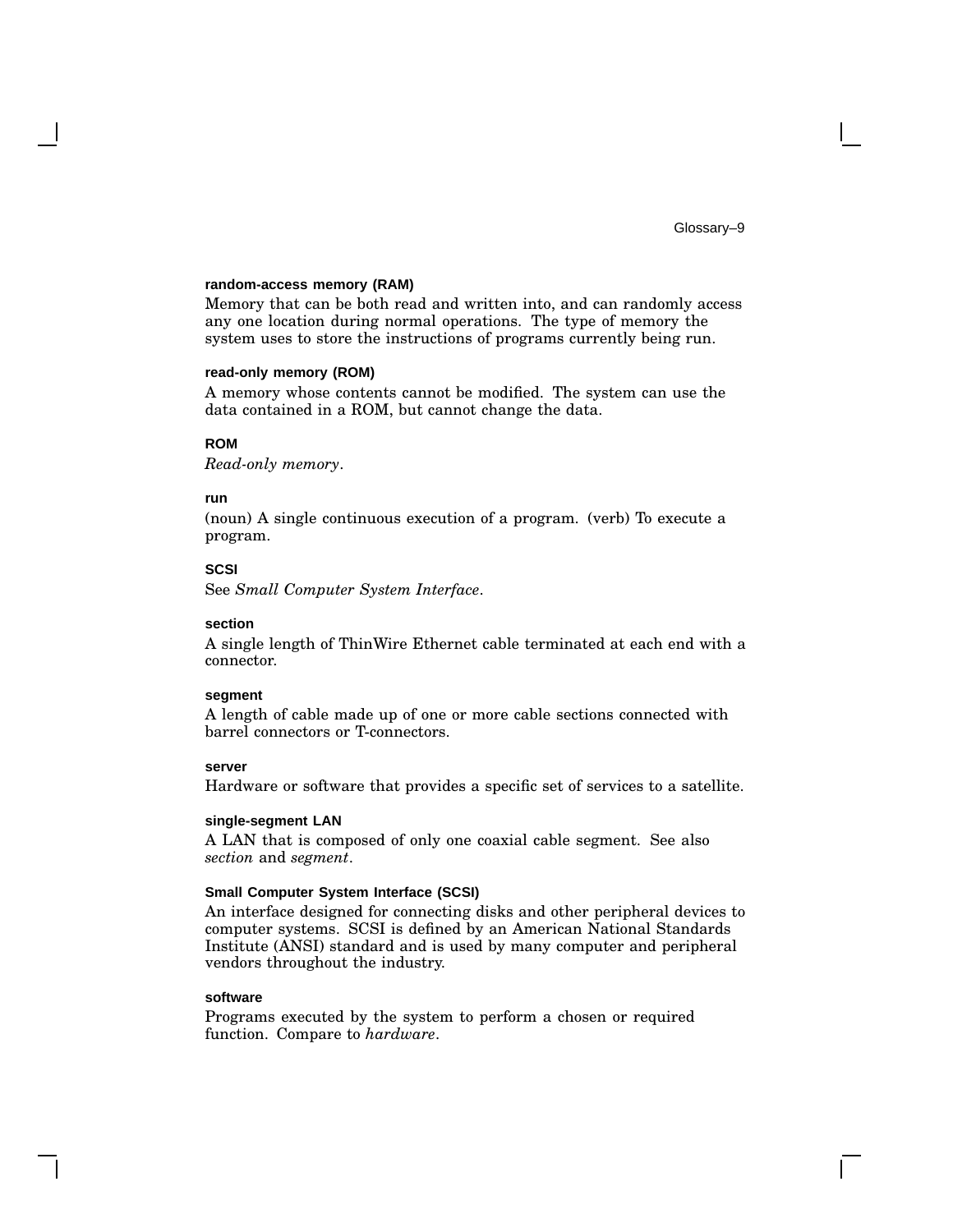**random-access memory (RAM)**

Memory that can be both read and written into, and can randomly access any one location during normal operations. The type of memory the system uses to store the instructions of programs currently being run.

**read-only memory (ROM)**

A memory whose contents cannot be modified. The system can use the data contained in a ROM, but cannot change the data.

**ROM**

*Read-only memory*.

**run**

(noun) A single continuous execution of a program. (verb) To execute a program.

**SCSI**

See *Small Computer System Interface*.

**section**

A single length of ThinWire Ethernet cable terminated at each end with a connector.

**segment**

A length of cable made up of one or more cable sections connected with barrel connectors or T-connectors.

**server**

Hardware or software that provides a specific set of services to a satellite.

**single-segment LAN**

A LAN that is composed of only one coaxial cable segment. See also *section* and *segment*.

**Small Computer System Interface (SCSI)**

An interface designed for connecting disks and other peripheral devices to computer systems. SCSI is defined by an American National Standards Institute (ANSI) standard and is used by many computer and peripheral vendors throughout the industry.

**software**

Programs executed by the system to perform a chosen or required function. Compare to *hardware*.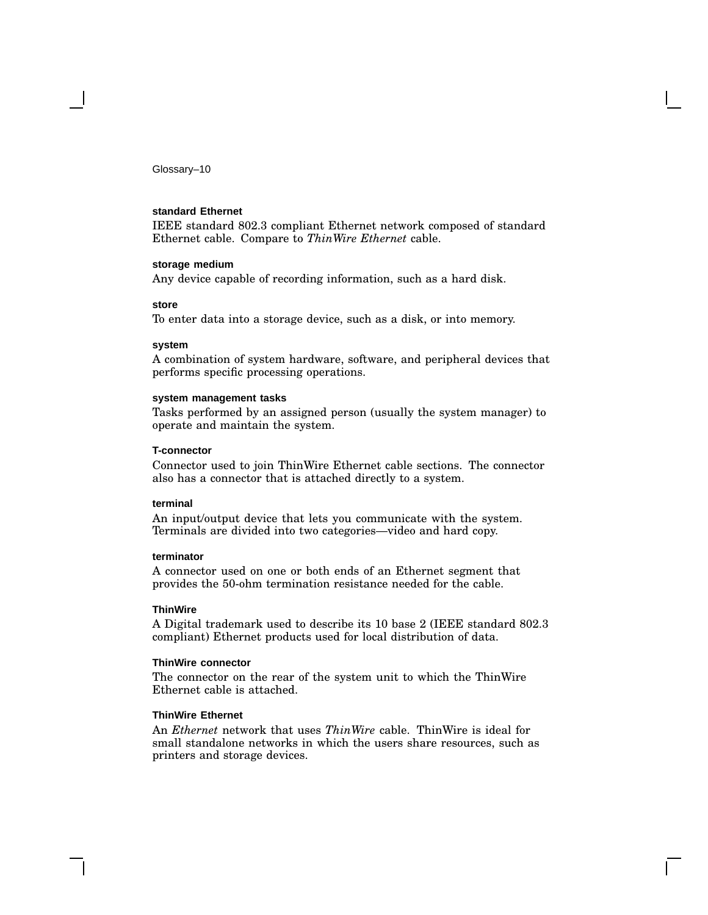**standard Ethernet**

IEEE standard 802.3 compliant Ethernet network composed of standard Ethernet cable. Compare to *ThinWire Ethernet* cable.

**storage medium**

Any device capable of recording information, such as a hard disk.

**store**

To enter data into a storage device, such as a disk, or into memory.

**system**

A combination of system hardware, software, and peripheral devices that performs specific processing operations.

**system management tasks**

Tasks performed by an assigned person (usually the system manager) to operate and maintain the system.

**T-connector**

Connector used to join ThinWire Ethernet cable sections. The connector also has a connector that is attached directly to a system.

**terminal**

An input/output device that lets you communicate with the system. Terminals are divided into two categories—video and hard copy.

**terminator**

A connector used on one or both ends of an Ethernet segment that provides the 50-ohm termination resistance needed for the cable.

**ThinWire**

A Digital trademark used to describe its 10 base 2 (IEEE standard 802.3 compliant) Ethernet products used for local distribution of data.

**ThinWire connector**

The connector on the rear of the system unit to which the ThinWire Ethernet cable is attached.

**ThinWire Ethernet**

An *Ethernet* network that uses *ThinWire* cable. ThinWire is ideal for small standalone networks in which the users share resources, such as printers and storage devices.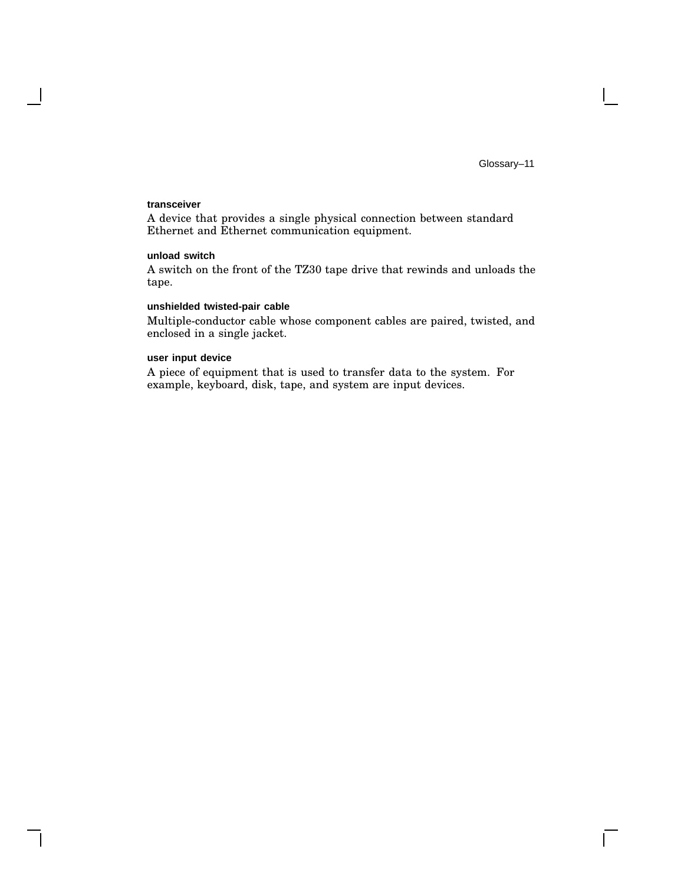**transceiver**

A device that provides a single physical connection between standard Ethernet and Ethernet communication equipment.

**unload switch**

A switch on the front of the TZ30 tape drive that rewinds and unloads the tape.

**unshielded twisted-pair cable**

Multiple-conductor cable whose component cables are paired, twisted, and enclosed in a single jacket.

**user input device**

A piece of equipment that is used to transfer data to the system. For example, keyboard, disk, tape, and system are input devices.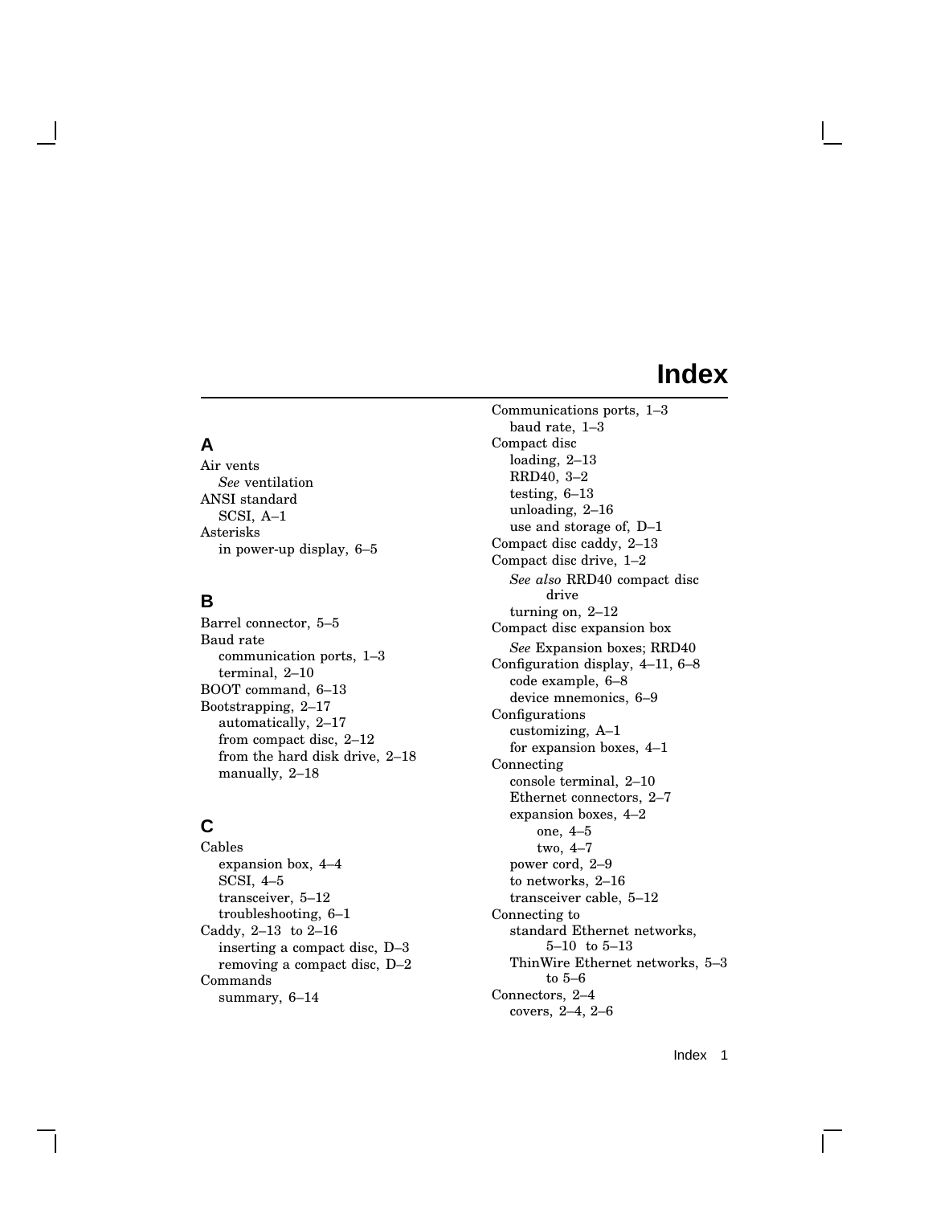# Index

## A

Air vents
- *See* ventilation

ANSI standard
- SCSI, A–1

Asterisks
- in power-up display, 6–5

## B

Barrel connector, 5–5

Baud rate
- communication ports, 1–3
- terminal, 2–10

BOOT command, 6–13

Bootstrapping, 2–17
- automatically, 2–17
- from compact disc, 2–12
- from the hard disk drive, 2–18
- manually, 2–18

## C

Cables
- expansion box, 4–4
- SCSI, 4–5
- transceiver, 5–12
- troubleshooting, 6–1

Caddy, 2–13 to 2–16
- inserting a compact disc, D–3
- removing a compact disc, D–2

Commands
- summary, 6–14

Communications ports, 1–3
- baud rate, 1–3

Compact disc
- loading, 2–13
- RRD40, 3–2
- testing, 6–13
- unloading, 2–16
- use and storage of, D–1

Compact disc caddy, 2–13

Compact disc drive, 1–2
- *See also* RRD40 compact disc drive
- turning on, 2–12

Compact disc expansion box
- *See* Expansion boxes; RRD40

Configuration display, 4–11, 6–8
- code example, 6–8
- device mnemonics, 6–9

Configurations
- customizing, A–1
- for expansion boxes, 4–1

Connecting
- console terminal, 2–10
- Ethernet connectors, 2–7
- expansion boxes, 4–2
  - one, 4–5
  - two, 4–7
- power cord, 2–9
- to networks, 2–16
- transceiver cable, 5–12

Connecting to
- standard Ethernet networks, 5–10 to 5–13
- ThinWire Ethernet networks, 5–3 to 5–6

Connectors, 2–4
- covers, 2–4, 2–6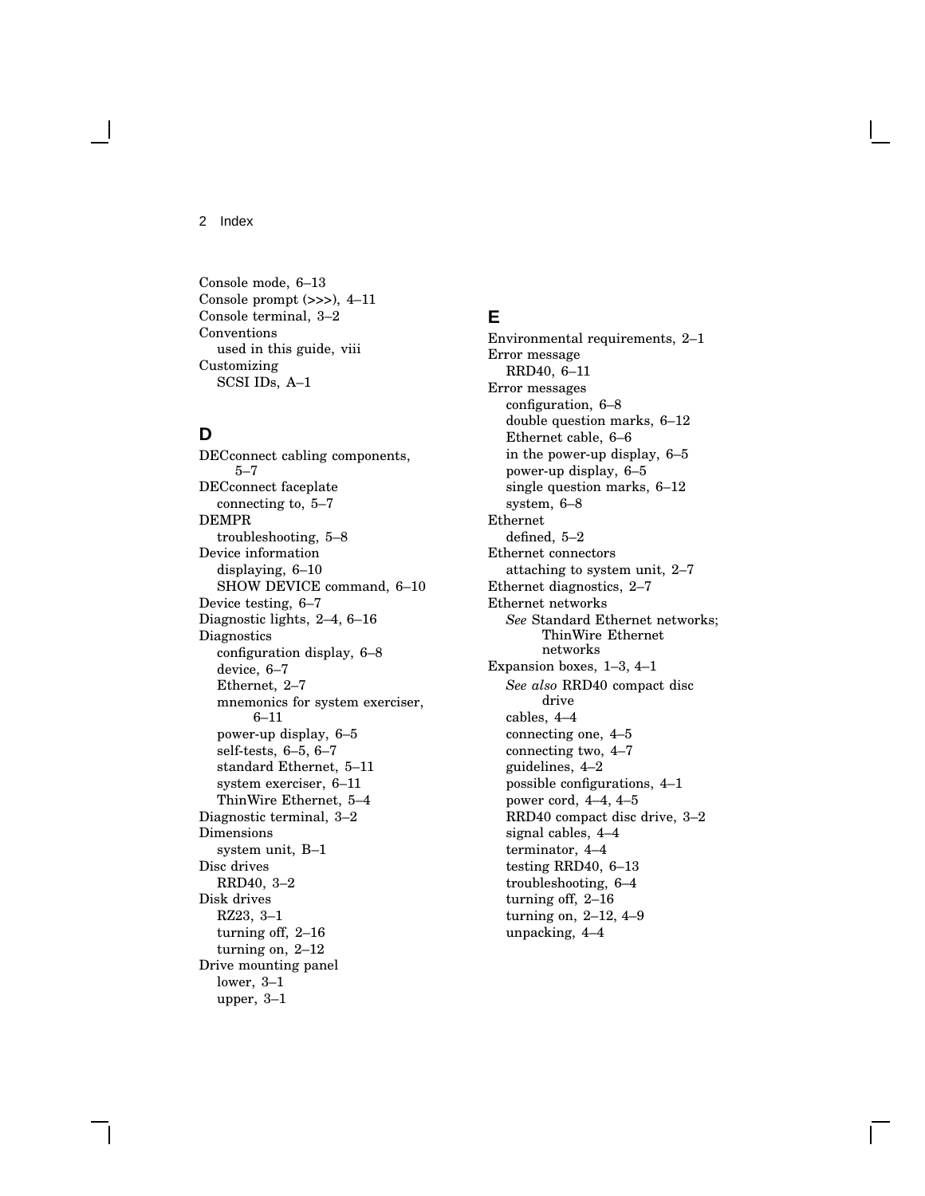Console mode, 6–13
Console prompt (>>>), 4–11
Console terminal, 3–2
Conventions
  used in this guide, viii
Customizing
  SCSI IDs, A–1

## D

DECconnect cabling components, 5–7
DECconnect faceplate
  connecting to, 5–7
DEMPR
  troubleshooting, 5–8
Device information
  displaying, 6–10
  SHOW DEVICE command, 6–10
Device testing, 6–7
Diagnostic lights, 2–4, 6–16
Diagnostics
  configuration display, 6–8
  device, 6–7
  Ethernet, 2–7
  mnemonics for system exerciser, 6–11
  power-up display, 6–5
  self-tests, 6–5, 6–7
  standard Ethernet, 5–11
  system exerciser, 6–11
  ThinWire Ethernet, 5–4
Diagnostic terminal, 3–2
Dimensions
  system unit, B–1
Disc drives
  RRD40, 3–2
Disk drives
  RZ23, 3–1
  turning off, 2–16
  turning on, 2–12
Drive mounting panel
  lower, 3–1
  upper, 3–1

## E

Environmental requirements, 2–1
Error message
  RRD40, 6–11
Error messages
  configuration, 6–8
  double question marks, 6–12
  Ethernet cable, 6–6
  in the power-up display, 6–5
  power-up display, 6–5
  single question marks, 6–12
  system, 6–8
Ethernet
  defined, 5–2
Ethernet connectors
  attaching to system unit, 2–7
Ethernet diagnostics, 2–7
Ethernet networks
  *See* Standard Ethernet networks; ThinWire Ethernet networks
Expansion boxes, 1–3, 4–1
  *See also* RRD40 compact disc drive
  cables, 4–4
  connecting one, 4–5
  connecting two, 4–7
  guidelines, 4–2
  possible configurations, 4–1
  power cord, 4–4, 4–5
  RRD40 compact disc drive, 3–2
  signal cables, 4–4
  terminator, 4–4
  testing RRD40, 6–13
  troubleshooting, 6–4
  turning off, 2–16
  turning on, 2–12, 4–9
  unpacking, 4–4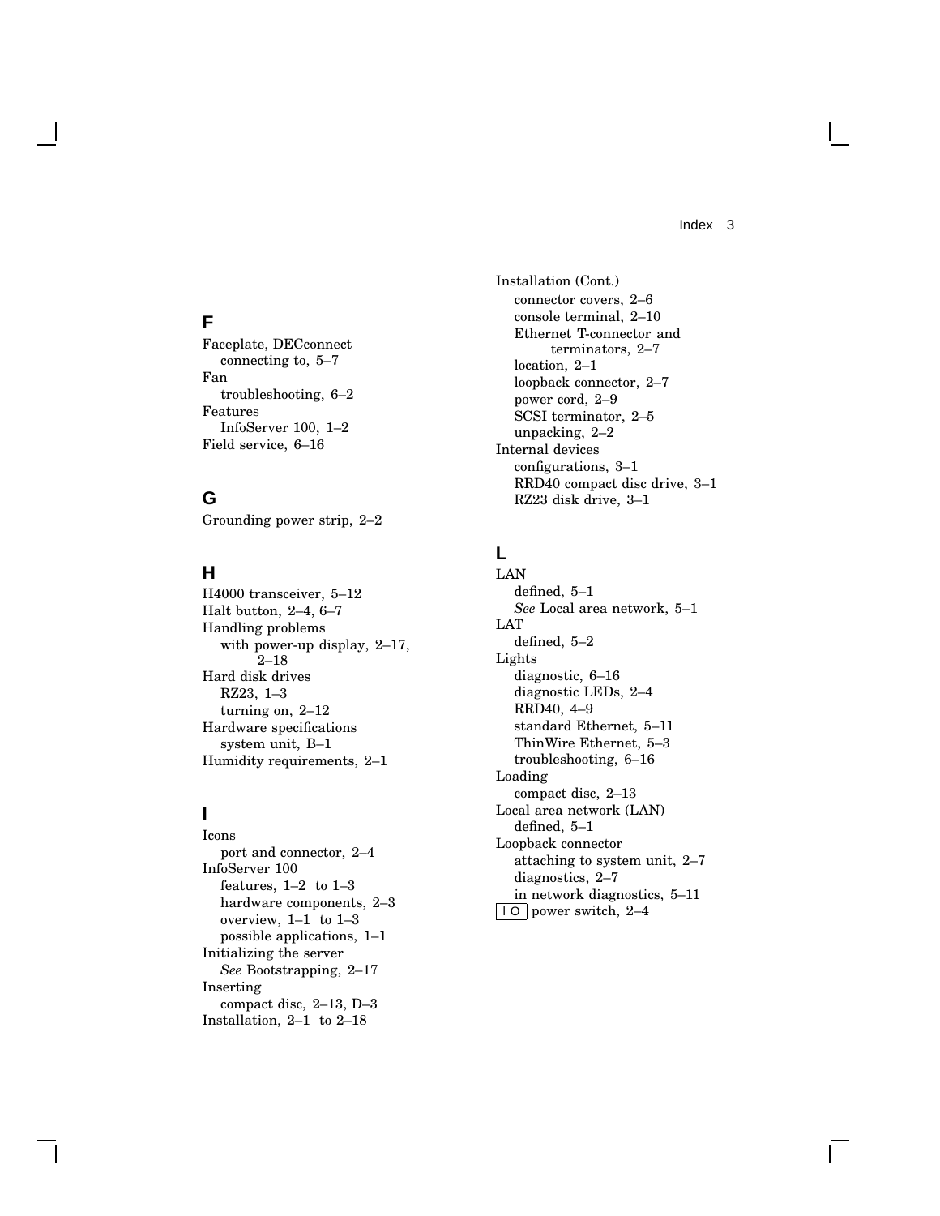## F

Faceplate, DECconnect
  connecting to, 5–7
Fan
  troubleshooting, 6–2
Features
  InfoServer 100, 1–2
Field service, 6–16

## G

Grounding power strip, 2–2

## H

H4000 transceiver, 5–12
Halt button, 2–4, 6–7
Handling problems
  with power-up display, 2–17, 2–18
Hard disk drives
  RZ23, 1–3
  turning on, 2–12
Hardware specifications
  system unit, B–1
Humidity requirements, 2–1

## I

Icons
  port and connector, 2–4
InfoServer 100
  features, 1–2 to 1–3
  hardware components, 2–3
  overview, 1–1 to 1–3
  possible applications, 1–1
Initializing the server
  *See* Bootstrapping, 2–17
Inserting
  compact disc, 2–13, D–3
Installation, 2–1 to 2–18
Installation (Cont.)
  connector covers, 2–6
  console terminal, 2–10
  Ethernet T-connector and terminators, 2–7
  location, 2–1
  loopback connector, 2–7
  power cord, 2–9
  SCSI terminator, 2–5
  unpacking, 2–2
Internal devices
  configurations, 3–1
  RRD40 compact disc drive, 3–1
  RZ23 disk drive, 3–1

## L

LAN
  defined, 5–1
  *See* Local area network, 5–1
LAT
  defined, 5–2
Lights
  diagnostic, 6–16
  diagnostic LEDs, 2–4
  RRD40, 4–9
  standard Ethernet, 5–11
  ThinWire Ethernet, 5–3
  troubleshooting, 6–16
Loading
  compact disc, 2–13
Local area network (LAN)
  defined, 5–1
Loopback connector
  attaching to system unit, 2–7
  diagnostics, 2–7
  in network diagnostics, 5–11
| O power switch, 2–4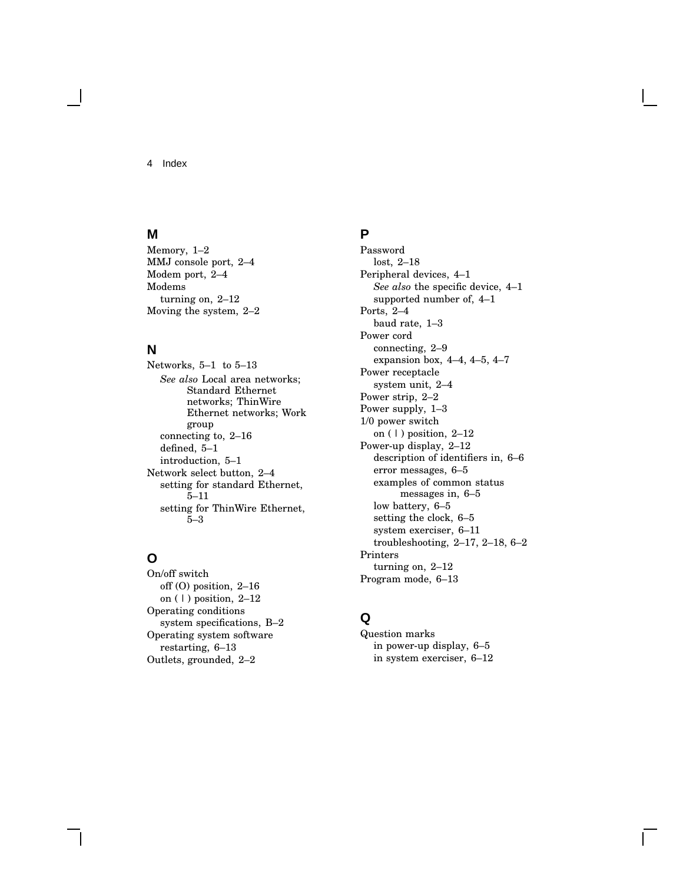## M

Memory, 1–2
MMJ console port, 2–4
Modem port, 2–4
Modems
  turning on, 2–12
Moving the system, 2–2

## N

Networks, 5–1 to 5–13
  *See also* Local area networks; Standard Ethernet networks; ThinWire Ethernet networks; Work group
  connecting to, 2–16
  defined, 5–1
  introduction, 5–1
Network select button, 2–4
  setting for standard Ethernet, 5–11
  setting for ThinWire Ethernet, 5–3

## O

On/off switch
  off (O) position, 2–16
  on ( | ) position, 2–12
Operating conditions
  system specifications, B–2
Operating system software
  restarting, 6–13
Outlets, grounded, 2–2

## P

Password
  lost, 2–18
Peripheral devices, 4–1
  *See also* the specific device, 4–1
  supported number of, 4–1
Ports, 2–4
  baud rate, 1–3
Power cord
  connecting, 2–9
  expansion box, 4–4, 4–5, 4–7
Power receptacle
  system unit, 2–4
Power strip, 2–2
Power supply, 1–3
1/0 power switch
  on ( | ) position, 2–12
Power-up display, 2–12
  description of identifiers in, 6–6
  error messages, 6–5
  examples of common status messages in, 6–5
  low battery, 6–5
  setting the clock, 6–5
  system exerciser, 6–11
  troubleshooting, 2–17, 2–18, 6–2
Printers
  turning on, 2–12
Program mode, 6–13

## Q

Question marks
  in power-up display, 6–5
  in system exerciser, 6–12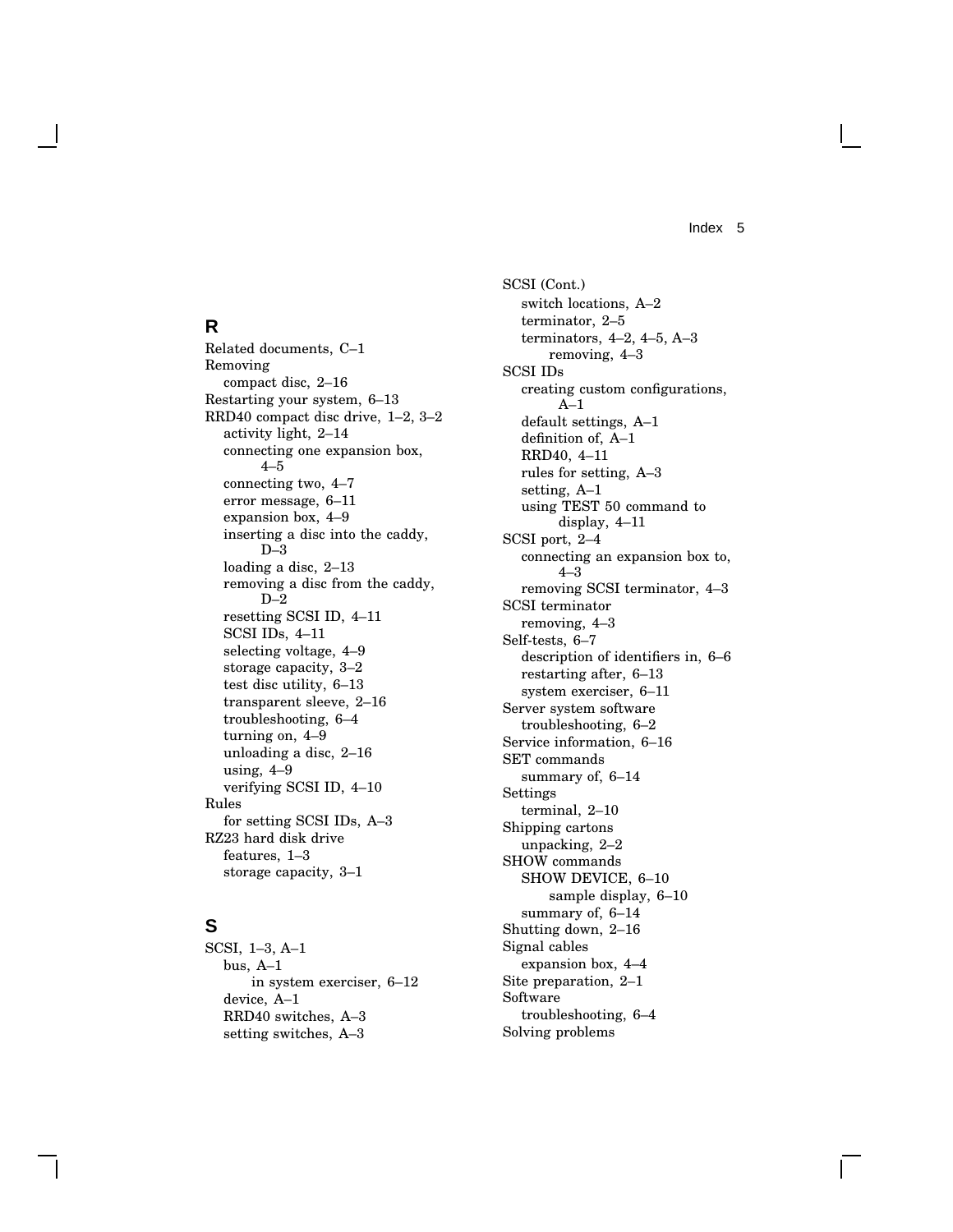## R

Related documents, C–1
Removing
  compact disc, 2–16
Restarting your system, 6–13
RRD40 compact disc drive, 1–2, 3–2
  activity light, 2–14
  connecting one expansion box, 4–5
  connecting two, 4–7
  error message, 6–11
  expansion box, 4–9
  inserting a disc into the caddy, D–3
  loading a disc, 2–13
  removing a disc from the caddy, D–2
  resetting SCSI ID, 4–11
  SCSI IDs, 4–11
  selecting voltage, 4–9
  storage capacity, 3–2
  test disc utility, 6–13
  transparent sleeve, 2–16
  troubleshooting, 6–4
  turning on, 4–9
  unloading a disc, 2–16
  using, 4–9
  verifying SCSI ID, 4–10
Rules
  for setting SCSI IDs, A–3
RZ23 hard disk drive
  features, 1–3
  storage capacity, 3–1

## S

SCSI, 1–3, A–1
  bus, A–1
    in system exerciser, 6–12
  device, A–1
  RRD40 switches, A–3
  setting switches, A–3
SCSI (Cont.)
  switch locations, A–2
  terminator, 2–5
  terminators, 4–2, 4–5, A–3
    removing, 4–3
SCSI IDs
  creating custom configurations, A–1
  default settings, A–1
  definition of, A–1
  RRD40, 4–11
  rules for setting, A–3
  setting, A–1
  using TEST 50 command to display, 4–11
SCSI port, 2–4
  connecting an expansion box to, 4–3
  removing SCSI terminator, 4–3
SCSI terminator
  removing, 4–3
Self-tests, 6–7
  description of identifiers in, 6–6
  restarting after, 6–13
  system exerciser, 6–11
Server system software
  troubleshooting, 6–2
Service information, 6–16
SET commands
  summary of, 6–14
Settings
  terminal, 2–10
Shipping cartons
  unpacking, 2–2
SHOW commands
  SHOW DEVICE, 6–10
    sample display, 6–10
  summary of, 6–14
Shutting down, 2–16
Signal cables
  expansion box, 4–4
Site preparation, 2–1
Software
  troubleshooting, 6–4
Solving problems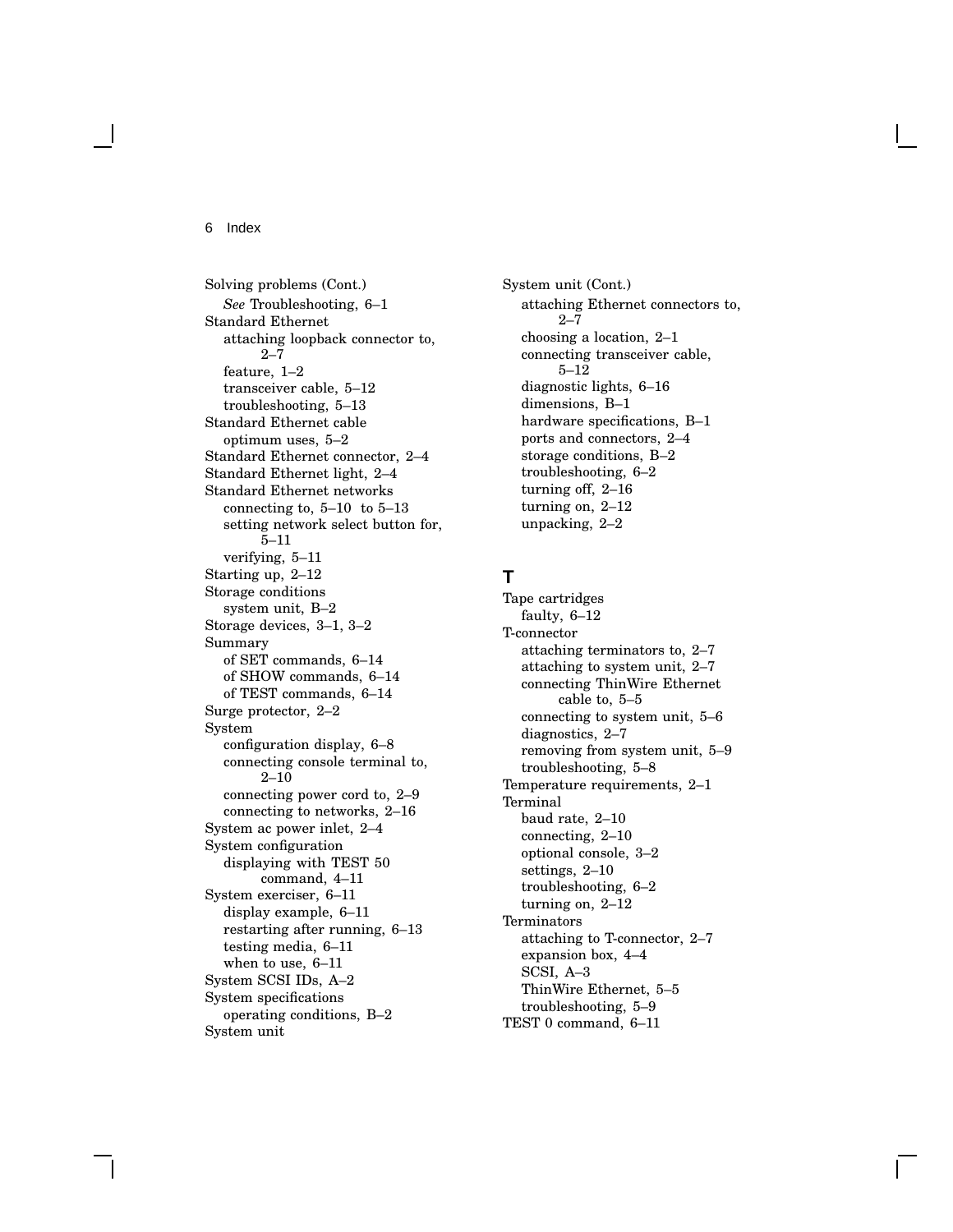Solving problems (Cont.)
- *See* Troubleshooting, 6–1

Standard Ethernet
- attaching loopback connector to, 2–7
- feature, 1–2
- transceiver cable, 5–12
- troubleshooting, 5–13

Standard Ethernet cable
- optimum uses, 5–2

Standard Ethernet connector, 2–4

Standard Ethernet light, 2–4

Standard Ethernet networks
- connecting to, 5–10 to 5–13
- setting network select button for, 5–11
- verifying, 5–11

Starting up, 2–12

Storage conditions
- system unit, B–2

Storage devices, 3–1, 3–2

Summary
- of SET commands, 6–14
- of SHOW commands, 6–14
- of TEST commands, 6–14

Surge protector, 2–2

System
- configuration display, 6–8
- connecting console terminal to, 2–10
- connecting power cord to, 2–9
- connecting to networks, 2–16

System ac power inlet, 2–4

System configuration
- displaying with TEST 50 command, 4–11

System exerciser, 6–11
- display example, 6–11
- restarting after running, 6–13
- testing media, 6–11
- when to use, 6–11

System SCSI IDs, A–2

System specifications
- operating conditions, B–2

System unit

System unit (Cont.)
- attaching Ethernet connectors to, 2–7
- choosing a location, 2–1
- connecting transceiver cable, 5–12
- diagnostic lights, 6–16
- dimensions, B–1
- hardware specifications, B–1
- ports and connectors, 2–4
- storage conditions, B–2
- troubleshooting, 6–2
- turning off, 2–16
- turning on, 2–12
- unpacking, 2–2

## T

Tape cartridges
- faulty, 6–12

T-connector
- attaching terminators to, 2–7
- attaching to system unit, 2–7
- connecting ThinWire Ethernet cable to, 5–5
- connecting to system unit, 5–6
- diagnostics, 2–7
- removing from system unit, 5–9
- troubleshooting, 5–8

Temperature requirements, 2–1

Terminal
- baud rate, 2–10
- connecting, 2–10
- optional console, 3–2
- settings, 2–10
- troubleshooting, 6–2
- turning on, 2–12

Terminators
- attaching to T-connector, 2–7
- expansion box, 4–4
- SCSI, A–3
- ThinWire Ethernet, 5–5
- troubleshooting, 5–9

TEST 0 command, 6–11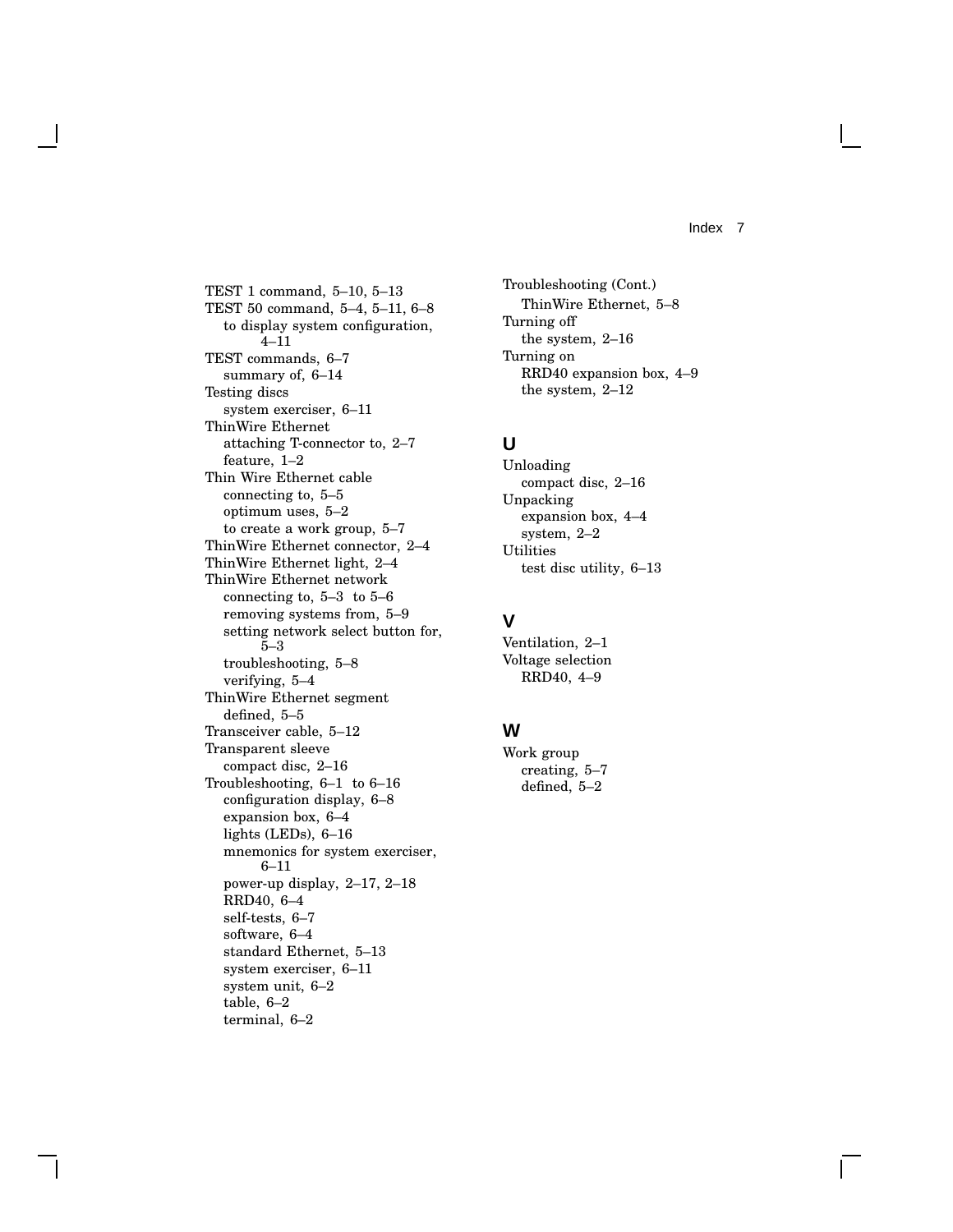TEST 1 command, 5–10, 5–13
TEST 50 command, 5–4, 5–11, 6–8
  to display system configuration, 4–11
TEST commands, 6–7
  summary of, 6–14
Testing discs
  system exerciser, 6–11
ThinWire Ethernet
  attaching T-connector to, 2–7
  feature, 1–2
Thin Wire Ethernet cable
  connecting to, 5–5
  optimum uses, 5–2
  to create a work group, 5–7
ThinWire Ethernet connector, 2–4
ThinWire Ethernet light, 2–4
ThinWire Ethernet network
  connecting to, 5–3 to 5–6
  removing systems from, 5–9
  setting network select button for, 5–3
  troubleshooting, 5–8
  verifying, 5–4
ThinWire Ethernet segment
  defined, 5–5
Transceiver cable, 5–12
Transparent sleeve
  compact disc, 2–16
Troubleshooting, 6–1 to 6–16
  configuration display, 6–8
  expansion box, 6–4
  lights (LEDs), 6–16
  mnemonics for system exerciser, 6–11
  power-up display, 2–17, 2–18
  RRD40, 6–4
  self-tests, 6–7
  software, 6–4
  standard Ethernet, 5–13
  system exerciser, 6–11
  system unit, 6–2
  table, 6–2
  terminal, 6–2

Troubleshooting (Cont.)
  ThinWire Ethernet, 5–8
Turning off
  the system, 2–16
Turning on
  RRD40 expansion box, 4–9
  the system, 2–12

## U

Unloading
  compact disc, 2–16
Unpacking
  expansion box, 4–4
  system, 2–2
Utilities
  test disc utility, 6–13

## V

Ventilation, 2–1
Voltage selection
  RRD40, 4–9

## W

Work group
  creating, 5–7
  defined, 5–2